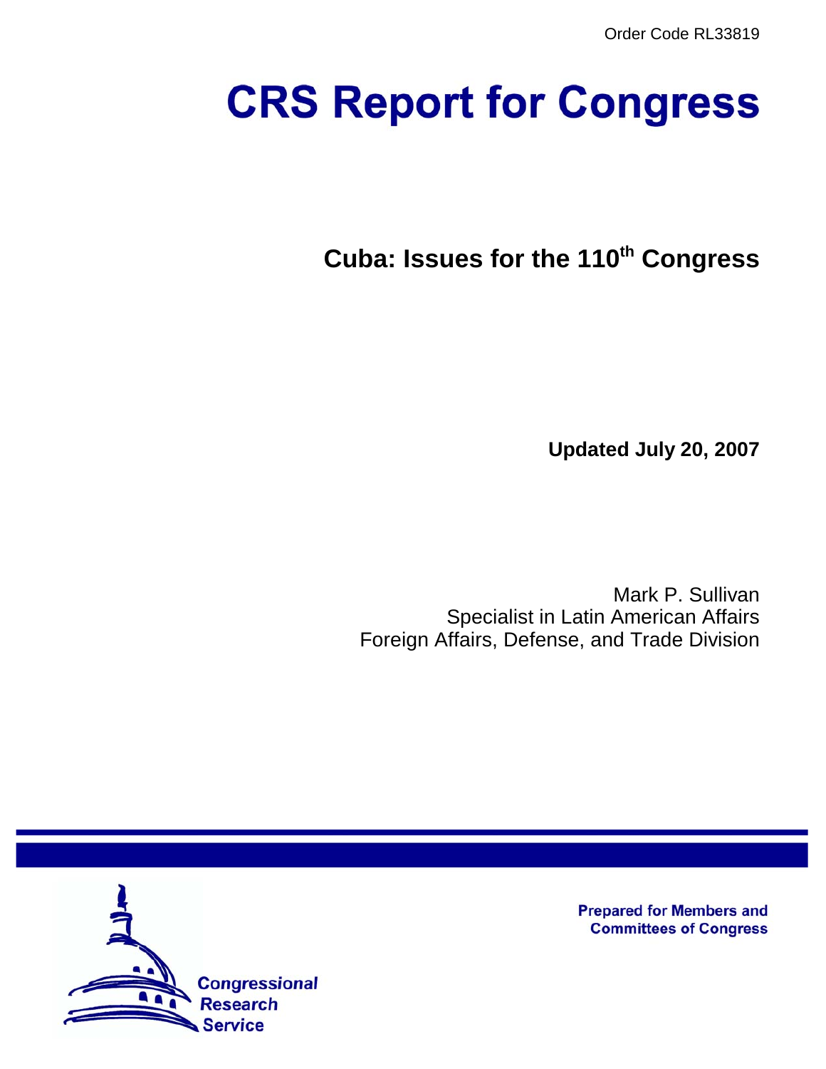Order Code RL33819

# CRS Report for Congress

## Cuba: Issues for the 110th Congress

**Updated July 20, 2007**

Mark P. Sullivan
Specialist in Latin American Affairs
Foreign Affairs, Defense, and Trade Division

**Prepared for Members and Committees of Congress**

Congressional Research Service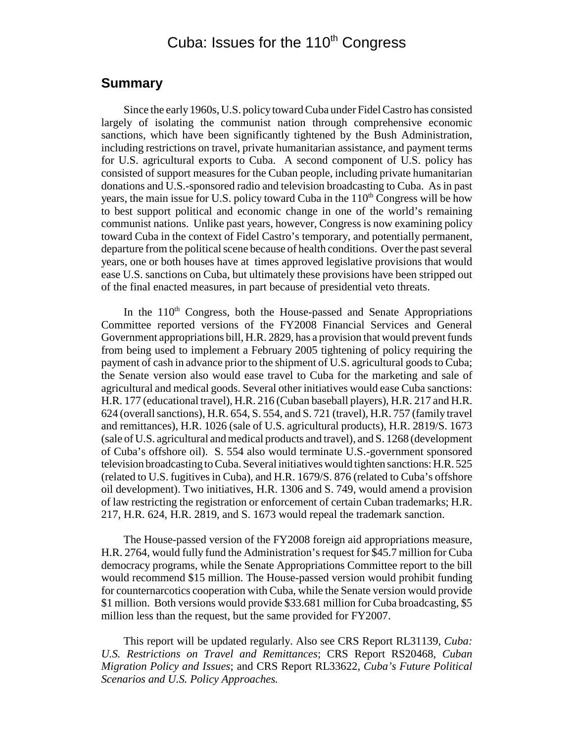# Cuba: Issues for the 110th Congress

## Summary

Since the early 1960s, U.S. policy toward Cuba under Fidel Castro has consisted largely of isolating the communist nation through comprehensive economic sanctions, which have been significantly tightened by the Bush Administration, including restrictions on travel, private humanitarian assistance, and payment terms for U.S. agricultural exports to Cuba. A second component of U.S. policy has consisted of support measures for the Cuban people, including private humanitarian donations and U.S.-sponsored radio and television broadcasting to Cuba. As in past years, the main issue for U.S. policy toward Cuba in the 110th Congress will be how to best support political and economic change in one of the world's remaining communist nations. Unlike past years, however, Congress is now examining policy toward Cuba in the context of Fidel Castro's temporary, and potentially permanent, departure from the political scene because of health conditions. Over the past several years, one or both houses have at times approved legislative provisions that would ease U.S. sanctions on Cuba, but ultimately these provisions have been stripped out of the final enacted measures, in part because of presidential veto threats.

In the 110th Congress, both the House-passed and Senate Appropriations Committee reported versions of the FY2008 Financial Services and General Government appropriations bill, H.R. 2829, has a provision that would prevent funds from being used to implement a February 2005 tightening of policy requiring the payment of cash in advance prior to the shipment of U.S. agricultural goods to Cuba; the Senate version also would ease travel to Cuba for the marketing and sale of agricultural and medical goods. Several other initiatives would ease Cuba sanctions: H.R. 177 (educational travel), H.R. 216 (Cuban baseball players), H.R. 217 and H.R. 624 (overall sanctions), H.R. 654, S. 554, and S. 721 (travel), H.R. 757 (family travel and remittances), H.R. 1026 (sale of U.S. agricultural products), H.R. 2819/S. 1673 (sale of U.S. agricultural and medical products and travel), and S. 1268 (development of Cuba's offshore oil). S. 554 also would terminate U.S.-government sponsored television broadcasting to Cuba. Several initiatives would tighten sanctions: H.R. 525 (related to U.S. fugitives in Cuba), and H.R. 1679/S. 876 (related to Cuba's offshore oil development). Two initiatives, H.R. 1306 and S. 749, would amend a provision of law restricting the registration or enforcement of certain Cuban trademarks; H.R. 217, H.R. 624, H.R. 2819, and S. 1673 would repeal the trademark sanction.

The House-passed version of the FY2008 foreign aid appropriations measure, H.R. 2764, would fully fund the Administration's request for $45.7 million for Cuba democracy programs, while the Senate Appropriations Committee report to the bill would recommend $15 million. The House-passed version would prohibit funding for counternarcotics cooperation with Cuba, while the Senate version would provide $1 million. Both versions would provide $33.681 million for Cuba broadcasting, $5 million less than the request, but the same provided for FY2007.

This report will be updated regularly. Also see CRS Report RL31139, *Cuba: U.S. Restrictions on Travel and Remittances*; CRS Report RS20468, *Cuban Migration Policy and Issues*; and CRS Report RL33622, *Cuba's Future Political Scenarios and U.S. Policy Approaches.*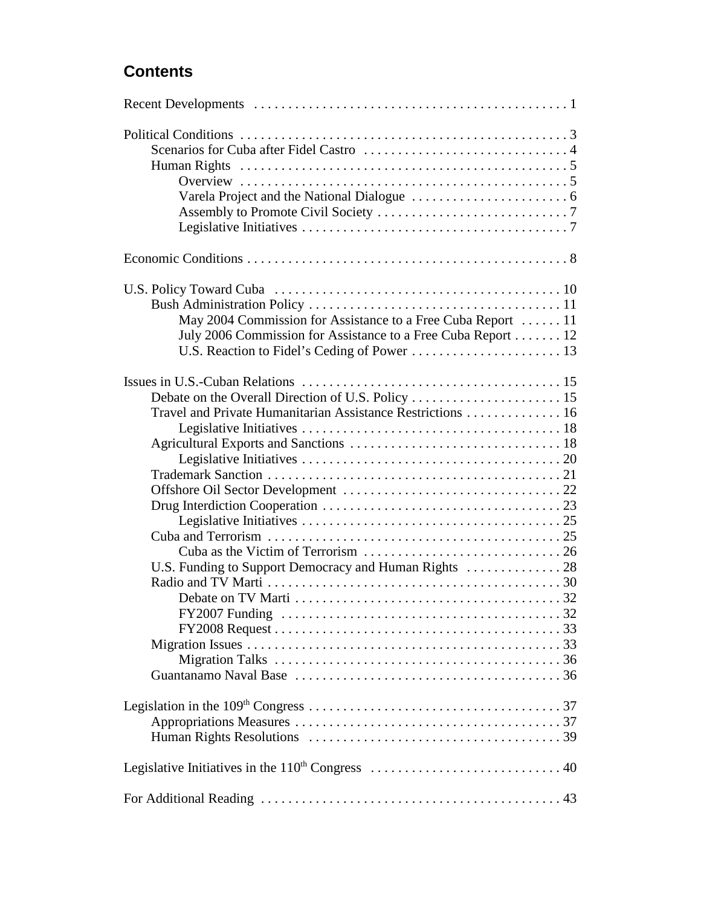## Contents

Recent Developments . . . . . . . . . . 1

Political Conditions . . . . . . . . . . 3
- Scenarios for Cuba after Fidel Castro . . . . . . . . . . 4
- Human Rights . . . . . . . . . . 5
  - Overview . . . . . . . . . . 5
  - Varela Project and the National Dialogue . . . . . . . . . . 6
  - Assembly to Promote Civil Society . . . . . . . . . . 7
  - Legislative Initiatives . . . . . . . . . . 7

Economic Conditions . . . . . . . . . . 8

U.S. Policy Toward Cuba . . . . . . . . . . 10
- Bush Administration Policy . . . . . . . . . . 11
  - May 2004 Commission for Assistance to a Free Cuba Report . . . . . . . . . . 11
  - July 2006 Commission for Assistance to a Free Cuba Report . . . . . . . . . . 12
  - U.S. Reaction to Fidel's Ceding of Power . . . . . . . . . . 13

Issues in U.S.-Cuban Relations . . . . . . . . . . 15
- Debate on the Overall Direction of U.S. Policy . . . . . . . . . . 15
- Travel and Private Humanitarian Assistance Restrictions . . . . . . . . . . 16
  - Legislative Initiatives . . . . . . . . . . 18
- Agricultural Exports and Sanctions . . . . . . . . . . 18
  - Legislative Initiatives . . . . . . . . . . 20
- Trademark Sanction . . . . . . . . . . 21
- Offshore Oil Sector Development . . . . . . . . . . 22
- Drug Interdiction Cooperation . . . . . . . . . . 23
  - Legislative Initiatives . . . . . . . . . . 25
- Cuba and Terrorism . . . . . . . . . . 25
  - Cuba as the Victim of Terrorism . . . . . . . . . . 26
- U.S. Funding to Support Democracy and Human Rights . . . . . . . . . . 28
- Radio and TV Marti . . . . . . . . . . 30
  - Debate on TV Marti . . . . . . . . . . 32
  - FY2007 Funding . . . . . . . . . . 32
  - FY2008 Request . . . . . . . . . . 33
- Migration Issues . . . . . . . . . . 33
  - Migration Talks . . . . . . . . . . 36
- Guantanamo Naval Base . . . . . . . . . . 36

Legislation in the 109th Congress . . . . . . . . . . 37
- Appropriations Measures . . . . . . . . . . 37
- Human Rights Resolutions . . . . . . . . . . 39

Legislative Initiatives in the 110th Congress . . . . . . . . . . 40

For Additional Reading . . . . . . . . . . 43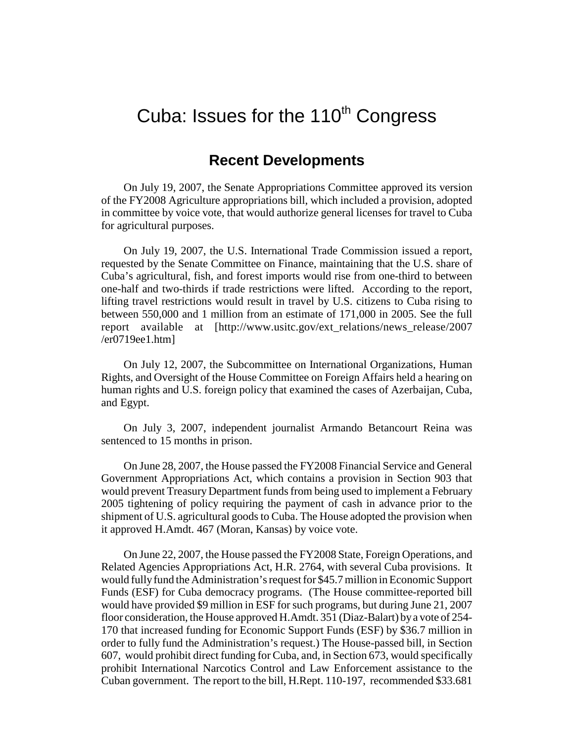# Cuba: Issues for the 110th Congress

## Recent Developments

On July 19, 2007, the Senate Appropriations Committee approved its version of the FY2008 Agriculture appropriations bill, which included a provision, adopted in committee by voice vote, that would authorize general licenses for travel to Cuba for agricultural purposes.

On July 19, 2007, the U.S. International Trade Commission issued a report, requested by the Senate Committee on Finance, maintaining that the U.S. share of Cuba's agricultural, fish, and forest imports would rise from one-third to between one-half and two-thirds if trade restrictions were lifted. According to the report, lifting travel restrictions would result in travel by U.S. citizens to Cuba rising to between 550,000 and 1 million from an estimate of 171,000 in 2005. See the full report available at [http://www.usitc.gov/ext_relations/news_release/2007/er0719ee1.htm]

On July 12, 2007, the Subcommittee on International Organizations, Human Rights, and Oversight of the House Committee on Foreign Affairs held a hearing on human rights and U.S. foreign policy that examined the cases of Azerbaijan, Cuba, and Egypt.

On July 3, 2007, independent journalist Armando Betancourt Reina was sentenced to 15 months in prison.

On June 28, 2007, the House passed the FY2008 Financial Service and General Government Appropriations Act, which contains a provision in Section 903 that would prevent Treasury Department funds from being used to implement a February 2005 tightening of policy requiring the payment of cash in advance prior to the shipment of U.S. agricultural goods to Cuba. The House adopted the provision when it approved H.Amdt. 467 (Moran, Kansas) by voice vote.

On June 22, 2007, the House passed the FY2008 State, Foreign Operations, and Related Agencies Appropriations Act, H.R. 2764, with several Cuba provisions. It would fully fund the Administration's request for $45.7 million in Economic Support Funds (ESF) for Cuba democracy programs. (The House committee-reported bill would have provided $9 million in ESF for such programs, but during June 21, 2007 floor consideration, the House approved H.Amdt. 351 (Diaz-Balart) by a vote of 254-170 that increased funding for Economic Support Funds (ESF) by $36.7 million in order to fully fund the Administration's request.) The House-passed bill, in Section 607, would prohibit direct funding for Cuba, and, in Section 673, would specifically prohibit International Narcotics Control and Law Enforcement assistance to the Cuban government. The report to the bill, H.Rept. 110-197, recommended $33.681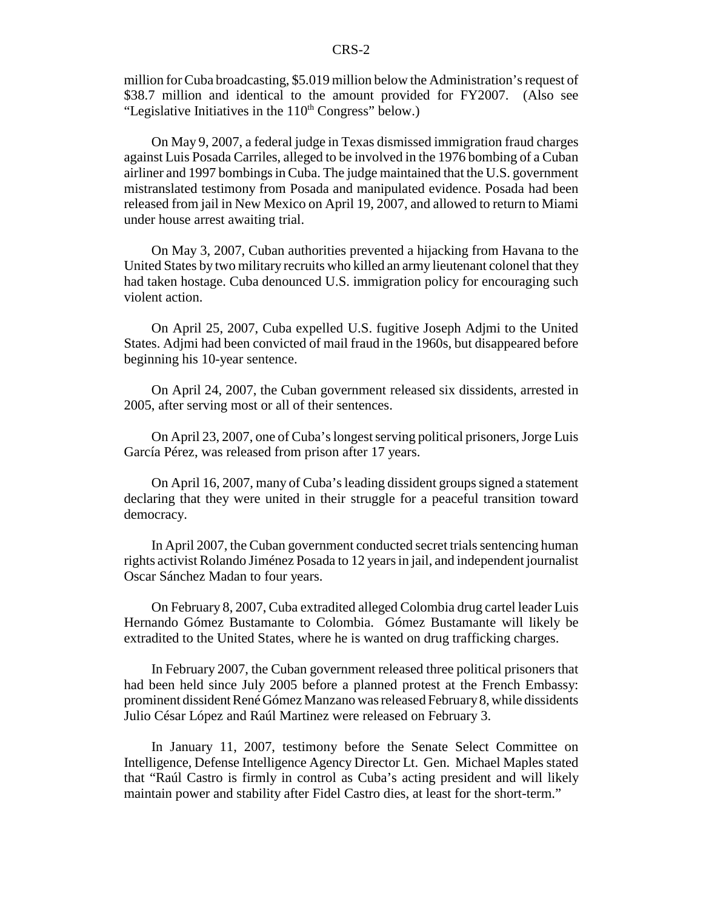million for Cuba broadcasting, $5.019 million below the Administration's request of $38.7 million and identical to the amount provided for FY2007. (Also see "Legislative Initiatives in the 110th Congress" below.)

On May 9, 2007, a federal judge in Texas dismissed immigration fraud charges against Luis Posada Carriles, alleged to be involved in the 1976 bombing of a Cuban airliner and 1997 bombings in Cuba. The judge maintained that the U.S. government mistranslated testimony from Posada and manipulated evidence. Posada had been released from jail in New Mexico on April 19, 2007, and allowed to return to Miami under house arrest awaiting trial.

On May 3, 2007, Cuban authorities prevented a hijacking from Havana to the United States by two military recruits who killed an army lieutenant colonel that they had taken hostage. Cuba denounced U.S. immigration policy for encouraging such violent action.

On April 25, 2007, Cuba expelled U.S. fugitive Joseph Adjmi to the United States. Adjmi had been convicted of mail fraud in the 1960s, but disappeared before beginning his 10-year sentence.

On April 24, 2007, the Cuban government released six dissidents, arrested in 2005, after serving most or all of their sentences.

On April 23, 2007, one of Cuba's longest serving political prisoners, Jorge Luis García Pérez, was released from prison after 17 years.

On April 16, 2007, many of Cuba's leading dissident groups signed a statement declaring that they were united in their struggle for a peaceful transition toward democracy.

In April 2007, the Cuban government conducted secret trials sentencing human rights activist Rolando Jiménez Posada to 12 years in jail, and independent journalist Oscar Sánchez Madan to four years.

On February 8, 2007, Cuba extradited alleged Colombia drug cartel leader Luis Hernando Gómez Bustamante to Colombia. Gómez Bustamante will likely be extradited to the United States, where he is wanted on drug trafficking charges.

In February 2007, the Cuban government released three political prisoners that had been held since July 2005 before a planned protest at the French Embassy: prominent dissident René Gómez Manzano was released February 8, while dissidents Julio César López and Raúl Martinez were released on February 3.

In January 11, 2007, testimony before the Senate Select Committee on Intelligence, Defense Intelligence Agency Director Lt. Gen. Michael Maples stated that "Raúl Castro is firmly in control as Cuba's acting president and will likely maintain power and stability after Fidel Castro dies, at least for the short-term."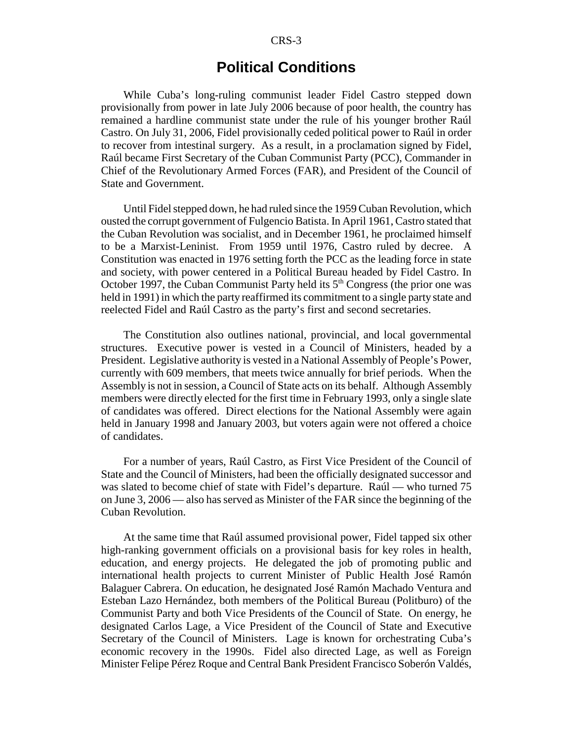## Political Conditions

While Cuba's long-ruling communist leader Fidel Castro stepped down provisionally from power in late July 2006 because of poor health, the country has remained a hardline communist state under the rule of his younger brother Raúl Castro. On July 31, 2006, Fidel provisionally ceded political power to Raúl in order to recover from intestinal surgery. As a result, in a proclamation signed by Fidel, Raúl became First Secretary of the Cuban Communist Party (PCC), Commander in Chief of the Revolutionary Armed Forces (FAR), and President of the Council of State and Government.

Until Fidel stepped down, he had ruled since the 1959 Cuban Revolution, which ousted the corrupt government of Fulgencio Batista. In April 1961, Castro stated that the Cuban Revolution was socialist, and in December 1961, he proclaimed himself to be a Marxist-Leninist. From 1959 until 1976, Castro ruled by decree. A Constitution was enacted in 1976 setting forth the PCC as the leading force in state and society, with power centered in a Political Bureau headed by Fidel Castro. In October 1997, the Cuban Communist Party held its 5th Congress (the prior one was held in 1991) in which the party reaffirmed its commitment to a single party state and reelected Fidel and Raúl Castro as the party's first and second secretaries.

The Constitution also outlines national, provincial, and local governmental structures. Executive power is vested in a Council of Ministers, headed by a President. Legislative authority is vested in a National Assembly of People's Power, currently with 609 members, that meets twice annually for brief periods. When the Assembly is not in session, a Council of State acts on its behalf. Although Assembly members were directly elected for the first time in February 1993, only a single slate of candidates was offered. Direct elections for the National Assembly were again held in January 1998 and January 2003, but voters again were not offered a choice of candidates.

For a number of years, Raúl Castro, as First Vice President of the Council of State and the Council of Ministers, had been the officially designated successor and was slated to become chief of state with Fidel's departure. Raúl — who turned 75 on June 3, 2006 — also has served as Minister of the FAR since the beginning of the Cuban Revolution.

At the same time that Raúl assumed provisional power, Fidel tapped six other high-ranking government officials on a provisional basis for key roles in health, education, and energy projects. He delegated the job of promoting public and international health projects to current Minister of Public Health José Ramón Balaguer Cabrera. On education, he designated José Ramón Machado Ventura and Esteban Lazo Hernández, both members of the Political Bureau (Politburo) of the Communist Party and both Vice Presidents of the Council of State. On energy, he designated Carlos Lage, a Vice President of the Council of State and Executive Secretary of the Council of Ministers. Lage is known for orchestrating Cuba's economic recovery in the 1990s. Fidel also directed Lage, as well as Foreign Minister Felipe Pérez Roque and Central Bank President Francisco Soberón Valdés,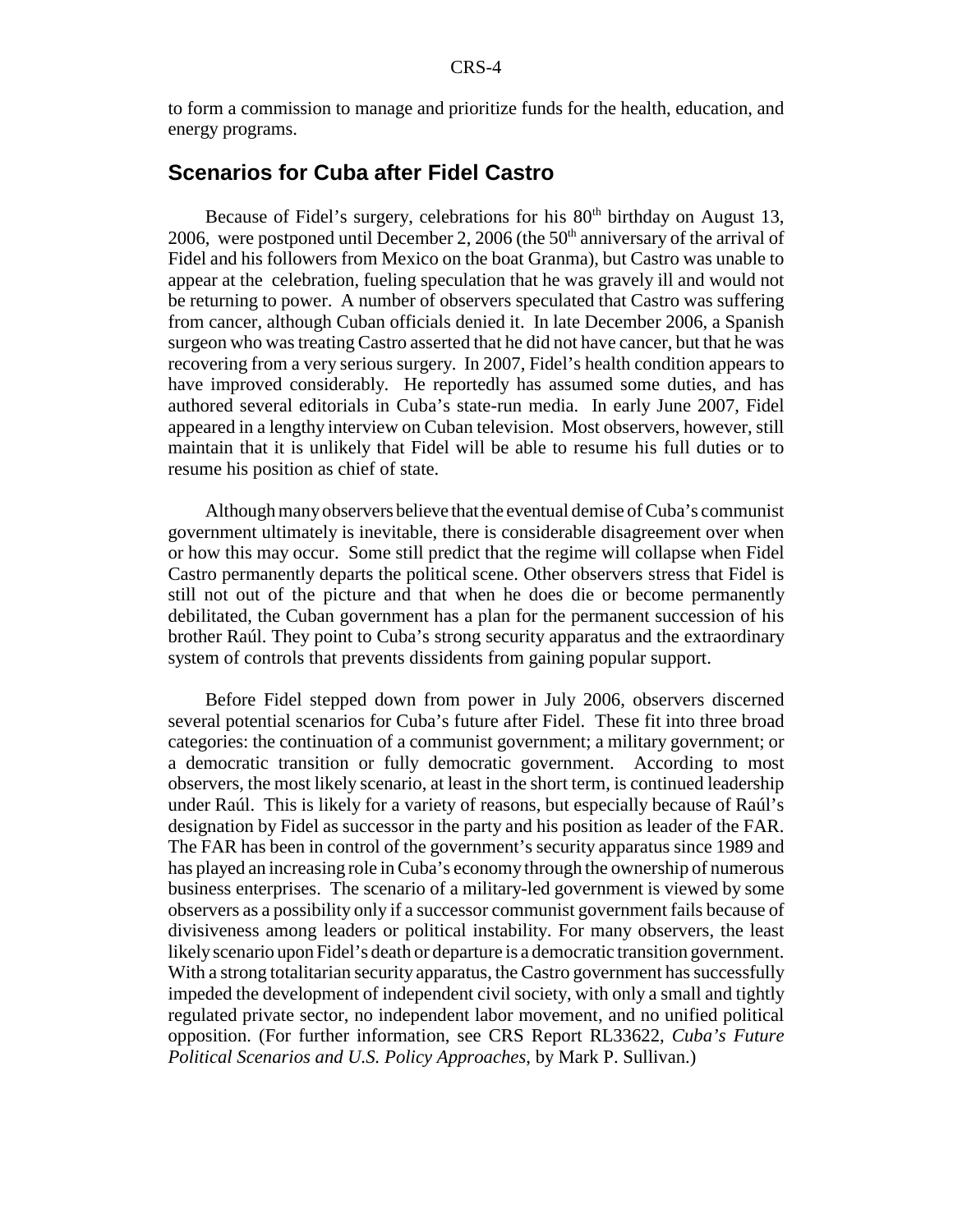to form a commission to manage and prioritize funds for the health, education, and energy programs.

## Scenarios for Cuba after Fidel Castro

Because of Fidel's surgery, celebrations for his 80th birthday on August 13, 2006, were postponed until December 2, 2006 (the 50th anniversary of the arrival of Fidel and his followers from Mexico on the boat Granma), but Castro was unable to appear at the celebration, fueling speculation that he was gravely ill and would not be returning to power. A number of observers speculated that Castro was suffering from cancer, although Cuban officials denied it. In late December 2006, a Spanish surgeon who was treating Castro asserted that he did not have cancer, but that he was recovering from a very serious surgery. In 2007, Fidel's health condition appears to have improved considerably. He reportedly has assumed some duties, and has authored several editorials in Cuba's state-run media. In early June 2007, Fidel appeared in a lengthy interview on Cuban television. Most observers, however, still maintain that it is unlikely that Fidel will be able to resume his full duties or to resume his position as chief of state.

Although many observers believe that the eventual demise of Cuba's communist government ultimately is inevitable, there is considerable disagreement over when or how this may occur. Some still predict that the regime will collapse when Fidel Castro permanently departs the political scene. Other observers stress that Fidel is still not out of the picture and that when he does die or become permanently debilitated, the Cuban government has a plan for the permanent succession of his brother Raúl. They point to Cuba's strong security apparatus and the extraordinary system of controls that prevents dissidents from gaining popular support.

Before Fidel stepped down from power in July 2006, observers discerned several potential scenarios for Cuba's future after Fidel. These fit into three broad categories: the continuation of a communist government; a military government; or a democratic transition or fully democratic government. According to most observers, the most likely scenario, at least in the short term, is continued leadership under Raúl. This is likely for a variety of reasons, but especially because of Raúl's designation by Fidel as successor in the party and his position as leader of the FAR. The FAR has been in control of the government's security apparatus since 1989 and has played an increasing role in Cuba's economy through the ownership of numerous business enterprises. The scenario of a military-led government is viewed by some observers as a possibility only if a successor communist government fails because of divisiveness among leaders or political instability. For many observers, the least likely scenario upon Fidel's death or departure is a democratic transition government. With a strong totalitarian security apparatus, the Castro government has successfully impeded the development of independent civil society, with only a small and tightly regulated private sector, no independent labor movement, and no unified political opposition. (For further information, see CRS Report RL33622, *Cuba's Future Political Scenarios and U.S. Policy Approaches*, by Mark P. Sullivan.)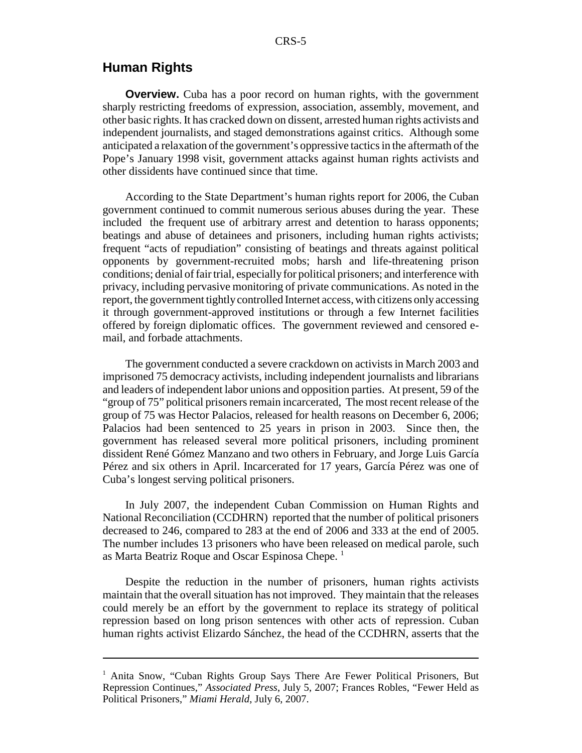## Human Rights

**Overview.** Cuba has a poor record on human rights, with the government sharply restricting freedoms of expression, association, assembly, movement, and other basic rights. It has cracked down on dissent, arrested human rights activists and independent journalists, and staged demonstrations against critics. Although some anticipated a relaxation of the government's oppressive tactics in the aftermath of the Pope's January 1998 visit, government attacks against human rights activists and other dissidents have continued since that time.

According to the State Department's human rights report for 2006, the Cuban government continued to commit numerous serious abuses during the year. These included the frequent use of arbitrary arrest and detention to harass opponents; beatings and abuse of detainees and prisoners, including human rights activists; frequent "acts of repudiation" consisting of beatings and threats against political opponents by government-recruited mobs; harsh and life-threatening prison conditions; denial of fair trial, especially for political prisoners; and interference with privacy, including pervasive monitoring of private communications. As noted in the report, the government tightly controlled Internet access, with citizens only accessing it through government-approved institutions or through a few Internet facilities offered by foreign diplomatic offices. The government reviewed and censored e-mail, and forbade attachments.

The government conducted a severe crackdown on activists in March 2003 and imprisoned 75 democracy activists, including independent journalists and librarians and leaders of independent labor unions and opposition parties. At present, 59 of the "group of 75" political prisoners remain incarcerated, The most recent release of the group of 75 was Hector Palacios, released for health reasons on December 6, 2006; Palacios had been sentenced to 25 years in prison in 2003. Since then, the government has released several more political prisoners, including prominent dissident René Gómez Manzano and two others in February, and Jorge Luis García Pérez and six others in April. Incarcerated for 17 years, García Pérez was one of Cuba's longest serving political prisoners.

In July 2007, the independent Cuban Commission on Human Rights and National Reconciliation (CCDHRN) reported that the number of political prisoners decreased to 246, compared to 283 at the end of 2006 and 333 at the end of 2005. The number includes 13 prisoners who have been released on medical parole, such as Marta Beatriz Roque and Oscar Espinosa Chepe. [1]

Despite the reduction in the number of prisoners, human rights activists maintain that the overall situation has not improved. They maintain that the releases could merely be an effort by the government to replace its strategy of political repression based on long prison sentences with other acts of repression. Cuban human rights activist Elizardo Sánchez, the head of the CCDHRN, asserts that the

---

[1] Anita Snow, "Cuban Rights Group Says There Are Fewer Political Prisoners, But Repression Continues," *Associated Press*, July 5, 2007; Frances Robles, "Fewer Held as Political Prisoners," *Miami Herald*, July 6, 2007.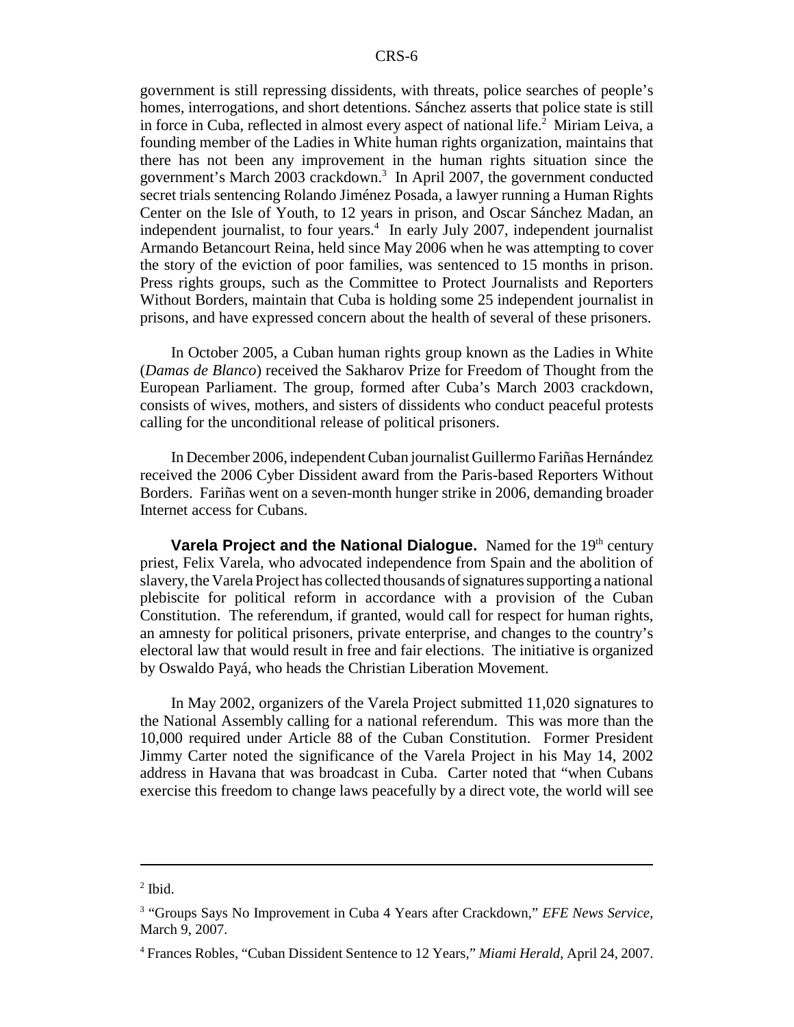government is still repressing dissidents, with threats, police searches of people's homes, interrogations, and short detentions. Sánchez asserts that police state is still in force in Cuba, reflected in almost every aspect of national life.[2] Miriam Leiva, a founding member of the Ladies in White human rights organization, maintains that there has not been any improvement in the human rights situation since the government's March 2003 crackdown.[3] In April 2007, the government conducted secret trials sentencing Rolando Jiménez Posada, a lawyer running a Human Rights Center on the Isle of Youth, to 12 years in prison, and Oscar Sánchez Madan, an independent journalist, to four years.[4] In early July 2007, independent journalist Armando Betancourt Reina, held since May 2006 when he was attempting to cover the story of the eviction of poor families, was sentenced to 15 months in prison. Press rights groups, such as the Committee to Protect Journalists and Reporters Without Borders, maintain that Cuba is holding some 25 independent journalist in prisons, and have expressed concern about the health of several of these prisoners.

In October 2005, a Cuban human rights group known as the Ladies in White (*Damas de Blanco*) received the Sakharov Prize for Freedom of Thought from the European Parliament. The group, formed after Cuba's March 2003 crackdown, consists of wives, mothers, and sisters of dissidents who conduct peaceful protests calling for the unconditional release of political prisoners.

In December 2006, independent Cuban journalist Guillermo Fariñas Hernández received the 2006 Cyber Dissident award from the Paris-based Reporters Without Borders. Fariñas went on a seven-month hunger strike in 2006, demanding broader Internet access for Cubans.

**Varela Project and the National Dialogue.** Named for the 19th century priest, Felix Varela, who advocated independence from Spain and the abolition of slavery, the Varela Project has collected thousands of signatures supporting a national plebiscite for political reform in accordance with a provision of the Cuban Constitution. The referendum, if granted, would call for respect for human rights, an amnesty for political prisoners, private enterprise, and changes to the country's electoral law that would result in free and fair elections. The initiative is organized by Oswaldo Payá, who heads the Christian Liberation Movement.

In May 2002, organizers of the Varela Project submitted 11,020 signatures to the National Assembly calling for a national referendum. This was more than the 10,000 required under Article 88 of the Cuban Constitution. Former President Jimmy Carter noted the significance of the Varela Project in his May 14, 2002 address in Havana that was broadcast in Cuba. Carter noted that "when Cubans exercise this freedom to change laws peacefully by a direct vote, the world will see

---

[2] Ibid.

[3] "Groups Says No Improvement in Cuba 4 Years after Crackdown," *EFE News Service*, March 9, 2007.

[4] Frances Robles, "Cuban Dissident Sentence to 12 Years," *Miami Herald*, April 24, 2007.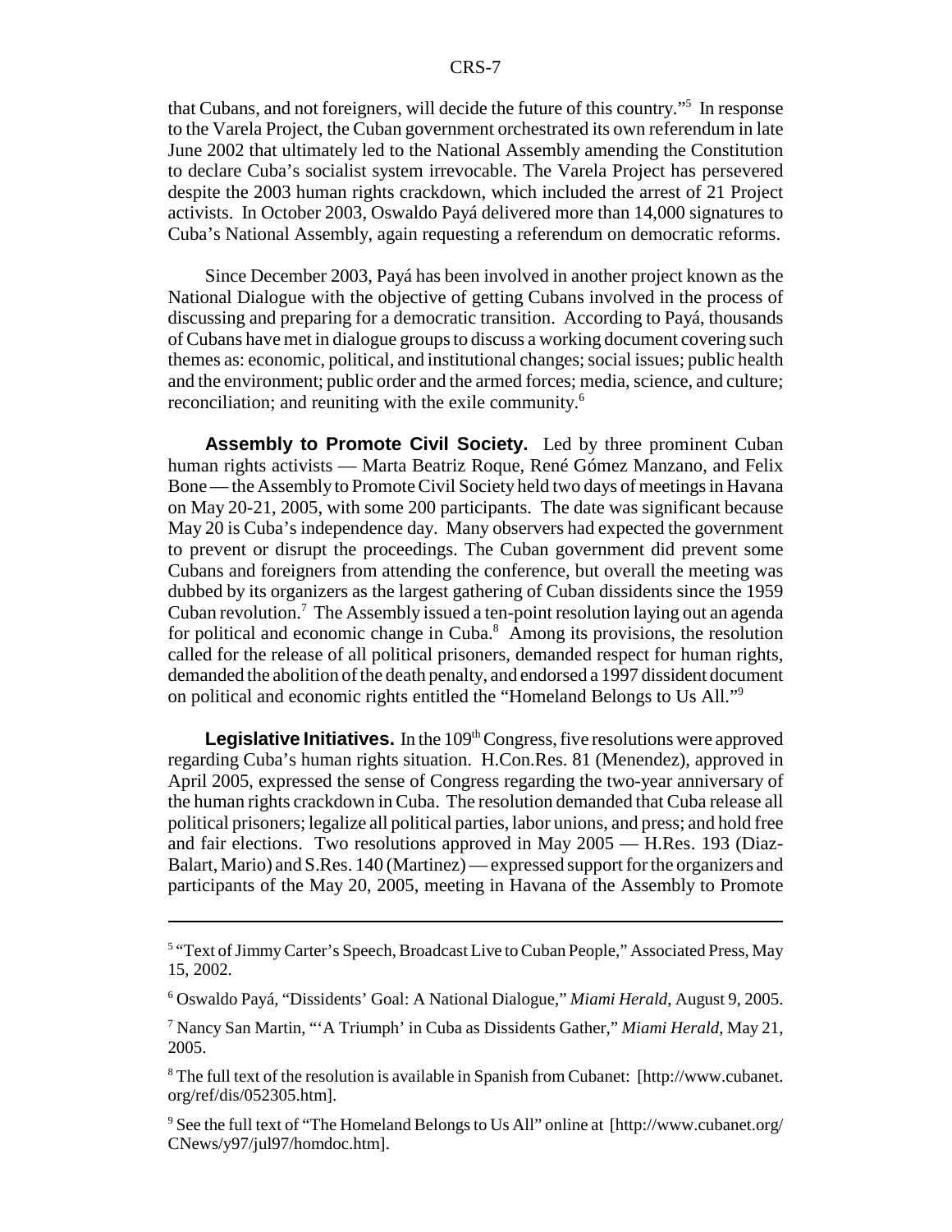that Cubans, and not foreigners, will decide the future of this country."[5] In response to the Varela Project, the Cuban government orchestrated its own referendum in late June 2002 that ultimately led to the National Assembly amending the Constitution to declare Cuba's socialist system irrevocable. The Varela Project has persevered despite the 2003 human rights crackdown, which included the arrest of 21 Project activists. In October 2003, Oswaldo Payá delivered more than 14,000 signatures to Cuba's National Assembly, again requesting a referendum on democratic reforms.

Since December 2003, Payá has been involved in another project known as the National Dialogue with the objective of getting Cubans involved in the process of discussing and preparing for a democratic transition. According to Payá, thousands of Cubans have met in dialogue groups to discuss a working document covering such themes as: economic, political, and institutional changes; social issues; public health and the environment; public order and the armed forces; media, science, and culture; reconciliation; and reuniting with the exile community.[6]

**Assembly to Promote Civil Society.** Led by three prominent Cuban human rights activists — Marta Beatriz Roque, René Gómez Manzano, and Felix Bone — the Assembly to Promote Civil Society held two days of meetings in Havana on May 20-21, 2005, with some 200 participants. The date was significant because May 20 is Cuba's independence day. Many observers had expected the government to prevent or disrupt the proceedings. The Cuban government did prevent some Cubans and foreigners from attending the conference, but overall the meeting was dubbed by its organizers as the largest gathering of Cuban dissidents since the 1959 Cuban revolution.[7] The Assembly issued a ten-point resolution laying out an agenda for political and economic change in Cuba.[8] Among its provisions, the resolution called for the release of all political prisoners, demanded respect for human rights, demanded the abolition of the death penalty, and endorsed a 1997 dissident document on political and economic rights entitled the "Homeland Belongs to Us All."[9]

**Legislative Initiatives.** In the 109th Congress, five resolutions were approved regarding Cuba's human rights situation. H.Con.Res. 81 (Menendez), approved in April 2005, expressed the sense of Congress regarding the two-year anniversary of the human rights crackdown in Cuba. The resolution demanded that Cuba release all political prisoners; legalize all political parties, labor unions, and press; and hold free and fair elections. Two resolutions approved in May 2005 — H.Res. 193 (Diaz-Balart, Mario) and S.Res. 140 (Martinez) — expressed support for the organizers and participants of the May 20, 2005, meeting in Havana of the Assembly to Promote

---

[5] "Text of Jimmy Carter's Speech, Broadcast Live to Cuban People," Associated Press, May 15, 2002.

[6] Oswaldo Payá, "Dissidents' Goal: A National Dialogue," *Miami Herald*, August 9, 2005.

[7] Nancy San Martin, "'A Triumph' in Cuba as Dissidents Gather," *Miami Herald*, May 21, 2005.

[8] The full text of the resolution is available in Spanish from Cubanet: [http://www.cubanet.org/ref/dis/052305.htm].

[9] See the full text of "The Homeland Belongs to Us All" online at [http://www.cubanet.org/CNews/y97/jul97/homdoc.htm].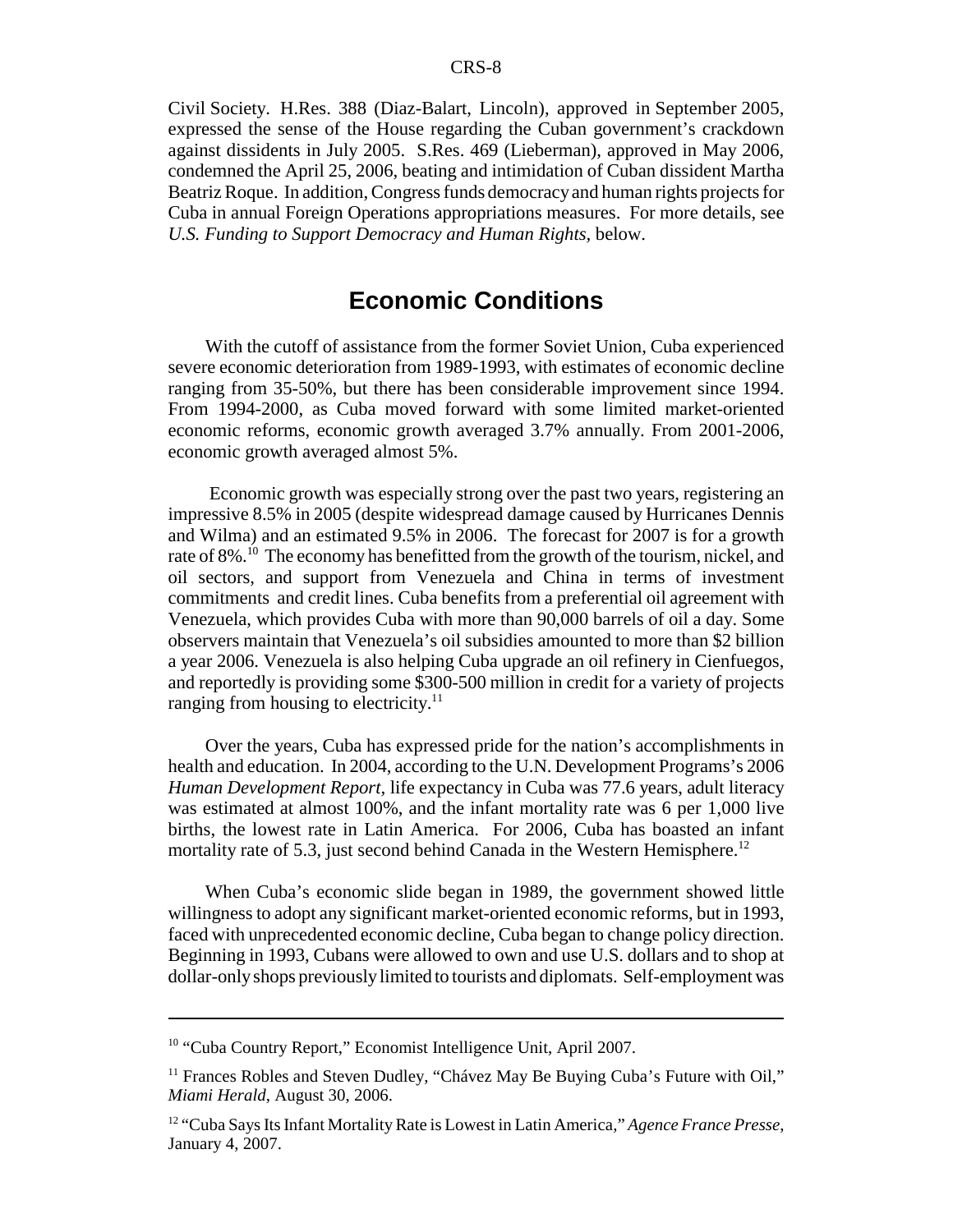Civil Society. H.Res. 388 (Diaz-Balart, Lincoln), approved in September 2005, expressed the sense of the House regarding the Cuban government's crackdown against dissidents in July 2005. S.Res. 469 (Lieberman), approved in May 2006, condemned the April 25, 2006, beating and intimidation of Cuban dissident Martha Beatriz Roque. In addition, Congress funds democracy and human rights projects for Cuba in annual Foreign Operations appropriations measures. For more details, see *U.S. Funding to Support Democracy and Human Rights*, below.

## Economic Conditions

With the cutoff of assistance from the former Soviet Union, Cuba experienced severe economic deterioration from 1989-1993, with estimates of economic decline ranging from 35-50%, but there has been considerable improvement since 1994. From 1994-2000, as Cuba moved forward with some limited market-oriented economic reforms, economic growth averaged 3.7% annually. From 2001-2006, economic growth averaged almost 5%.

Economic growth was especially strong over the past two years, registering an impressive 8.5% in 2005 (despite widespread damage caused by Hurricanes Dennis and Wilma) and an estimated 9.5% in 2006. The forecast for 2007 is for a growth rate of 8%.[10] The economy has benefitted from the growth of the tourism, nickel, and oil sectors, and support from Venezuela and China in terms of investment commitments and credit lines. Cuba benefits from a preferential oil agreement with Venezuela, which provides Cuba with more than 90,000 barrels of oil a day. Some observers maintain that Venezuela's oil subsidies amounted to more than $2 billion a year 2006. Venezuela is also helping Cuba upgrade an oil refinery in Cienfuegos, and reportedly is providing some $300-500 million in credit for a variety of projects ranging from housing to electricity.[11]

Over the years, Cuba has expressed pride for the nation's accomplishments in health and education. In 2004, according to the U.N. Development Programs's 2006 *Human Development Report*, life expectancy in Cuba was 77.6 years, adult literacy was estimated at almost 100%, and the infant mortality rate was 6 per 1,000 live births, the lowest rate in Latin America. For 2006, Cuba has boasted an infant mortality rate of 5.3, just second behind Canada in the Western Hemisphere.[12]

When Cuba's economic slide began in 1989, the government showed little willingness to adopt any significant market-oriented economic reforms, but in 1993, faced with unprecedented economic decline, Cuba began to change policy direction. Beginning in 1993, Cubans were allowed to own and use U.S. dollars and to shop at dollar-only shops previously limited to tourists and diplomats. Self-employment was

---

[10] "Cuba Country Report," Economist Intelligence Unit, April 2007.

[11] Frances Robles and Steven Dudley, "Chávez May Be Buying Cuba's Future with Oil," *Miami Herald*, August 30, 2006.

[12] "Cuba Says Its Infant Mortality Rate is Lowest in Latin America," *Agence France Presse*, January 4, 2007.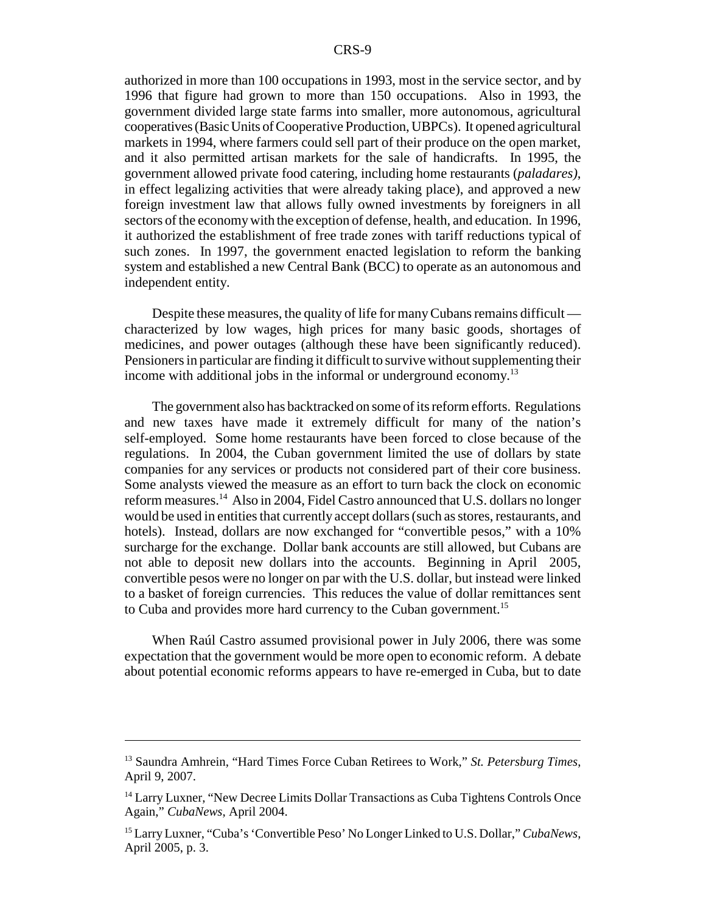authorized in more than 100 occupations in 1993, most in the service sector, and by 1996 that figure had grown to more than 150 occupations. Also in 1993, the government divided large state farms into smaller, more autonomous, agricultural cooperatives (Basic Units of Cooperative Production, UBPCs). It opened agricultural markets in 1994, where farmers could sell part of their produce on the open market, and it also permitted artisan markets for the sale of handicrafts. In 1995, the government allowed private food catering, including home restaurants (*paladares)*, in effect legalizing activities that were already taking place), and approved a new foreign investment law that allows fully owned investments by foreigners in all sectors of the economy with the exception of defense, health, and education. In 1996, it authorized the establishment of free trade zones with tariff reductions typical of such zones. In 1997, the government enacted legislation to reform the banking system and established a new Central Bank (BCC) to operate as an autonomous and independent entity.

Despite these measures, the quality of life for many Cubans remains difficult — characterized by low wages, high prices for many basic goods, shortages of medicines, and power outages (although these have been significantly reduced). Pensioners in particular are finding it difficult to survive without supplementing their income with additional jobs in the informal or underground economy.[13]

The government also has backtracked on some of its reform efforts. Regulations and new taxes have made it extremely difficult for many of the nation's self-employed. Some home restaurants have been forced to close because of the regulations. In 2004, the Cuban government limited the use of dollars by state companies for any services or products not considered part of their core business. Some analysts viewed the measure as an effort to turn back the clock on economic reform measures.[14] Also in 2004, Fidel Castro announced that U.S. dollars no longer would be used in entities that currently accept dollars (such as stores, restaurants, and hotels). Instead, dollars are now exchanged for "convertible pesos," with a 10% surcharge for the exchange. Dollar bank accounts are still allowed, but Cubans are not able to deposit new dollars into the accounts. Beginning in April 2005, convertible pesos were no longer on par with the U.S. dollar, but instead were linked to a basket of foreign currencies. This reduces the value of dollar remittances sent to Cuba and provides more hard currency to the Cuban government.[15]

When Raúl Castro assumed provisional power in July 2006, there was some expectation that the government would be more open to economic reform. A debate about potential economic reforms appears to have re-emerged in Cuba, but to date

---

[13] Saundra Amhrein, "Hard Times Force Cuban Retirees to Work," *St. Petersburg Times*, April 9, 2007.

[14] Larry Luxner, "New Decree Limits Dollar Transactions as Cuba Tightens Controls Once Again," *CubaNews*, April 2004.

[15] Larry Luxner, "Cuba's 'Convertible Peso' No Longer Linked to U.S. Dollar," *CubaNews*, April 2005, p. 3.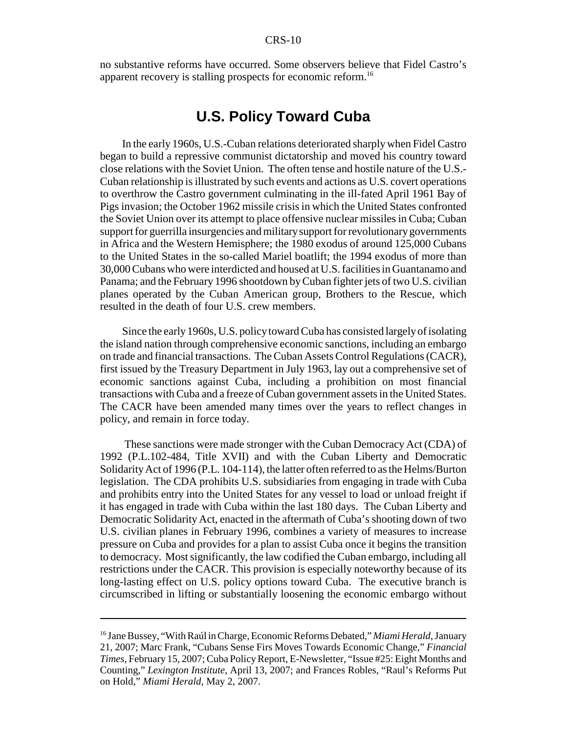no substantive reforms have occurred. Some observers believe that Fidel Castro's apparent recovery is stalling prospects for economic reform.[16]

## U.S. Policy Toward Cuba

In the early 1960s, U.S.-Cuban relations deteriorated sharply when Fidel Castro began to build a repressive communist dictatorship and moved his country toward close relations with the Soviet Union. The often tense and hostile nature of the U.S.-Cuban relationship is illustrated by such events and actions as U.S. covert operations to overthrow the Castro government culminating in the ill-fated April 1961 Bay of Pigs invasion; the October 1962 missile crisis in which the United States confronted the Soviet Union over its attempt to place offensive nuclear missiles in Cuba; Cuban support for guerrilla insurgencies and military support for revolutionary governments in Africa and the Western Hemisphere; the 1980 exodus of around 125,000 Cubans to the United States in the so-called Mariel boatlift; the 1994 exodus of more than 30,000 Cubans who were interdicted and housed at U.S. facilities in Guantanamo and Panama; and the February 1996 shootdown by Cuban fighter jets of two U.S. civilian planes operated by the Cuban American group, Brothers to the Rescue, which resulted in the death of four U.S. crew members.

Since the early 1960s, U.S. policy toward Cuba has consisted largely of isolating the island nation through comprehensive economic sanctions, including an embargo on trade and financial transactions. The Cuban Assets Control Regulations (CACR), first issued by the Treasury Department in July 1963, lay out a comprehensive set of economic sanctions against Cuba, including a prohibition on most financial transactions with Cuba and a freeze of Cuban government assets in the United States. The CACR have been amended many times over the years to reflect changes in policy, and remain in force today.

These sanctions were made stronger with the Cuban Democracy Act (CDA) of 1992 (P.L.102-484, Title XVII) and with the Cuban Liberty and Democratic Solidarity Act of 1996 (P.L. 104-114), the latter often referred to as the Helms/Burton legislation. The CDA prohibits U.S. subsidiaries from engaging in trade with Cuba and prohibits entry into the United States for any vessel to load or unload freight if it has engaged in trade with Cuba within the last 180 days. The Cuban Liberty and Democratic Solidarity Act, enacted in the aftermath of Cuba's shooting down of two U.S. civilian planes in February 1996, combines a variety of measures to increase pressure on Cuba and provides for a plan to assist Cuba once it begins the transition to democracy. Most significantly, the law codified the Cuban embargo, including all restrictions under the CACR. This provision is especially noteworthy because of its long-lasting effect on U.S. policy options toward Cuba. The executive branch is circumscribed in lifting or substantially loosening the economic embargo without

---

[16] Jane Bussey, "With Raúl in Charge, Economic Reforms Debated," *Miami Herald*, January 21, 2007; Marc Frank, "Cubans Sense Firs Moves Towards Economic Change," *Financial Times*, February 15, 2007; Cuba Policy Report, E-Newsletter, "Issue #25: Eight Months and Counting," *Lexington Institute*, April 13, 2007; and Frances Robles, "Raul's Reforms Put on Hold," *Miami Herald*, May 2, 2007.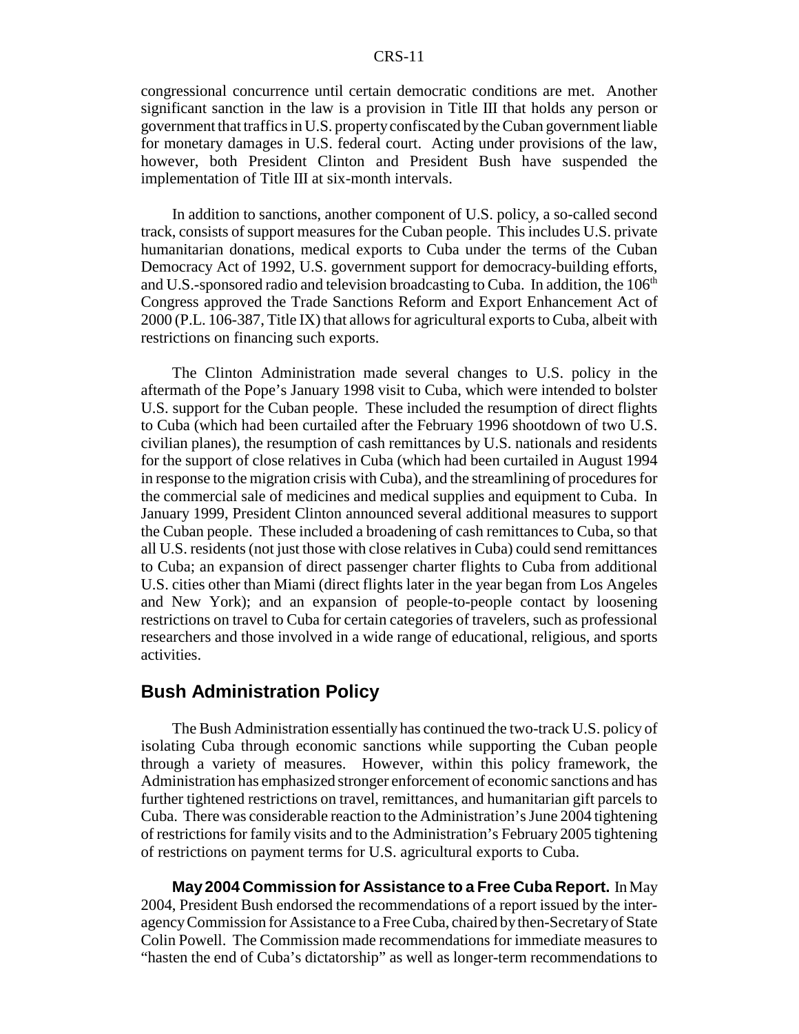congressional concurrence until certain democratic conditions are met. Another significant sanction in the law is a provision in Title III that holds any person or government that traffics in U.S. property confiscated by the Cuban government liable for monetary damages in U.S. federal court. Acting under provisions of the law, however, both President Clinton and President Bush have suspended the implementation of Title III at six-month intervals.

In addition to sanctions, another component of U.S. policy, a so-called second track, consists of support measures for the Cuban people. This includes U.S. private humanitarian donations, medical exports to Cuba under the terms of the Cuban Democracy Act of 1992, U.S. government support for democracy-building efforts, and U.S.-sponsored radio and television broadcasting to Cuba. In addition, the 106th Congress approved the Trade Sanctions Reform and Export Enhancement Act of 2000 (P.L. 106-387, Title IX) that allows for agricultural exports to Cuba, albeit with restrictions on financing such exports.

The Clinton Administration made several changes to U.S. policy in the aftermath of the Pope's January 1998 visit to Cuba, which were intended to bolster U.S. support for the Cuban people. These included the resumption of direct flights to Cuba (which had been curtailed after the February 1996 shootdown of two U.S. civilian planes), the resumption of cash remittances by U.S. nationals and residents for the support of close relatives in Cuba (which had been curtailed in August 1994 in response to the migration crisis with Cuba), and the streamlining of procedures for the commercial sale of medicines and medical supplies and equipment to Cuba. In January 1999, President Clinton announced several additional measures to support the Cuban people. These included a broadening of cash remittances to Cuba, so that all U.S. residents (not just those with close relatives in Cuba) could send remittances to Cuba; an expansion of direct passenger charter flights to Cuba from additional U.S. cities other than Miami (direct flights later in the year began from Los Angeles and New York); and an expansion of people-to-people contact by loosening restrictions on travel to Cuba for certain categories of travelers, such as professional researchers and those involved in a wide range of educational, religious, and sports activities.

## Bush Administration Policy

The Bush Administration essentially has continued the two-track U.S. policy of isolating Cuba through economic sanctions while supporting the Cuban people through a variety of measures. However, within this policy framework, the Administration has emphasized stronger enforcement of economic sanctions and has further tightened restrictions on travel, remittances, and humanitarian gift parcels to Cuba. There was considerable reaction to the Administration's June 2004 tightening of restrictions for family visits and to the Administration's February 2005 tightening of restrictions on payment terms for U.S. agricultural exports to Cuba.

**May 2004 Commission for Assistance to a Free Cuba Report.** In May 2004, President Bush endorsed the recommendations of a report issued by the inter-agency Commission for Assistance to a Free Cuba, chaired by then-Secretary of State Colin Powell. The Commission made recommendations for immediate measures to "hasten the end of Cuba's dictatorship" as well as longer-term recommendations to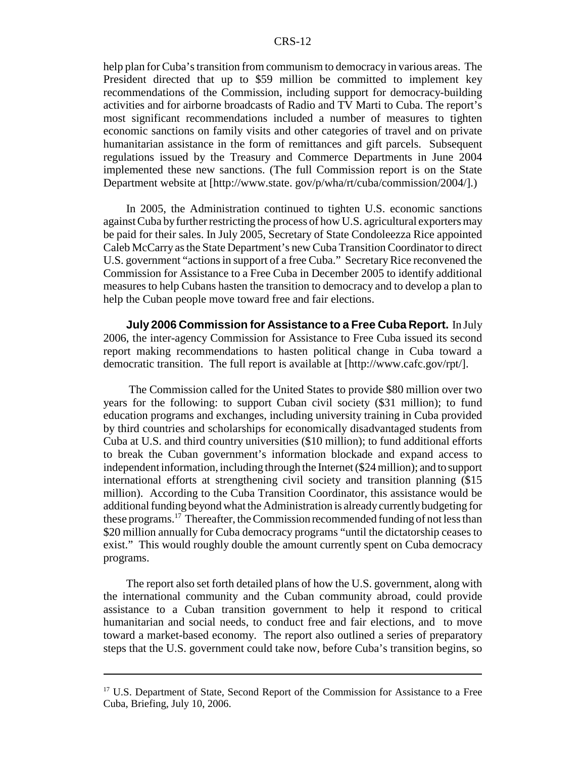help plan for Cuba's transition from communism to democracy in various areas. The President directed that up to $59 million be committed to implement key recommendations of the Commission, including support for democracy-building activities and for airborne broadcasts of Radio and TV Marti to Cuba. The report's most significant recommendations included a number of measures to tighten economic sanctions on family visits and other categories of travel and on private humanitarian assistance in the form of remittances and gift parcels. Subsequent regulations issued by the Treasury and Commerce Departments in June 2004 implemented these new sanctions. (The full Commission report is on the State Department website at [http://www.state. gov/p/wha/rt/cuba/commission/2004/].)

In 2005, the Administration continued to tighten U.S. economic sanctions against Cuba by further restricting the process of how U.S. agricultural exporters may be paid for their sales. In July 2005, Secretary of State Condoleezza Rice appointed Caleb McCarry as the State Department's new Cuba Transition Coordinator to direct U.S. government "actions in support of a free Cuba." Secretary Rice reconvened the Commission for Assistance to a Free Cuba in December 2005 to identify additional measures to help Cubans hasten the transition to democracy and to develop a plan to help the Cuban people move toward free and fair elections.

**July 2006 Commission for Assistance to a Free Cuba Report.** In July 2006, the inter-agency Commission for Assistance to Free Cuba issued its second report making recommendations to hasten political change in Cuba toward a democratic transition. The full report is available at [http://www.cafc.gov/rpt/].

The Commission called for the United States to provide $80 million over two years for the following: to support Cuban civil society ($31 million); to fund education programs and exchanges, including university training in Cuba provided by third countries and scholarships for economically disadvantaged students from Cuba at U.S. and third country universities ($10 million); to fund additional efforts to break the Cuban government's information blockade and expand access to independent information, including through the Internet ($24 million); and to support international efforts at strengthening civil society and transition planning ($15 million). According to the Cuba Transition Coordinator, this assistance would be additional funding beyond what the Administration is already currently budgeting for these programs.[17] Thereafter, the Commission recommended funding of not less than $20 million annually for Cuba democracy programs "until the dictatorship ceases to exist." This would roughly double the amount currently spent on Cuba democracy programs.

The report also set forth detailed plans of how the U.S. government, along with the international community and the Cuban community abroad, could provide assistance to a Cuban transition government to help it respond to critical humanitarian and social needs, to conduct free and fair elections, and to move toward a market-based economy. The report also outlined a series of preparatory steps that the U.S. government could take now, before Cuba's transition begins, so

---

[17] U.S. Department of State, Second Report of the Commission for Assistance to a Free Cuba, Briefing, July 10, 2006.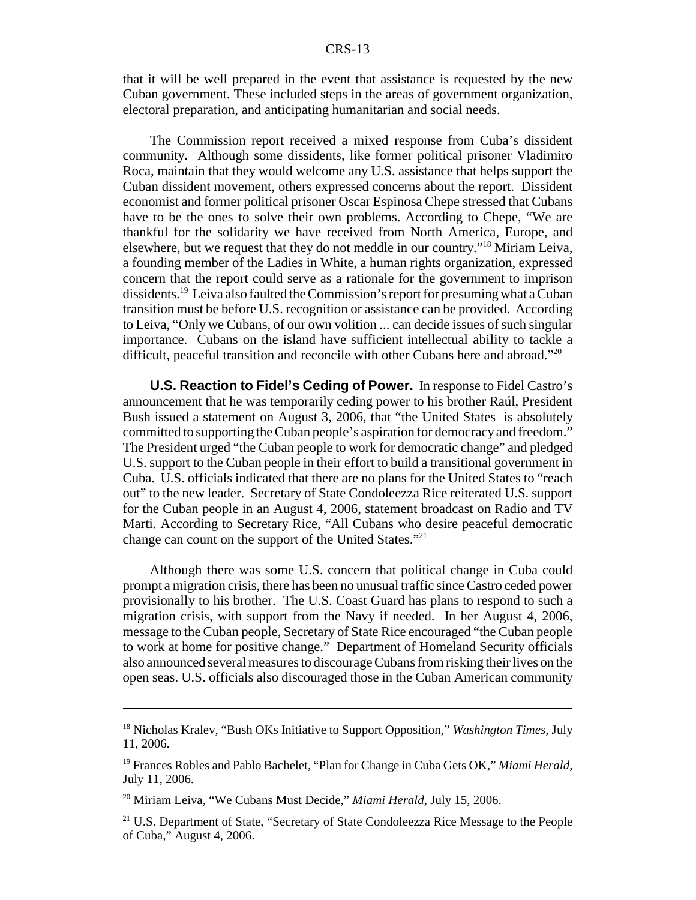that it will be well prepared in the event that assistance is requested by the new Cuban government. These included steps in the areas of government organization, electoral preparation, and anticipating humanitarian and social needs.

The Commission report received a mixed response from Cuba's dissident community. Although some dissidents, like former political prisoner Vladimiro Roca, maintain that they would welcome any U.S. assistance that helps support the Cuban dissident movement, others expressed concerns about the report. Dissident economist and former political prisoner Oscar Espinosa Chepe stressed that Cubans have to be the ones to solve their own problems. According to Chepe, "We are thankful for the solidarity we have received from North America, Europe, and elsewhere, but we request that they do not meddle in our country."[18] Miriam Leiva, a founding member of the Ladies in White, a human rights organization, expressed concern that the report could serve as a rationale for the government to imprison dissidents.[19] Leiva also faulted the Commission's report for presuming what a Cuban transition must be before U.S. recognition or assistance can be provided. According to Leiva, "Only we Cubans, of our own volition ... can decide issues of such singular importance. Cubans on the island have sufficient intellectual ability to tackle a difficult, peaceful transition and reconcile with other Cubans here and abroad."[20]

**U.S. Reaction to Fidel's Ceding of Power.** In response to Fidel Castro's announcement that he was temporarily ceding power to his brother Raúl, President Bush issued a statement on August 3, 2006, that "the United States is absolutely committed to supporting the Cuban people's aspiration for democracy and freedom." The President urged "the Cuban people to work for democratic change" and pledged U.S. support to the Cuban people in their effort to build a transitional government in Cuba. U.S. officials indicated that there are no plans for the United States to "reach out" to the new leader. Secretary of State Condoleezza Rice reiterated U.S. support for the Cuban people in an August 4, 2006, statement broadcast on Radio and TV Marti. According to Secretary Rice, "All Cubans who desire peaceful democratic change can count on the support of the United States."[21]

Although there was some U.S. concern that political change in Cuba could prompt a migration crisis, there has been no unusual traffic since Castro ceded power provisionally to his brother. The U.S. Coast Guard has plans to respond to such a migration crisis, with support from the Navy if needed. In her August 4, 2006, message to the Cuban people, Secretary of State Rice encouraged "the Cuban people to work at home for positive change." Department of Homeland Security officials also announced several measures to discourage Cubans from risking their lives on the open seas. U.S. officials also discouraged those in the Cuban American community

---

[18] Nicholas Kralev, "Bush OKs Initiative to Support Opposition," *Washington Times*, July 11, 2006.

[19] Frances Robles and Pablo Bachelet, "Plan for Change in Cuba Gets OK," *Miami Herald*, July 11, 2006.

[20] Miriam Leiva, "We Cubans Must Decide," *Miami Herald*, July 15, 2006.

[21] U.S. Department of State, "Secretary of State Condoleezza Rice Message to the People of Cuba," August 4, 2006.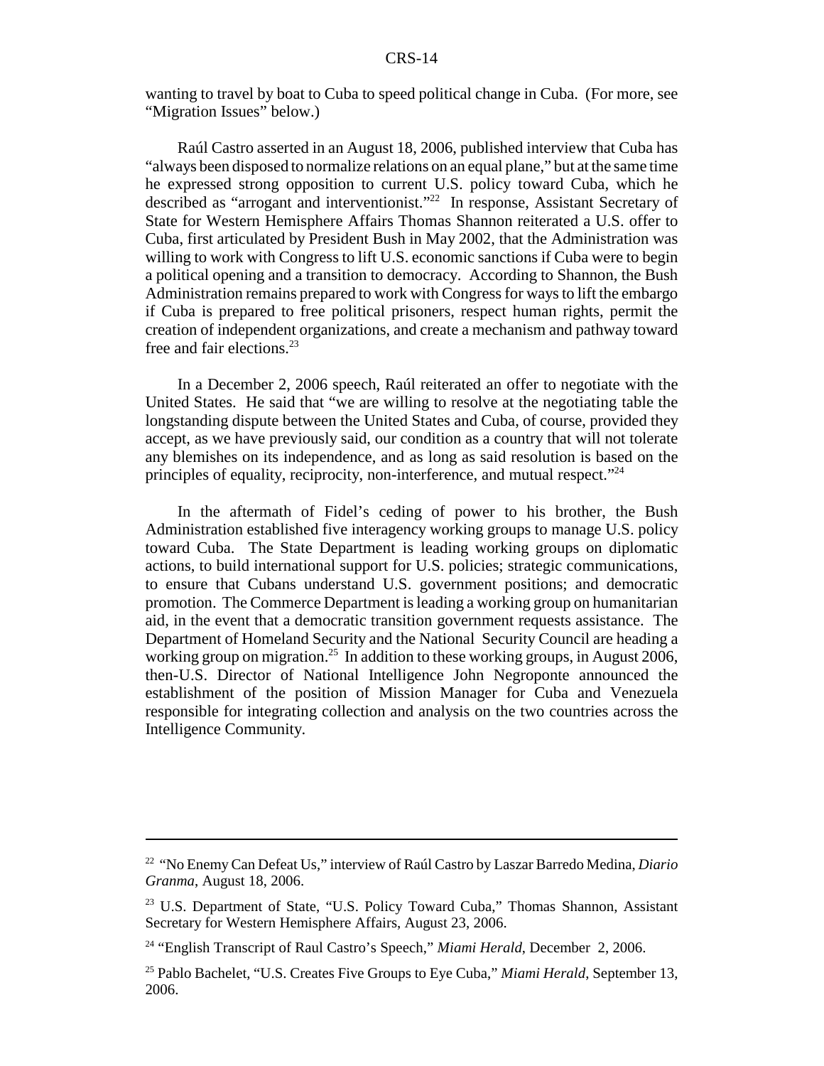wanting to travel by boat to Cuba to speed political change in Cuba. (For more, see "Migration Issues" below.)

Raúl Castro asserted in an August 18, 2006, published interview that Cuba has "always been disposed to normalize relations on an equal plane," but at the same time he expressed strong opposition to current U.S. policy toward Cuba, which he described as "arrogant and interventionist."[22] In response, Assistant Secretary of State for Western Hemisphere Affairs Thomas Shannon reiterated a U.S. offer to Cuba, first articulated by President Bush in May 2002, that the Administration was willing to work with Congress to lift U.S. economic sanctions if Cuba were to begin a political opening and a transition to democracy. According to Shannon, the Bush Administration remains prepared to work with Congress for ways to lift the embargo if Cuba is prepared to free political prisoners, respect human rights, permit the creation of independent organizations, and create a mechanism and pathway toward free and fair elections.[23]

In a December 2, 2006 speech, Raúl reiterated an offer to negotiate with the United States. He said that "we are willing to resolve at the negotiating table the longstanding dispute between the United States and Cuba, of course, provided they accept, as we have previously said, our condition as a country that will not tolerate any blemishes on its independence, and as long as said resolution is based on the principles of equality, reciprocity, non-interference, and mutual respect."[24]

In the aftermath of Fidel's ceding of power to his brother, the Bush Administration established five interagency working groups to manage U.S. policy toward Cuba. The State Department is leading working groups on diplomatic actions, to build international support for U.S. policies; strategic communications, to ensure that Cubans understand U.S. government positions; and democratic promotion. The Commerce Department is leading a working group on humanitarian aid, in the event that a democratic transition government requests assistance. The Department of Homeland Security and the National Security Council are heading a working group on migration.[25] In addition to these working groups, in August 2006, then-U.S. Director of National Intelligence John Negroponte announced the establishment of the position of Mission Manager for Cuba and Venezuela responsible for integrating collection and analysis on the two countries across the Intelligence Community.

---

[22] "No Enemy Can Defeat Us," interview of Raúl Castro by Laszar Barredo Medina, *Diario Granma*, August 18, 2006.

[23] U.S. Department of State, "U.S. Policy Toward Cuba," Thomas Shannon, Assistant Secretary for Western Hemisphere Affairs, August 23, 2006.

[24] "English Transcript of Raul Castro's Speech," *Miami Herald*, December 2, 2006.

[25] Pablo Bachelet, "U.S. Creates Five Groups to Eye Cuba," *Miami Herald*, September 13, 2006.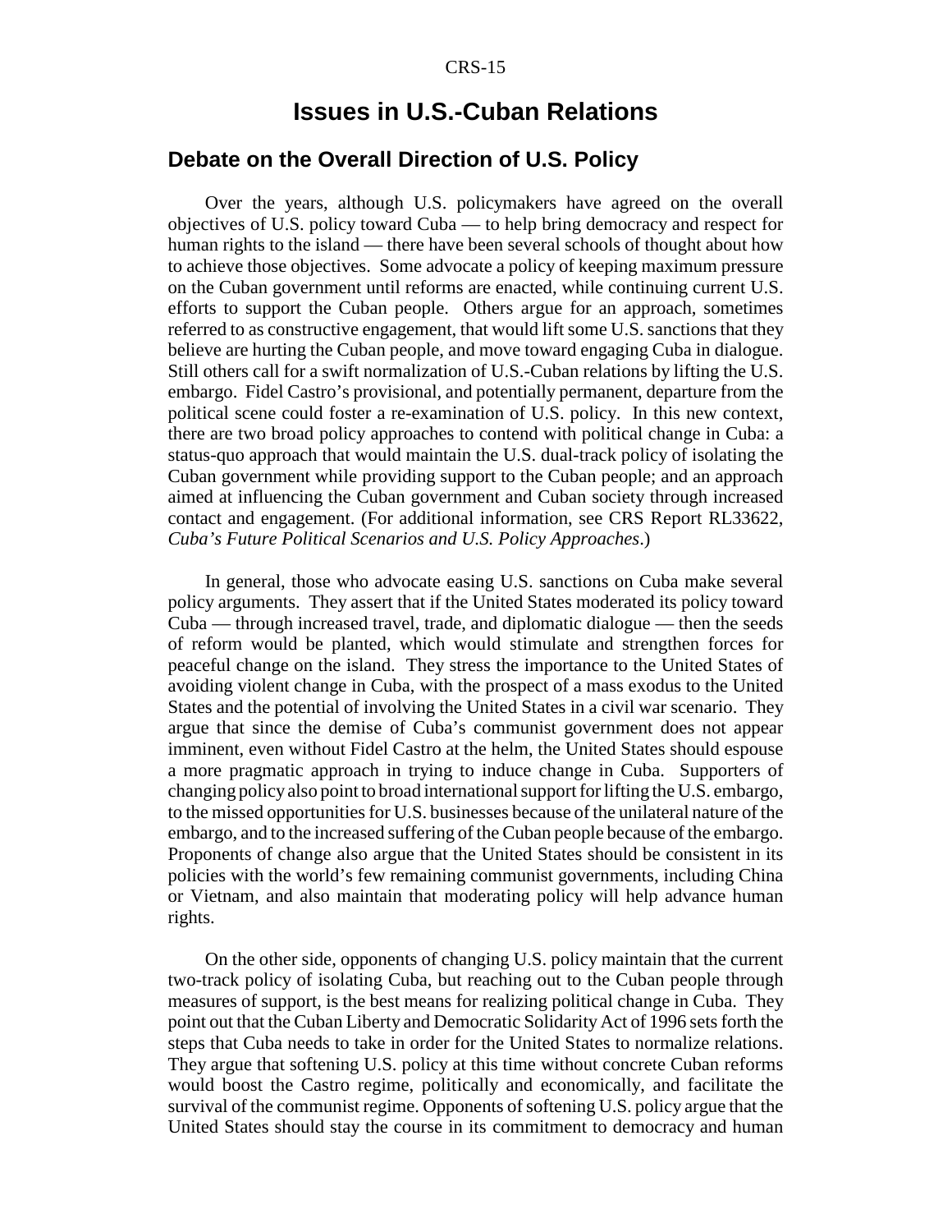# Issues in U.S.-Cuban Relations

## Debate on the Overall Direction of U.S. Policy

Over the years, although U.S. policymakers have agreed on the overall objectives of U.S. policy toward Cuba — to help bring democracy and respect for human rights to the island — there have been several schools of thought about how to achieve those objectives. Some advocate a policy of keeping maximum pressure on the Cuban government until reforms are enacted, while continuing current U.S. efforts to support the Cuban people. Others argue for an approach, sometimes referred to as constructive engagement, that would lift some U.S. sanctions that they believe are hurting the Cuban people, and move toward engaging Cuba in dialogue. Still others call for a swift normalization of U.S.-Cuban relations by lifting the U.S. embargo. Fidel Castro's provisional, and potentially permanent, departure from the political scene could foster a re-examination of U.S. policy. In this new context, there are two broad policy approaches to contend with political change in Cuba: a status-quo approach that would maintain the U.S. dual-track policy of isolating the Cuban government while providing support to the Cuban people; and an approach aimed at influencing the Cuban government and Cuban society through increased contact and engagement. (For additional information, see CRS Report RL33622, *Cuba's Future Political Scenarios and U.S. Policy Approaches*.)

In general, those who advocate easing U.S. sanctions on Cuba make several policy arguments. They assert that if the United States moderated its policy toward Cuba — through increased travel, trade, and diplomatic dialogue — then the seeds of reform would be planted, which would stimulate and strengthen forces for peaceful change on the island. They stress the importance to the United States of avoiding violent change in Cuba, with the prospect of a mass exodus to the United States and the potential of involving the United States in a civil war scenario. They argue that since the demise of Cuba's communist government does not appear imminent, even without Fidel Castro at the helm, the United States should espouse a more pragmatic approach in trying to induce change in Cuba. Supporters of changing policy also point to broad international support for lifting the U.S. embargo, to the missed opportunities for U.S. businesses because of the unilateral nature of the embargo, and to the increased suffering of the Cuban people because of the embargo. Proponents of change also argue that the United States should be consistent in its policies with the world's few remaining communist governments, including China or Vietnam, and also maintain that moderating policy will help advance human rights.

On the other side, opponents of changing U.S. policy maintain that the current two-track policy of isolating Cuba, but reaching out to the Cuban people through measures of support, is the best means for realizing political change in Cuba. They point out that the Cuban Liberty and Democratic Solidarity Act of 1996 sets forth the steps that Cuba needs to take in order for the United States to normalize relations. They argue that softening U.S. policy at this time without concrete Cuban reforms would boost the Castro regime, politically and economically, and facilitate the survival of the communist regime. Opponents of softening U.S. policy argue that the United States should stay the course in its commitment to democracy and human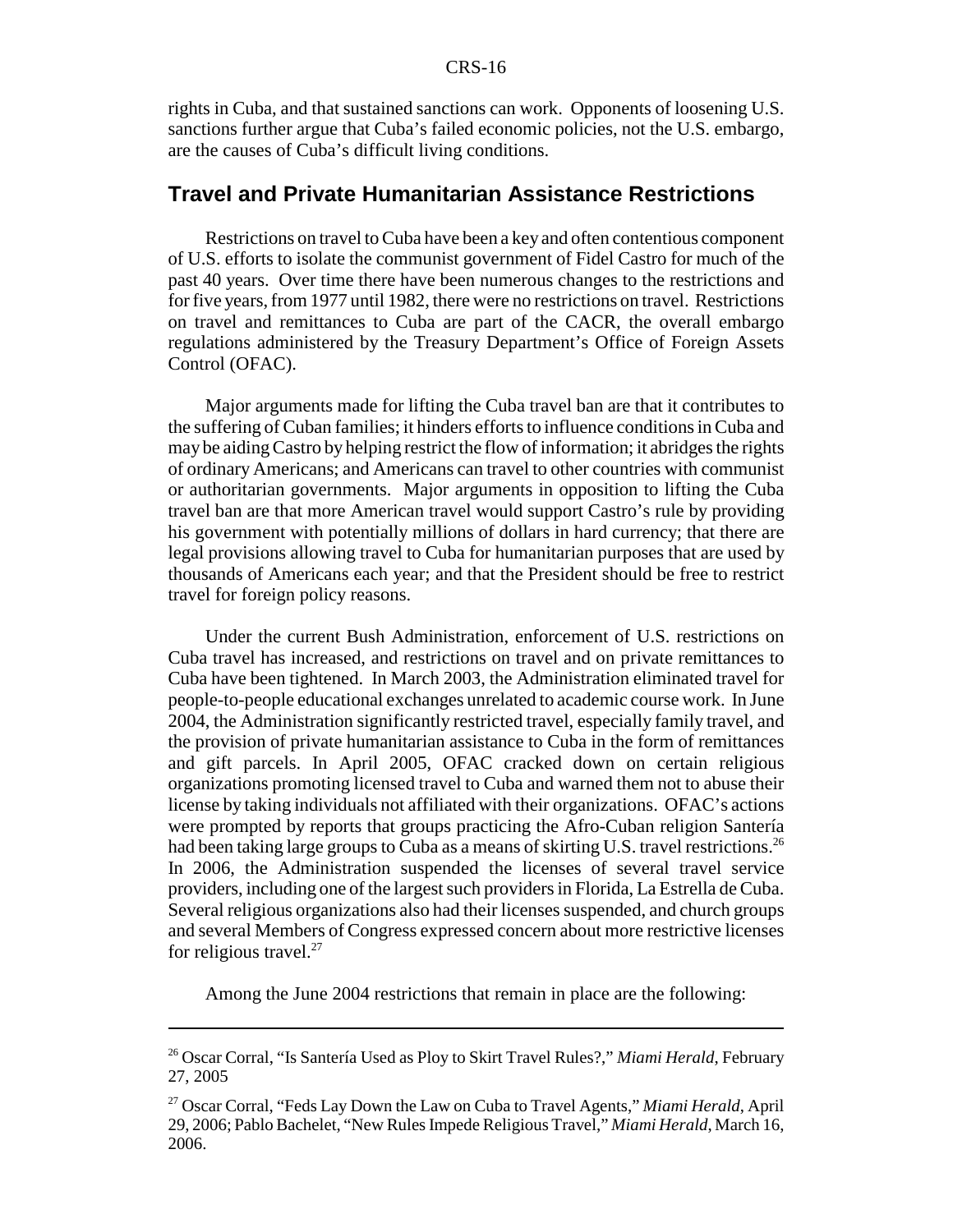rights in Cuba, and that sustained sanctions can work. Opponents of loosening U.S. sanctions further argue that Cuba's failed economic policies, not the U.S. embargo, are the causes of Cuba's difficult living conditions.

## Travel and Private Humanitarian Assistance Restrictions

Restrictions on travel to Cuba have been a key and often contentious component of U.S. efforts to isolate the communist government of Fidel Castro for much of the past 40 years. Over time there have been numerous changes to the restrictions and for five years, from 1977 until 1982, there were no restrictions on travel. Restrictions on travel and remittances to Cuba are part of the CACR, the overall embargo regulations administered by the Treasury Department's Office of Foreign Assets Control (OFAC).

Major arguments made for lifting the Cuba travel ban are that it contributes to the suffering of Cuban families; it hinders efforts to influence conditions in Cuba and may be aiding Castro by helping restrict the flow of information; it abridges the rights of ordinary Americans; and Americans can travel to other countries with communist or authoritarian governments. Major arguments in opposition to lifting the Cuba travel ban are that more American travel would support Castro's rule by providing his government with potentially millions of dollars in hard currency; that there are legal provisions allowing travel to Cuba for humanitarian purposes that are used by thousands of Americans each year; and that the President should be free to restrict travel for foreign policy reasons.

Under the current Bush Administration, enforcement of U.S. restrictions on Cuba travel has increased, and restrictions on travel and on private remittances to Cuba have been tightened. In March 2003, the Administration eliminated travel for people-to-people educational exchanges unrelated to academic course work. In June 2004, the Administration significantly restricted travel, especially family travel, and the provision of private humanitarian assistance to Cuba in the form of remittances and gift parcels. In April 2005, OFAC cracked down on certain religious organizations promoting licensed travel to Cuba and warned them not to abuse their license by taking individuals not affiliated with their organizations. OFAC's actions were prompted by reports that groups practicing the Afro-Cuban religion Santería had been taking large groups to Cuba as a means of skirting U.S. travel restrictions.[26] In 2006, the Administration suspended the licenses of several travel service providers, including one of the largest such providers in Florida, La Estrella de Cuba. Several religious organizations also had their licenses suspended, and church groups and several Members of Congress expressed concern about more restrictive licenses for religious travel.[27]

Among the June 2004 restrictions that remain in place are the following:

---

[26] Oscar Corral, "Is Santería Used as Ploy to Skirt Travel Rules?," *Miami Herald*, February 27, 2005

[27] Oscar Corral, "Feds Lay Down the Law on Cuba to Travel Agents," *Miami Herald*, April 29, 2006; Pablo Bachelet, "New Rules Impede Religious Travel," *Miami Herald*, March 16, 2006.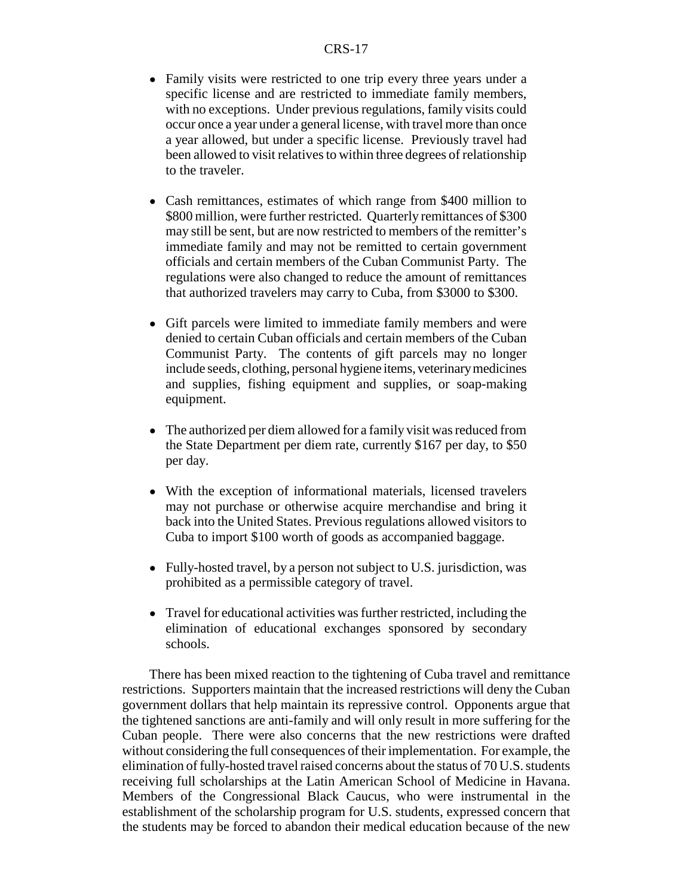- Family visits were restricted to one trip every three years under a specific license and are restricted to immediate family members, with no exceptions. Under previous regulations, family visits could occur once a year under a general license, with travel more than once a year allowed, but under a specific license. Previously travel had been allowed to visit relatives to within three degrees of relationship to the traveler.

- Cash remittances, estimates of which range from $400 million to $800 million, were further restricted. Quarterly remittances of $300 may still be sent, but are now restricted to members of the remitter's immediate family and may not be remitted to certain government officials and certain members of the Cuban Communist Party. The regulations were also changed to reduce the amount of remittances that authorized travelers may carry to Cuba, from $3000 to $300.

- Gift parcels were limited to immediate family members and were denied to certain Cuban officials and certain members of the Cuban Communist Party. The contents of gift parcels may no longer include seeds, clothing, personal hygiene items, veterinary medicines and supplies, fishing equipment and supplies, or soap-making equipment.

- The authorized per diem allowed for a family visit was reduced from the State Department per diem rate, currently $167 per day, to $50 per day.

- With the exception of informational materials, licensed travelers may not purchase or otherwise acquire merchandise and bring it back into the United States. Previous regulations allowed visitors to Cuba to import $100 worth of goods as accompanied baggage.

- Fully-hosted travel, by a person not subject to U.S. jurisdiction, was prohibited as a permissible category of travel.

- Travel for educational activities was further restricted, including the elimination of educational exchanges sponsored by secondary schools.

There has been mixed reaction to the tightening of Cuba travel and remittance restrictions. Supporters maintain that the increased restrictions will deny the Cuban government dollars that help maintain its repressive control. Opponents argue that the tightened sanctions are anti-family and will only result in more suffering for the Cuban people. There were also concerns that the new restrictions were drafted without considering the full consequences of their implementation. For example, the elimination of fully-hosted travel raised concerns about the status of 70 U.S. students receiving full scholarships at the Latin American School of Medicine in Havana. Members of the Congressional Black Caucus, who were instrumental in the establishment of the scholarship program for U.S. students, expressed concern that the students may be forced to abandon their medical education because of the new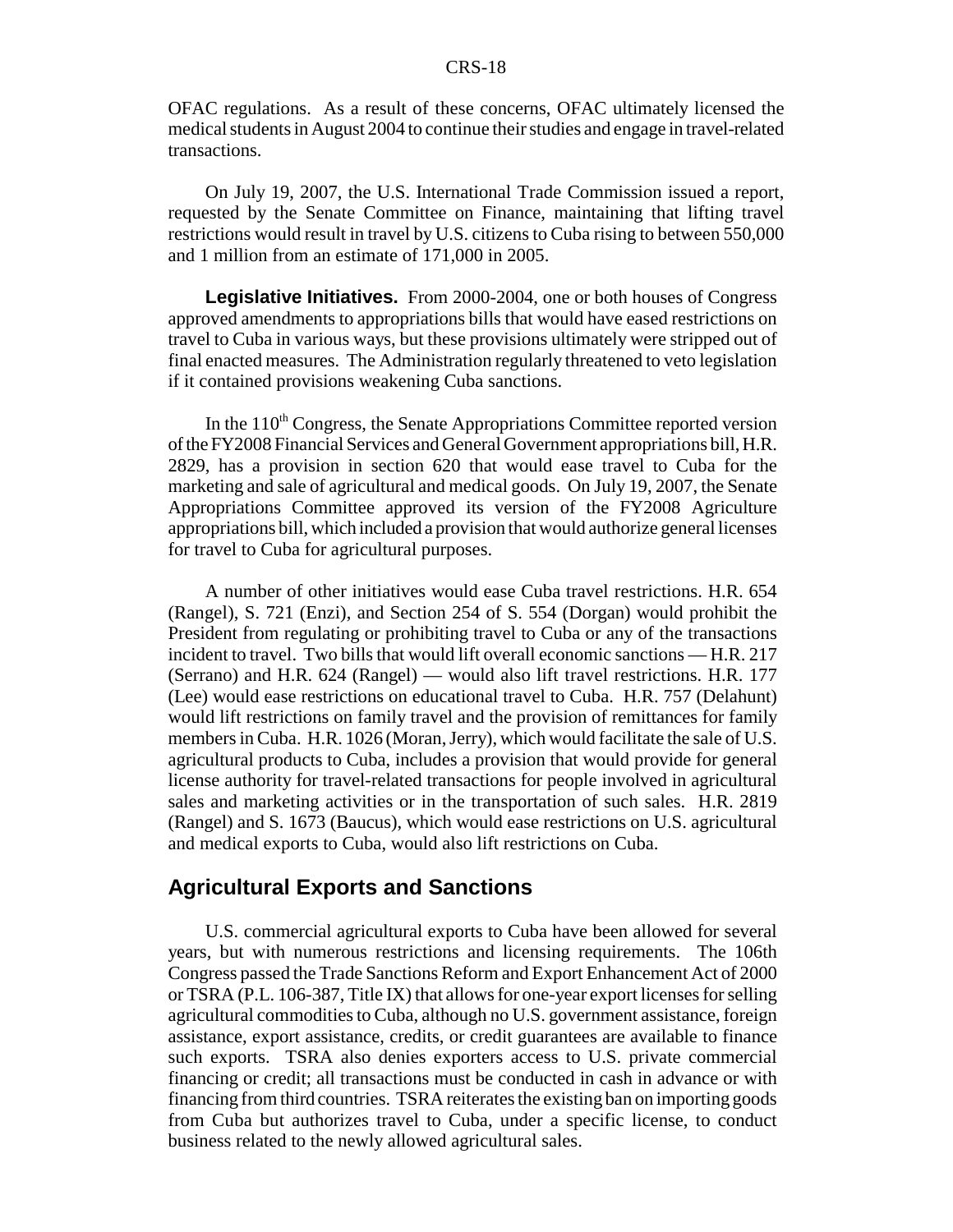OFAC regulations. As a result of these concerns, OFAC ultimately licensed the medical students in August 2004 to continue their studies and engage in travel-related transactions.

On July 19, 2007, the U.S. International Trade Commission issued a report, requested by the Senate Committee on Finance, maintaining that lifting travel restrictions would result in travel by U.S. citizens to Cuba rising to between 550,000 and 1 million from an estimate of 171,000 in 2005.

**Legislative Initiatives.** From 2000-2004, one or both houses of Congress approved amendments to appropriations bills that would have eased restrictions on travel to Cuba in various ways, but these provisions ultimately were stripped out of final enacted measures. The Administration regularly threatened to veto legislation if it contained provisions weakening Cuba sanctions.

In the 110th Congress, the Senate Appropriations Committee reported version of the FY2008 Financial Services and General Government appropriations bill, H.R. 2829, has a provision in section 620 that would ease travel to Cuba for the marketing and sale of agricultural and medical goods. On July 19, 2007, the Senate Appropriations Committee approved its version of the FY2008 Agriculture appropriations bill, which included a provision that would authorize general licenses for travel to Cuba for agricultural purposes.

A number of other initiatives would ease Cuba travel restrictions. H.R. 654 (Rangel), S. 721 (Enzi), and Section 254 of S. 554 (Dorgan) would prohibit the President from regulating or prohibiting travel to Cuba or any of the transactions incident to travel. Two bills that would lift overall economic sanctions — H.R. 217 (Serrano) and H.R. 624 (Rangel) — would also lift travel restrictions. H.R. 177 (Lee) would ease restrictions on educational travel to Cuba. H.R. 757 (Delahunt) would lift restrictions on family travel and the provision of remittances for family members in Cuba. H.R. 1026 (Moran, Jerry), which would facilitate the sale of U.S. agricultural products to Cuba, includes a provision that would provide for general license authority for travel-related transactions for people involved in agricultural sales and marketing activities or in the transportation of such sales. H.R. 2819 (Rangel) and S. 1673 (Baucus), which would ease restrictions on U.S. agricultural and medical exports to Cuba, would also lift restrictions on Cuba.

## Agricultural Exports and Sanctions

U.S. commercial agricultural exports to Cuba have been allowed for several years, but with numerous restrictions and licensing requirements. The 106th Congress passed the Trade Sanctions Reform and Export Enhancement Act of 2000 or TSRA (P.L. 106-387, Title IX) that allows for one-year export licenses for selling agricultural commodities to Cuba, although no U.S. government assistance, foreign assistance, export assistance, credits, or credit guarantees are available to finance such exports. TSRA also denies exporters access to U.S. private commercial financing or credit; all transactions must be conducted in cash in advance or with financing from third countries. TSRA reiterates the existing ban on importing goods from Cuba but authorizes travel to Cuba, under a specific license, to conduct business related to the newly allowed agricultural sales.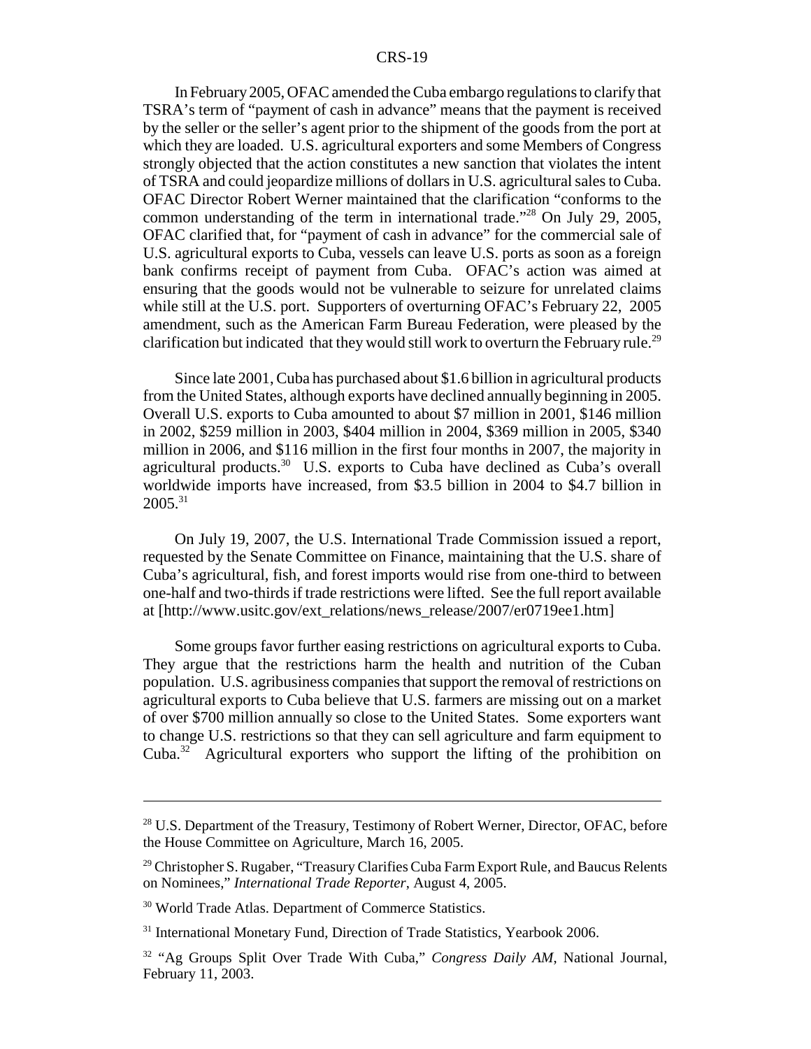In February 2005, OFAC amended the Cuba embargo regulations to clarify that TSRA's term of "payment of cash in advance" means that the payment is received by the seller or the seller's agent prior to the shipment of the goods from the port at which they are loaded. U.S. agricultural exporters and some Members of Congress strongly objected that the action constitutes a new sanction that violates the intent of TSRA and could jeopardize millions of dollars in U.S. agricultural sales to Cuba. OFAC Director Robert Werner maintained that the clarification "conforms to the common understanding of the term in international trade."[28] On July 29, 2005, OFAC clarified that, for "payment of cash in advance" for the commercial sale of U.S. agricultural exports to Cuba, vessels can leave U.S. ports as soon as a foreign bank confirms receipt of payment from Cuba. OFAC's action was aimed at ensuring that the goods would not be vulnerable to seizure for unrelated claims while still at the U.S. port. Supporters of overturning OFAC's February 22, 2005 amendment, such as the American Farm Bureau Federation, were pleased by the clarification but indicated that they would still work to overturn the February rule.[29]

Since late 2001, Cuba has purchased about $1.6 billion in agricultural products from the United States, although exports have declined annually beginning in 2005. Overall U.S. exports to Cuba amounted to about $7 million in 2001, $146 million in 2002, $259 million in 2003, $404 million in 2004, $369 million in 2005, $340 million in 2006, and $116 million in the first four months in 2007, the majority in agricultural products.[30] U.S. exports to Cuba have declined as Cuba's overall worldwide imports have increased, from $3.5 billion in 2004 to $4.7 billion in 2005.[31]

On July 19, 2007, the U.S. International Trade Commission issued a report, requested by the Senate Committee on Finance, maintaining that the U.S. share of Cuba's agricultural, fish, and forest imports would rise from one-third to between one-half and two-thirds if trade restrictions were lifted. See the full report available at [http://www.usitc.gov/ext_relations/news_release/2007/er0719ee1.htm]

Some groups favor further easing restrictions on agricultural exports to Cuba. They argue that the restrictions harm the health and nutrition of the Cuban population. U.S. agribusiness companies that support the removal of restrictions on agricultural exports to Cuba believe that U.S. farmers are missing out on a market of over $700 million annually so close to the United States. Some exporters want to change U.S. restrictions so that they can sell agriculture and farm equipment to Cuba.[32] Agricultural exporters who support the lifting of the prohibition on

---

[28] U.S. Department of the Treasury, Testimony of Robert Werner, Director, OFAC, before the House Committee on Agriculture, March 16, 2005.

[29] Christopher S. Rugaber, "Treasury Clarifies Cuba Farm Export Rule, and Baucus Relents on Nominees," *International Trade Reporter*, August 4, 2005.

[30] World Trade Atlas. Department of Commerce Statistics.

[31] International Monetary Fund, Direction of Trade Statistics, Yearbook 2006.

[32] "Ag Groups Split Over Trade With Cuba," *Congress Daily AM*, National Journal, February 11, 2003.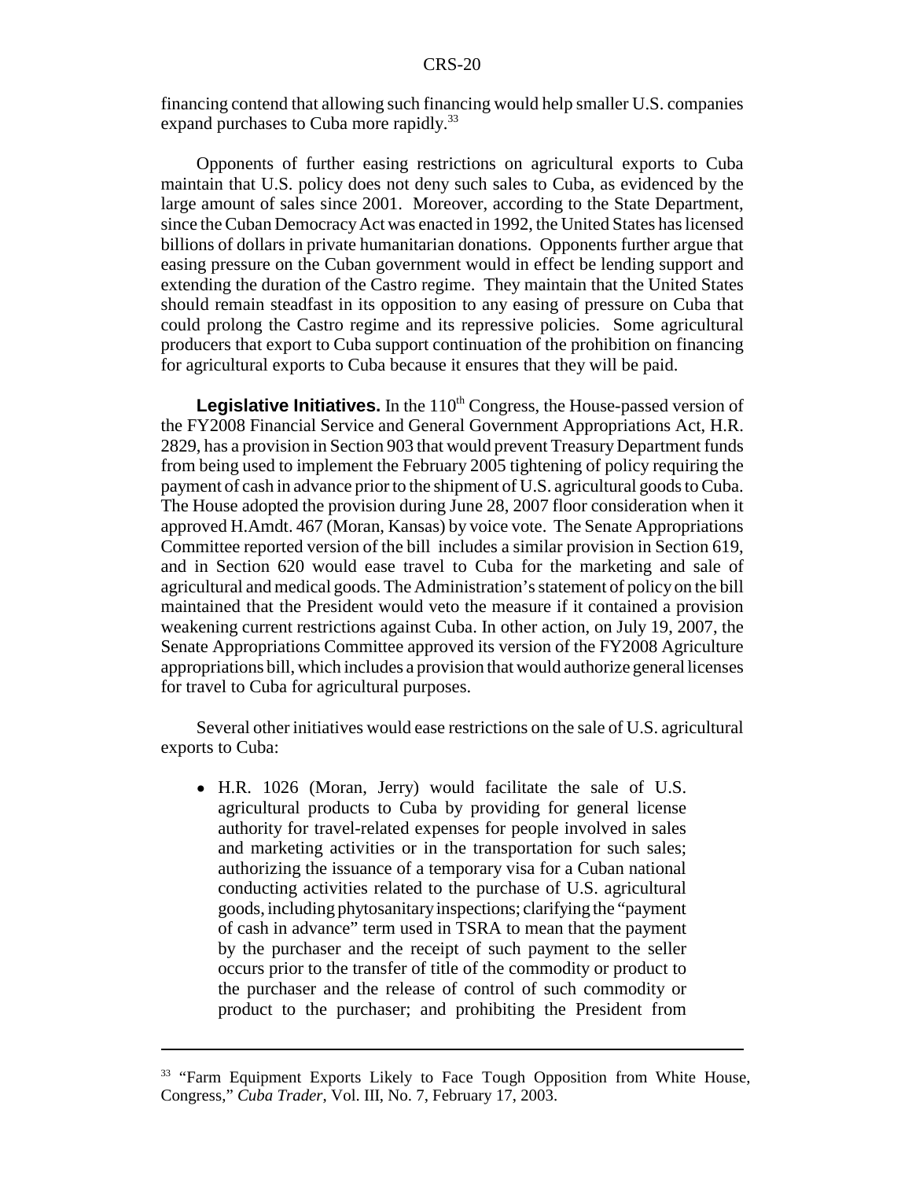financing contend that allowing such financing would help smaller U.S. companies expand purchases to Cuba more rapidly.[33]

Opponents of further easing restrictions on agricultural exports to Cuba maintain that U.S. policy does not deny such sales to Cuba, as evidenced by the large amount of sales since 2001. Moreover, according to the State Department, since the Cuban Democracy Act was enacted in 1992, the United States has licensed billions of dollars in private humanitarian donations. Opponents further argue that easing pressure on the Cuban government would in effect be lending support and extending the duration of the Castro regime. They maintain that the United States should remain steadfast in its opposition to any easing of pressure on Cuba that could prolong the Castro regime and its repressive policies. Some agricultural producers that export to Cuba support continuation of the prohibition on financing for agricultural exports to Cuba because it ensures that they will be paid.

**Legislative Initiatives.** In the 110th Congress, the House-passed version of the FY2008 Financial Service and General Government Appropriations Act, H.R. 2829, has a provision in Section 903 that would prevent Treasury Department funds from being used to implement the February 2005 tightening of policy requiring the payment of cash in advance prior to the shipment of U.S. agricultural goods to Cuba. The House adopted the provision during June 28, 2007 floor consideration when it approved H.Amdt. 467 (Moran, Kansas) by voice vote. The Senate Appropriations Committee reported version of the bill includes a similar provision in Section 619, and in Section 620 would ease travel to Cuba for the marketing and sale of agricultural and medical goods. The Administration's statement of policy on the bill maintained that the President would veto the measure if it contained a provision weakening current restrictions against Cuba. In other action, on July 19, 2007, the Senate Appropriations Committee approved its version of the FY2008 Agriculture appropriations bill, which includes a provision that would authorize general licenses for travel to Cuba for agricultural purposes.

Several other initiatives would ease restrictions on the sale of U.S. agricultural exports to Cuba:

- H.R. 1026 (Moran, Jerry) would facilitate the sale of U.S. agricultural products to Cuba by providing for general license authority for travel-related expenses for people involved in sales and marketing activities or in the transportation for such sales; authorizing the issuance of a temporary visa for a Cuban national conducting activities related to the purchase of U.S. agricultural goods, including phytosanitary inspections; clarifying the "payment of cash in advance" term used in TSRA to mean that the payment by the purchaser and the receipt of such payment to the seller occurs prior to the transfer of title of the commodity or product to the purchaser and the release of control of such commodity or product to the purchaser; and prohibiting the President from

[33] "Farm Equipment Exports Likely to Face Tough Opposition from White House, Congress," *Cuba Trader*, Vol. III, No. 7, February 17, 2003.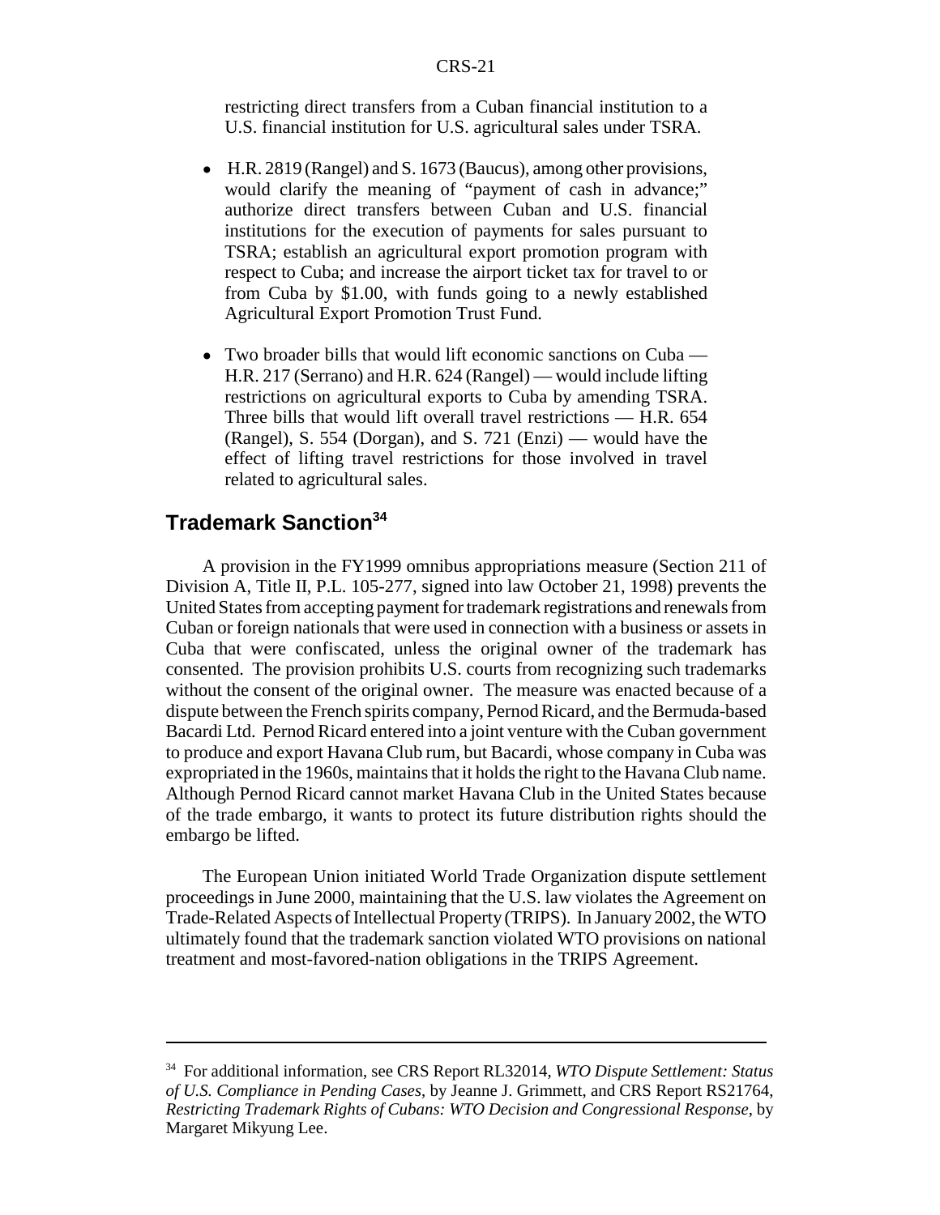restricting direct transfers from a Cuban financial institution to a U.S. financial institution for U.S. agricultural sales under TSRA.

- H.R. 2819 (Rangel) and S. 1673 (Baucus), among other provisions, would clarify the meaning of "payment of cash in advance;" authorize direct transfers between Cuban and U.S. financial institutions for the execution of payments for sales pursuant to TSRA; establish an agricultural export promotion program with respect to Cuba; and increase the airport ticket tax for travel to or from Cuba by $1.00, with funds going to a newly established Agricultural Export Promotion Trust Fund.

- Two broader bills that would lift economic sanctions on Cuba — H.R. 217 (Serrano) and H.R. 624 (Rangel) — would include lifting restrictions on agricultural exports to Cuba by amending TSRA. Three bills that would lift overall travel restrictions — H.R. 654 (Rangel), S. 554 (Dorgan), and S. 721 (Enzi) — would have the effect of lifting travel restrictions for those involved in travel related to agricultural sales.

## Trademark Sanction[34]

A provision in the FY1999 omnibus appropriations measure (Section 211 of Division A, Title II, P.L. 105-277, signed into law October 21, 1998) prevents the United States from accepting payment for trademark registrations and renewals from Cuban or foreign nationals that were used in connection with a business or assets in Cuba that were confiscated, unless the original owner of the trademark has consented. The provision prohibits U.S. courts from recognizing such trademarks without the consent of the original owner. The measure was enacted because of a dispute between the French spirits company, Pernod Ricard, and the Bermuda-based Bacardi Ltd. Pernod Ricard entered into a joint venture with the Cuban government to produce and export Havana Club rum, but Bacardi, whose company in Cuba was expropriated in the 1960s, maintains that it holds the right to the Havana Club name. Although Pernod Ricard cannot market Havana Club in the United States because of the trade embargo, it wants to protect its future distribution rights should the embargo be lifted.

The European Union initiated World Trade Organization dispute settlement proceedings in June 2000, maintaining that the U.S. law violates the Agreement on Trade-Related Aspects of Intellectual Property (TRIPS). In January 2002, the WTO ultimately found that the trademark sanction violated WTO provisions on national treatment and most-favored-nation obligations in the TRIPS Agreement.

---

[34] For additional information, see CRS Report RL32014, *WTO Dispute Settlement: Status of U.S. Compliance in Pending Cases*, by Jeanne J. Grimmett, and CRS Report RS21764, *Restricting Trademark Rights of Cubans: WTO Decision and Congressional Response*, by Margaret Mikyung Lee.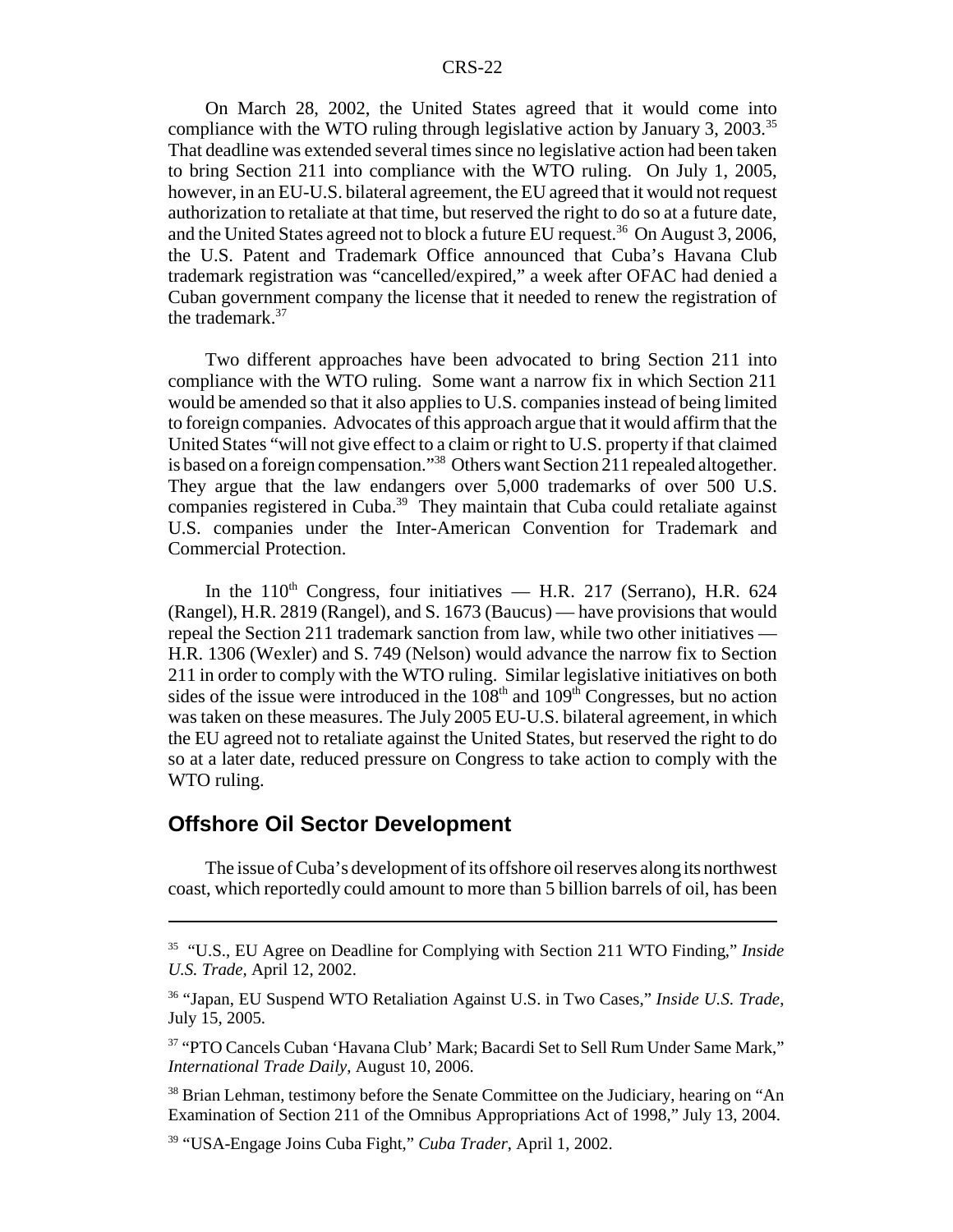On March 28, 2002, the United States agreed that it would come into compliance with the WTO ruling through legislative action by January 3, 2003.[35] That deadline was extended several times since no legislative action had been taken to bring Section 211 into compliance with the WTO ruling. On July 1, 2005, however, in an EU-U.S. bilateral agreement, the EU agreed that it would not request authorization to retaliate at that time, but reserved the right to do so at a future date, and the United States agreed not to block a future EU request.[36] On August 3, 2006, the U.S. Patent and Trademark Office announced that Cuba's Havana Club trademark registration was "cancelled/expired," a week after OFAC had denied a Cuban government company the license that it needed to renew the registration of the trademark.[37]

Two different approaches have been advocated to bring Section 211 into compliance with the WTO ruling. Some want a narrow fix in which Section 211 would be amended so that it also applies to U.S. companies instead of being limited to foreign companies. Advocates of this approach argue that it would affirm that the United States "will not give effect to a claim or right to U.S. property if that claimed is based on a foreign compensation."[38] Others want Section 211 repealed altogether. They argue that the law endangers over 5,000 trademarks of over 500 U.S. companies registered in Cuba.[39] They maintain that Cuba could retaliate against U.S. companies under the Inter-American Convention for Trademark and Commercial Protection.

In the 110th Congress, four initiatives — H.R. 217 (Serrano), H.R. 624 (Rangel), H.R. 2819 (Rangel), and S. 1673 (Baucus) — have provisions that would repeal the Section 211 trademark sanction from law, while two other initiatives — H.R. 1306 (Wexler) and S. 749 (Nelson) would advance the narrow fix to Section 211 in order to comply with the WTO ruling. Similar legislative initiatives on both sides of the issue were introduced in the 108th and 109th Congresses, but no action was taken on these measures. The July 2005 EU-U.S. bilateral agreement, in which the EU agreed not to retaliate against the United States, but reserved the right to do so at a later date, reduced pressure on Congress to take action to comply with the WTO ruling.

## Offshore Oil Sector Development

The issue of Cuba's development of its offshore oil reserves along its northwest coast, which reportedly could amount to more than 5 billion barrels of oil, has been

---

[35] "U.S., EU Agree on Deadline for Complying with Section 211 WTO Finding," *Inside U.S. Trade*, April 12, 2002.

[36] "Japan, EU Suspend WTO Retaliation Against U.S. in Two Cases," *Inside U.S. Trade*, July 15, 2005.

[37] "PTO Cancels Cuban 'Havana Club' Mark; Bacardi Set to Sell Rum Under Same Mark," *International Trade Daily*, August 10, 2006.

[38] Brian Lehman, testimony before the Senate Committee on the Judiciary, hearing on "An Examination of Section 211 of the Omnibus Appropriations Act of 1998," July 13, 2004.

[39] "USA-Engage Joins Cuba Fight," *Cuba Trader*, April 1, 2002.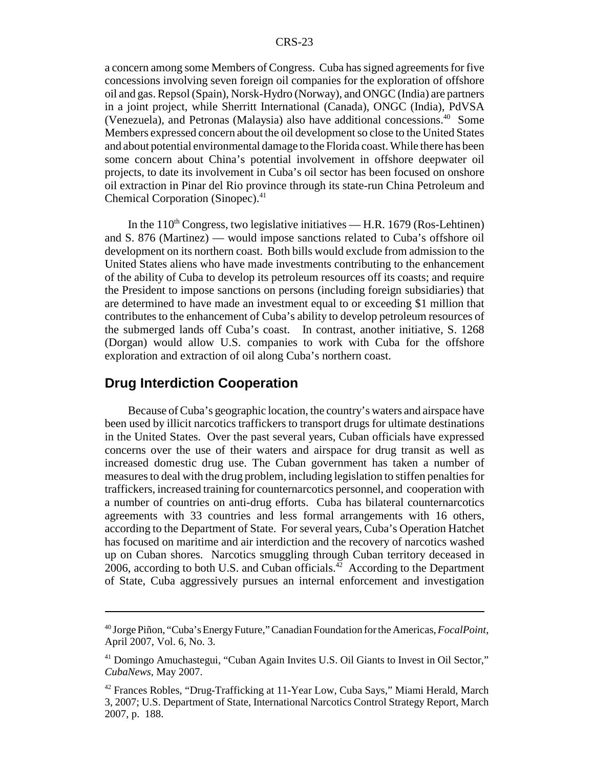a concern among some Members of Congress. Cuba has signed agreements for five concessions involving seven foreign oil companies for the exploration of offshore oil and gas. Repsol (Spain), Norsk-Hydro (Norway), and ONGC (India) are partners in a joint project, while Sherritt International (Canada), ONGC (India), PdVSA (Venezuela), and Petronas (Malaysia) also have additional concessions.[40] Some Members expressed concern about the oil development so close to the United States and about potential environmental damage to the Florida coast. While there has been some concern about China's potential involvement in offshore deepwater oil projects, to date its involvement in Cuba's oil sector has been focused on onshore oil extraction in Pinar del Rio province through its state-run China Petroleum and Chemical Corporation (Sinopec).[41]

In the 110th Congress, two legislative initiatives — H.R. 1679 (Ros-Lehtinen) and S. 876 (Martinez) — would impose sanctions related to Cuba's offshore oil development on its northern coast. Both bills would exclude from admission to the United States aliens who have made investments contributing to the enhancement of the ability of Cuba to develop its petroleum resources off its coasts; and require the President to impose sanctions on persons (including foreign subsidiaries) that are determined to have made an investment equal to or exceeding $1 million that contributes to the enhancement of Cuba's ability to develop petroleum resources of the submerged lands off Cuba's coast. In contrast, another initiative, S. 1268 (Dorgan) would allow U.S. companies to work with Cuba for the offshore exploration and extraction of oil along Cuba's northern coast.

## Drug Interdiction Cooperation

Because of Cuba's geographic location, the country's waters and airspace have been used by illicit narcotics traffickers to transport drugs for ultimate destinations in the United States. Over the past several years, Cuban officials have expressed concerns over the use of their waters and airspace for drug transit as well as increased domestic drug use. The Cuban government has taken a number of measures to deal with the drug problem, including legislation to stiffen penalties for traffickers, increased training for counternarcotics personnel, and cooperation with a number of countries on anti-drug efforts. Cuba has bilateral counternarcotics agreements with 33 countries and less formal arrangements with 16 others, according to the Department of State. For several years, Cuba's Operation Hatchet has focused on maritime and air interdiction and the recovery of narcotics washed up on Cuban shores. Narcotics smuggling through Cuban territory deceased in 2006, according to both U.S. and Cuban officials.[42] According to the Department of State, Cuba aggressively pursues an internal enforcement and investigation

---

[40] Jorge Piñon, "Cuba's Energy Future," Canadian Foundation for the Americas, *FocalPoint*, April 2007, Vol. 6, No. 3.

[41] Domingo Amuchastegui, "Cuban Again Invites U.S. Oil Giants to Invest in Oil Sector," *CubaNews*, May 2007.

[42] Frances Robles, "Drug-Trafficking at 11-Year Low, Cuba Says," Miami Herald, March 3, 2007; U.S. Department of State, International Narcotics Control Strategy Report, March 2007, p. 188.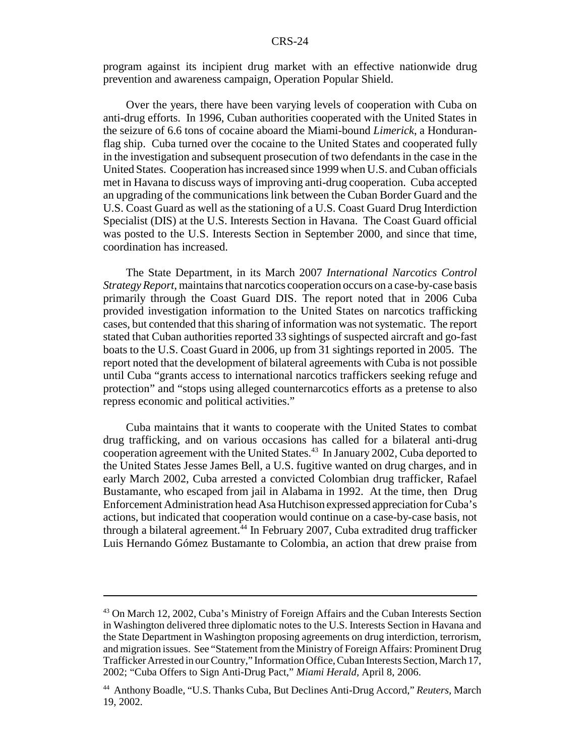program against its incipient drug market with an effective nationwide drug prevention and awareness campaign, Operation Popular Shield.

Over the years, there have been varying levels of cooperation with Cuba on anti-drug efforts. In 1996, Cuban authorities cooperated with the United States in the seizure of 6.6 tons of cocaine aboard the Miami-bound *Limerick*, a Honduran-flag ship. Cuba turned over the cocaine to the United States and cooperated fully in the investigation and subsequent prosecution of two defendants in the case in the United States. Cooperation has increased since 1999 when U.S. and Cuban officials met in Havana to discuss ways of improving anti-drug cooperation. Cuba accepted an upgrading of the communications link between the Cuban Border Guard and the U.S. Coast Guard as well as the stationing of a U.S. Coast Guard Drug Interdiction Specialist (DIS) at the U.S. Interests Section in Havana. The Coast Guard official was posted to the U.S. Interests Section in September 2000, and since that time, coordination has increased.

The State Department, in its March 2007 *International Narcotics Control Strategy Report*, maintains that narcotics cooperation occurs on a case-by-case basis primarily through the Coast Guard DIS. The report noted that in 2006 Cuba provided investigation information to the United States on narcotics trafficking cases, but contended that this sharing of information was not systematic. The report stated that Cuban authorities reported 33 sightings of suspected aircraft and go-fast boats to the U.S. Coast Guard in 2006, up from 31 sightings reported in 2005. The report noted that the development of bilateral agreements with Cuba is not possible until Cuba "grants access to international narcotics traffickers seeking refuge and protection" and "stops using alleged counternarcotics efforts as a pretense to also repress economic and political activities."

Cuba maintains that it wants to cooperate with the United States to combat drug trafficking, and on various occasions has called for a bilateral anti-drug cooperation agreement with the United States.[43] In January 2002, Cuba deported to the United States Jesse James Bell, a U.S. fugitive wanted on drug charges, and in early March 2002, Cuba arrested a convicted Colombian drug trafficker, Rafael Bustamante, who escaped from jail in Alabama in 1992. At the time, then Drug Enforcement Administration head Asa Hutchison expressed appreciation for Cuba's actions, but indicated that cooperation would continue on a case-by-case basis, not through a bilateral agreement.[44] In February 2007, Cuba extradited drug trafficker Luis Hernando Gómez Bustamante to Colombia, an action that drew praise from

---

[43] On March 12, 2002, Cuba's Ministry of Foreign Affairs and the Cuban Interests Section in Washington delivered three diplomatic notes to the U.S. Interests Section in Havana and the State Department in Washington proposing agreements on drug interdiction, terrorism, and migration issues. See "Statement from the Ministry of Foreign Affairs: Prominent Drug Trafficker Arrested in our Country," Information Office, Cuban Interests Section, March 17, 2002; "Cuba Offers to Sign Anti-Drug Pact," *Miami Herald*, April 8, 2006.

[44] Anthony Boadle, "U.S. Thanks Cuba, But Declines Anti-Drug Accord," *Reuters*, March 19, 2002.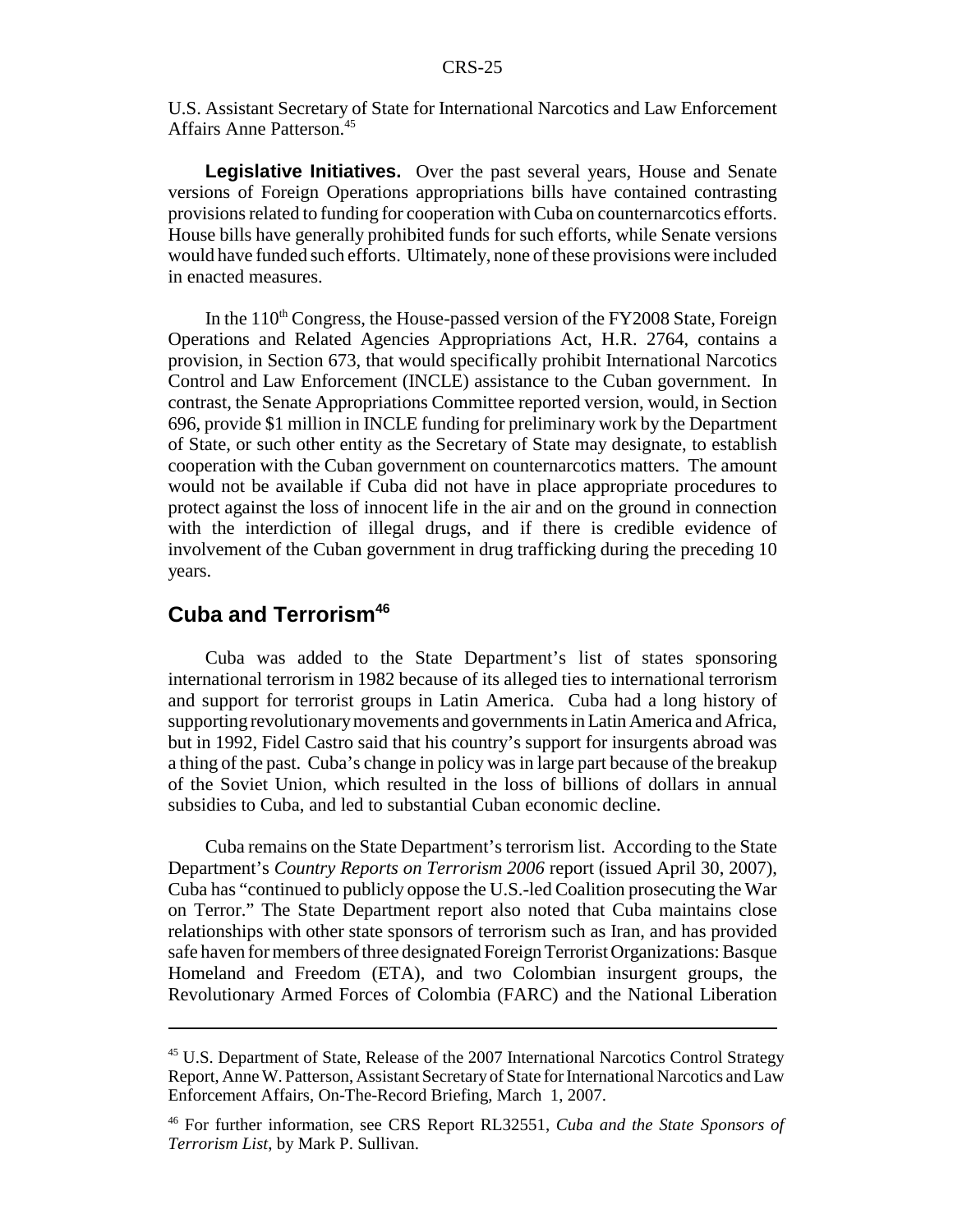U.S. Assistant Secretary of State for International Narcotics and Law Enforcement Affairs Anne Patterson.[45]

**Legislative Initiatives.** Over the past several years, House and Senate versions of Foreign Operations appropriations bills have contained contrasting provisions related to funding for cooperation with Cuba on counternarcotics efforts. House bills have generally prohibited funds for such efforts, while Senate versions would have funded such efforts. Ultimately, none of these provisions were included in enacted measures.

In the 110th Congress, the House-passed version of the FY2008 State, Foreign Operations and Related Agencies Appropriations Act, H.R. 2764, contains a provision, in Section 673, that would specifically prohibit International Narcotics Control and Law Enforcement (INCLE) assistance to the Cuban government. In contrast, the Senate Appropriations Committee reported version, would, in Section 696, provide $1 million in INCLE funding for preliminary work by the Department of State, or such other entity as the Secretary of State may designate, to establish cooperation with the Cuban government on counternarcotics matters. The amount would not be available if Cuba did not have in place appropriate procedures to protect against the loss of innocent life in the air and on the ground in connection with the interdiction of illegal drugs, and if there is credible evidence of involvement of the Cuban government in drug trafficking during the preceding 10 years.

## Cuba and Terrorism[46]

Cuba was added to the State Department's list of states sponsoring international terrorism in 1982 because of its alleged ties to international terrorism and support for terrorist groups in Latin America. Cuba had a long history of supporting revolutionary movements and governments in Latin America and Africa, but in 1992, Fidel Castro said that his country's support for insurgents abroad was a thing of the past. Cuba's change in policy was in large part because of the breakup of the Soviet Union, which resulted in the loss of billions of dollars in annual subsidies to Cuba, and led to substantial Cuban economic decline.

Cuba remains on the State Department's terrorism list. According to the State Department's *Country Reports on Terrorism 2006* report (issued April 30, 2007), Cuba has "continued to publicly oppose the U.S.-led Coalition prosecuting the War on Terror." The State Department report also noted that Cuba maintains close relationships with other state sponsors of terrorism such as Iran, and has provided safe haven for members of three designated Foreign Terrorist Organizations: Basque Homeland and Freedom (ETA), and two Colombian insurgent groups, the Revolutionary Armed Forces of Colombia (FARC) and the National Liberation

---

[45] U.S. Department of State, Release of the 2007 International Narcotics Control Strategy Report, Anne W. Patterson, Assistant Secretary of State for International Narcotics and Law Enforcement Affairs, On-The-Record Briefing, March 1, 2007.

[46] For further information, see CRS Report RL32551, *Cuba and the State Sponsors of Terrorism List*, by Mark P. Sullivan.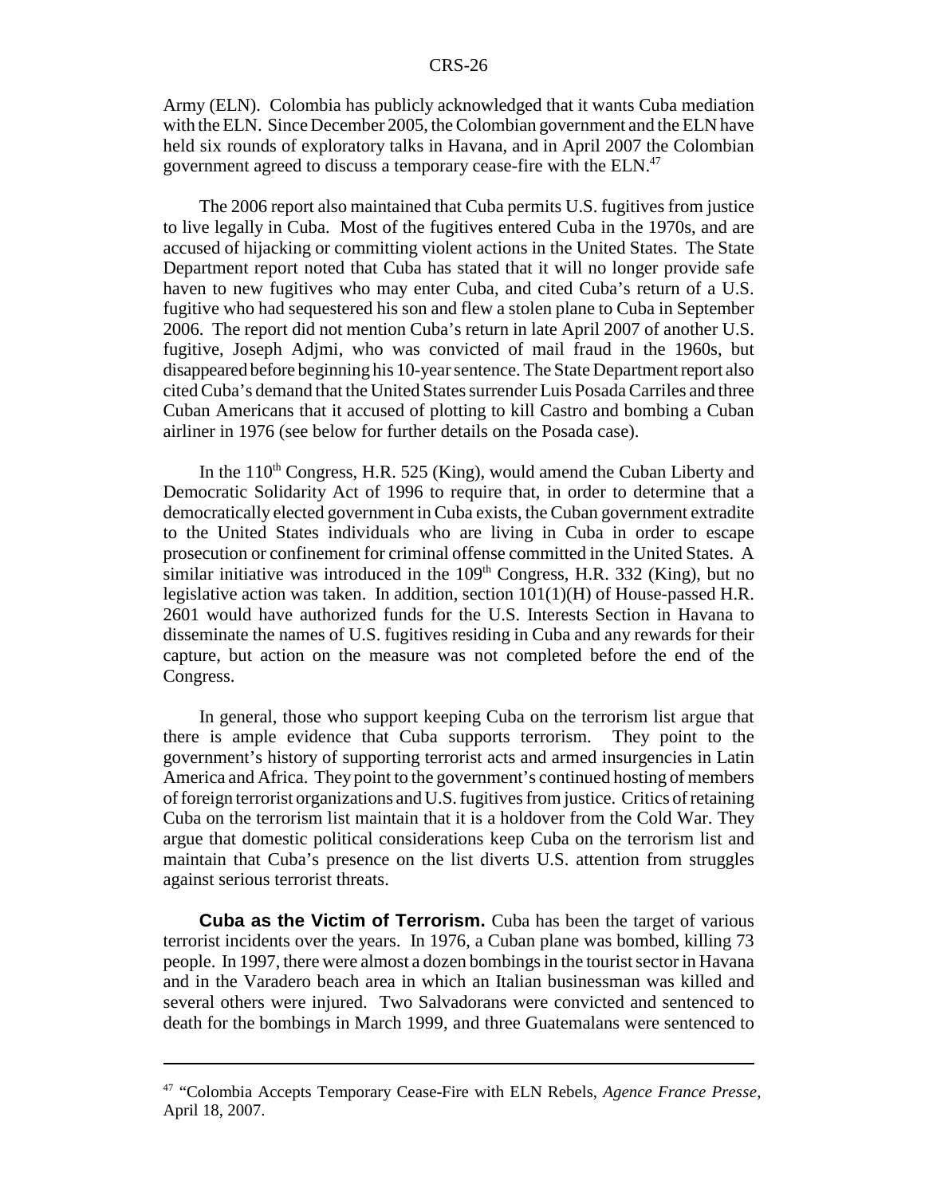Army (ELN). Colombia has publicly acknowledged that it wants Cuba mediation with the ELN. Since December 2005, the Colombian government and the ELN have held six rounds of exploratory talks in Havana, and in April 2007 the Colombian government agreed to discuss a temporary cease-fire with the ELN.[47]

The 2006 report also maintained that Cuba permits U.S. fugitives from justice to live legally in Cuba. Most of the fugitives entered Cuba in the 1970s, and are accused of hijacking or committing violent actions in the United States. The State Department report noted that Cuba has stated that it will no longer provide safe haven to new fugitives who may enter Cuba, and cited Cuba's return of a U.S. fugitive who had sequestered his son and flew a stolen plane to Cuba in September 2006. The report did not mention Cuba's return in late April 2007 of another U.S. fugitive, Joseph Adjmi, who was convicted of mail fraud in the 1960s, but disappeared before beginning his 10-year sentence. The State Department report also cited Cuba's demand that the United States surrender Luis Posada Carriles and three Cuban Americans that it accused of plotting to kill Castro and bombing a Cuban airliner in 1976 (see below for further details on the Posada case).

In the 110th Congress, H.R. 525 (King), would amend the Cuban Liberty and Democratic Solidarity Act of 1996 to require that, in order to determine that a democratically elected government in Cuba exists, the Cuban government extradite to the United States individuals who are living in Cuba in order to escape prosecution or confinement for criminal offense committed in the United States. A similar initiative was introduced in the 109th Congress, H.R. 332 (King), but no legislative action was taken. In addition, section 101(1)(H) of House-passed H.R. 2601 would have authorized funds for the U.S. Interests Section in Havana to disseminate the names of U.S. fugitives residing in Cuba and any rewards for their capture, but action on the measure was not completed before the end of the Congress.

In general, those who support keeping Cuba on the terrorism list argue that there is ample evidence that Cuba supports terrorism. They point to the government's history of supporting terrorist acts and armed insurgencies in Latin America and Africa. They point to the government's continued hosting of members of foreign terrorist organizations and U.S. fugitives from justice. Critics of retaining Cuba on the terrorism list maintain that it is a holdover from the Cold War. They argue that domestic political considerations keep Cuba on the terrorism list and maintain that Cuba's presence on the list diverts U.S. attention from struggles against serious terrorist threats.

**Cuba as the Victim of Terrorism.** Cuba has been the target of various terrorist incidents over the years. In 1976, a Cuban plane was bombed, killing 73 people. In 1997, there were almost a dozen bombings in the tourist sector in Havana and in the Varadero beach area in which an Italian businessman was killed and several others were injured. Two Salvadorans were convicted and sentenced to death for the bombings in March 1999, and three Guatemalans were sentenced to

---

[47] "Colombia Accepts Temporary Cease-Fire with ELN Rebels, *Agence France Presse*, April 18, 2007.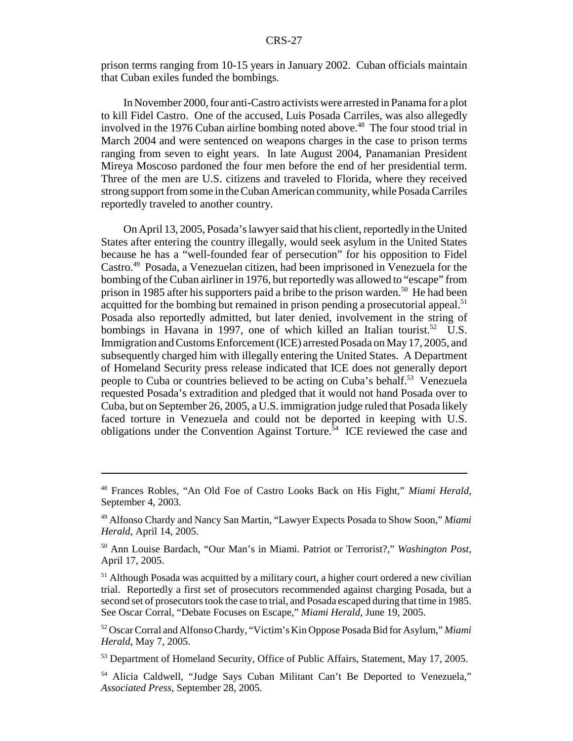prison terms ranging from 10-15 years in January 2002. Cuban officials maintain that Cuban exiles funded the bombings.

In November 2000, four anti-Castro activists were arrested in Panama for a plot to kill Fidel Castro. One of the accused, Luis Posada Carriles, was also allegedly involved in the 1976 Cuban airline bombing noted above.[48] The four stood trial in March 2004 and were sentenced on weapons charges in the case to prison terms ranging from seven to eight years. In late August 2004, Panamanian President Mireya Moscoso pardoned the four men before the end of her presidential term. Three of the men are U.S. citizens and traveled to Florida, where they received strong support from some in the Cuban American community, while Posada Carriles reportedly traveled to another country.

On April 13, 2005, Posada's lawyer said that his client, reportedly in the United States after entering the country illegally, would seek asylum in the United States because he has a "well-founded fear of persecution" for his opposition to Fidel Castro.[49] Posada, a Venezuelan citizen, had been imprisoned in Venezuela for the bombing of the Cuban airliner in 1976, but reportedly was allowed to "escape" from prison in 1985 after his supporters paid a bribe to the prison warden.[50] He had been acquitted for the bombing but remained in prison pending a prosecutorial appeal.[51] Posada also reportedly admitted, but later denied, involvement in the string of bombings in Havana in 1997, one of which killed an Italian tourist.[52] U.S. Immigration and Customs Enforcement (ICE) arrested Posada on May 17, 2005, and subsequently charged him with illegally entering the United States. A Department of Homeland Security press release indicated that ICE does not generally deport people to Cuba or countries believed to be acting on Cuba's behalf.[53] Venezuela requested Posada's extradition and pledged that it would not hand Posada over to Cuba, but on September 26, 2005, a U.S. immigration judge ruled that Posada likely faced torture in Venezuela and could not be deported in keeping with U.S. obligations under the Convention Against Torture.[54] ICE reviewed the case and

---

[48] Frances Robles, "An Old Foe of Castro Looks Back on His Fight," *Miami Herald*, September 4, 2003.

[49] Alfonso Chardy and Nancy San Martin, "Lawyer Expects Posada to Show Soon," *Miami Herald*, April 14, 2005.

[50] Ann Louise Bardach, "Our Man's in Miami. Patriot or Terrorist?," *Washington Post*, April 17, 2005.

[51] Although Posada was acquitted by a military court, a higher court ordered a new civilian trial. Reportedly a first set of prosecutors recommended against charging Posada, but a second set of prosecutors took the case to trial, and Posada escaped during that time in 1985. See Oscar Corral, "Debate Focuses on Escape," *Miami Herald*, June 19, 2005.

[52] Oscar Corral and Alfonso Chardy, "Victim's Kin Oppose Posada Bid for Asylum," *Miami Herald*, May 7, 2005.

[53] Department of Homeland Security, Office of Public Affairs, Statement, May 17, 2005.

[54] Alicia Caldwell, "Judge Says Cuban Militant Can't Be Deported to Venezuela," *Associated Press*, September 28, 2005.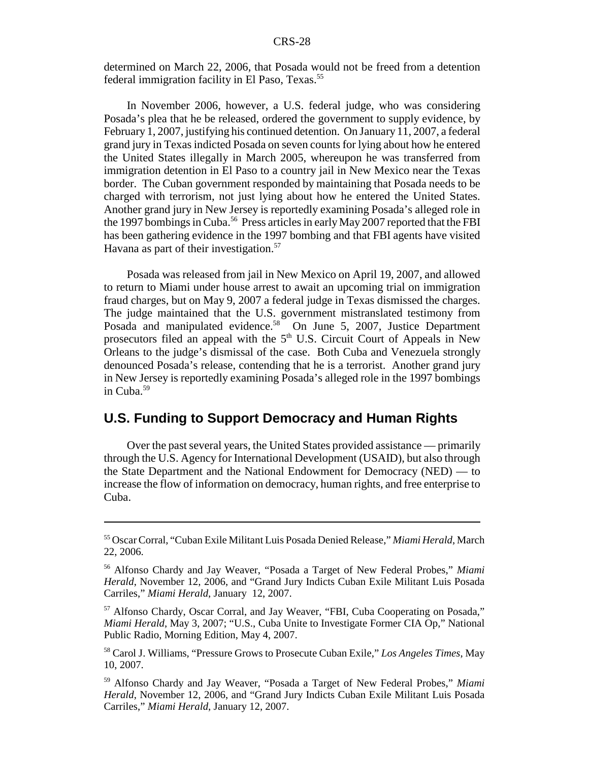determined on March 22, 2006, that Posada would not be freed from a detention federal immigration facility in El Paso, Texas.[55]

In November 2006, however, a U.S. federal judge, who was considering Posada's plea that he be released, ordered the government to supply evidence, by February 1, 2007, justifying his continued detention. On January 11, 2007, a federal grand jury in Texas indicted Posada on seven counts for lying about how he entered the United States illegally in March 2005, whereupon he was transferred from immigration detention in El Paso to a country jail in New Mexico near the Texas border. The Cuban government responded by maintaining that Posada needs to be charged with terrorism, not just lying about how he entered the United States. Another grand jury in New Jersey is reportedly examining Posada's alleged role in the 1997 bombings in Cuba.[56] Press articles in early May 2007 reported that the FBI has been gathering evidence in the 1997 bombing and that FBI agents have visited Havana as part of their investigation.[57]

Posada was released from jail in New Mexico on April 19, 2007, and allowed to return to Miami under house arrest to await an upcoming trial on immigration fraud charges, but on May 9, 2007 a federal judge in Texas dismissed the charges. The judge maintained that the U.S. government mistranslated testimony from Posada and manipulated evidence.[58] On June 5, 2007, Justice Department prosecutors filed an appeal with the 5th U.S. Circuit Court of Appeals in New Orleans to the judge's dismissal of the case. Both Cuba and Venezuela strongly denounced Posada's release, contending that he is a terrorist. Another grand jury in New Jersey is reportedly examining Posada's alleged role in the 1997 bombings in Cuba.[59]

## U.S. Funding to Support Democracy and Human Rights

Over the past several years, the United States provided assistance — primarily through the U.S. Agency for International Development (USAID), but also through the State Department and the National Endowment for Democracy (NED) — to increase the flow of information on democracy, human rights, and free enterprise to Cuba.

---

[55] Oscar Corral, "Cuban Exile Militant Luis Posada Denied Release," *Miami Herald*, March 22, 2006.

[56] Alfonso Chardy and Jay Weaver, "Posada a Target of New Federal Probes," *Miami Herald*, November 12, 2006, and "Grand Jury Indicts Cuban Exile Militant Luis Posada Carriles," *Miami Herald*, January 12, 2007.

[57] Alfonso Chardy, Oscar Corral, and Jay Weaver, "FBI, Cuba Cooperating on Posada," *Miami Herald*, May 3, 2007; "U.S., Cuba Unite to Investigate Former CIA Op," National Public Radio, Morning Edition, May 4, 2007.

[58] Carol J. Williams, "Pressure Grows to Prosecute Cuban Exile," *Los Angeles Times*, May 10, 2007.

[59] Alfonso Chardy and Jay Weaver, "Posada a Target of New Federal Probes," *Miami Herald*, November 12, 2006, and "Grand Jury Indicts Cuban Exile Militant Luis Posada Carriles," *Miami Herald*, January 12, 2007.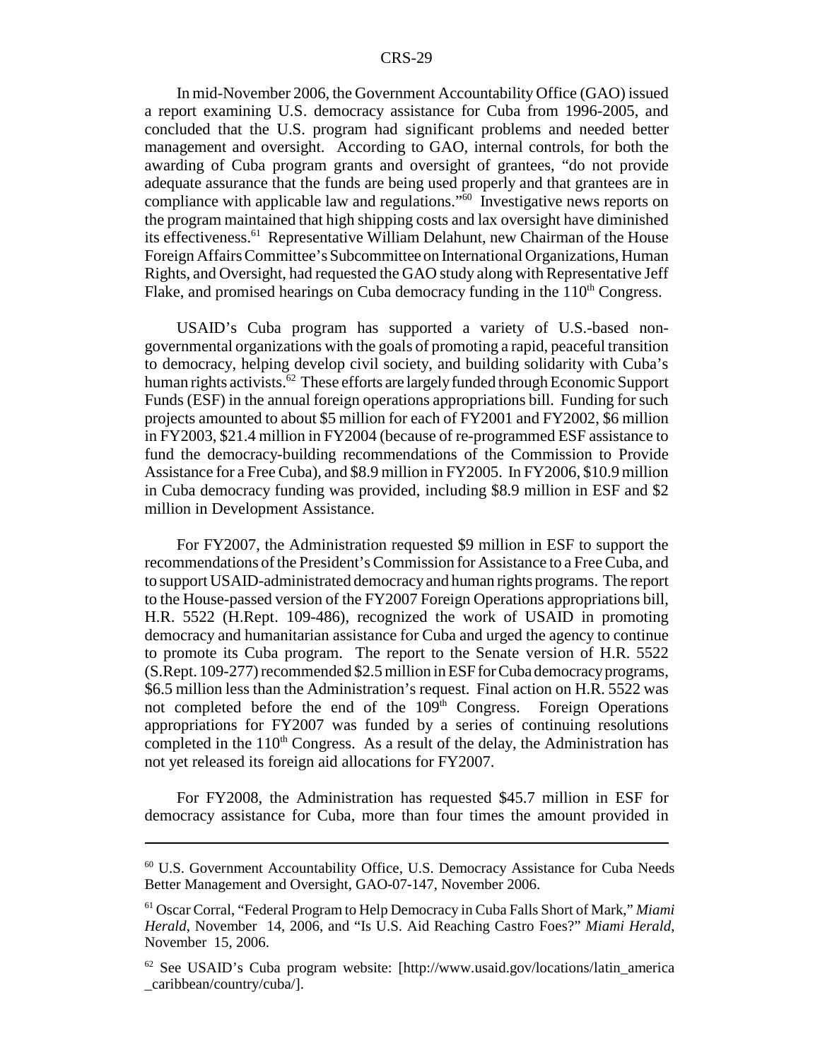In mid-November 2006, the Government Accountability Office (GAO) issued a report examining U.S. democracy assistance for Cuba from 1996-2005, and concluded that the U.S. program had significant problems and needed better management and oversight. According to GAO, internal controls, for both the awarding of Cuba program grants and oversight of grantees, "do not provide adequate assurance that the funds are being used properly and that grantees are in compliance with applicable law and regulations."[60] Investigative news reports on the program maintained that high shipping costs and lax oversight have diminished its effectiveness.[61] Representative William Delahunt, new Chairman of the House Foreign Affairs Committee's Subcommittee on International Organizations, Human Rights, and Oversight, had requested the GAO study along with Representative Jeff Flake, and promised hearings on Cuba democracy funding in the 110th Congress.

USAID's Cuba program has supported a variety of U.S.-based non-governmental organizations with the goals of promoting a rapid, peaceful transition to democracy, helping develop civil society, and building solidarity with Cuba's human rights activists.[62] These efforts are largely funded through Economic Support Funds (ESF) in the annual foreign operations appropriations bill. Funding for such projects amounted to about $5 million for each of FY2001 and FY2002, $6 million in FY2003, $21.4 million in FY2004 (because of re-programmed ESF assistance to fund the democracy-building recommendations of the Commission to Provide Assistance for a Free Cuba), and $8.9 million in FY2005. In FY2006, $10.9 million in Cuba democracy funding was provided, including $8.9 million in ESF and $2 million in Development Assistance.

For FY2007, the Administration requested $9 million in ESF to support the recommendations of the President's Commission for Assistance to a Free Cuba, and to support USAID-administrated democracy and human rights programs. The report to the House-passed version of the FY2007 Foreign Operations appropriations bill, H.R. 5522 (H.Rept. 109-486), recognized the work of USAID in promoting democracy and humanitarian assistance for Cuba and urged the agency to continue to promote its Cuba program. The report to the Senate version of H.R. 5522 (S.Rept. 109-277) recommended $2.5 million in ESF for Cuba democracy programs, $6.5 million less than the Administration's request. Final action on H.R. 5522 was not completed before the end of the 109th Congress. Foreign Operations appropriations for FY2007 was funded by a series of continuing resolutions completed in the 110th Congress. As a result of the delay, the Administration has not yet released its foreign aid allocations for FY2007.

For FY2008, the Administration has requested $45.7 million in ESF for democracy assistance for Cuba, more than four times the amount provided in

---

[60] U.S. Government Accountability Office, U.S. Democracy Assistance for Cuba Needs Better Management and Oversight, GAO-07-147, November 2006.

[61] Oscar Corral, "Federal Program to Help Democracy in Cuba Falls Short of Mark," *Miami Herald*, November 14, 2006, and "Is U.S. Aid Reaching Castro Foes?" *Miami Herald*, November 15, 2006.

[62] See USAID's Cuba program website: [http://www.usaid.gov/locations/latin_america_caribbean/country/cuba/].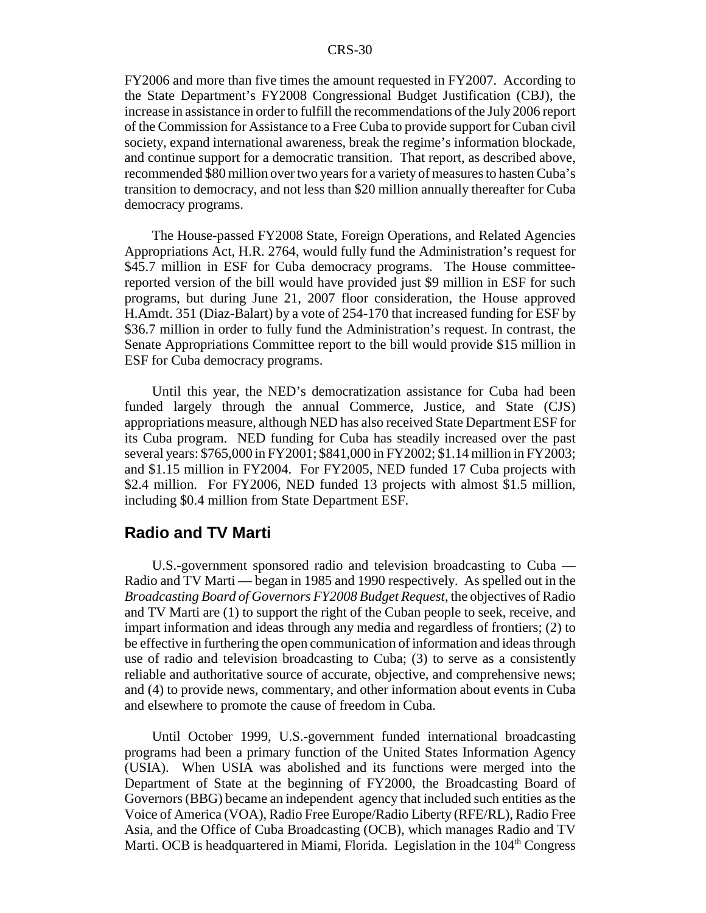FY2006 and more than five times the amount requested in FY2007. According to the State Department's FY2008 Congressional Budget Justification (CBJ), the increase in assistance in order to fulfill the recommendations of the July 2006 report of the Commission for Assistance to a Free Cuba to provide support for Cuban civil society, expand international awareness, break the regime's information blockade, and continue support for a democratic transition. That report, as described above, recommended $80 million over two years for a variety of measures to hasten Cuba's transition to democracy, and not less than $20 million annually thereafter for Cuba democracy programs.

The House-passed FY2008 State, Foreign Operations, and Related Agencies Appropriations Act, H.R. 2764, would fully fund the Administration's request for $45.7 million in ESF for Cuba democracy programs. The House committee-reported version of the bill would have provided just $9 million in ESF for such programs, but during June 21, 2007 floor consideration, the House approved H.Amdt. 351 (Diaz-Balart) by a vote of 254-170 that increased funding for ESF by $36.7 million in order to fully fund the Administration's request. In contrast, the Senate Appropriations Committee report to the bill would provide $15 million in ESF for Cuba democracy programs.

Until this year, the NED's democratization assistance for Cuba had been funded largely through the annual Commerce, Justice, and State (CJS) appropriations measure, although NED has also received State Department ESF for its Cuba program. NED funding for Cuba has steadily increased over the past several years: $765,000 in FY2001; $841,000 in FY2002; $1.14 million in FY2003; and $1.15 million in FY2004. For FY2005, NED funded 17 Cuba projects with $2.4 million. For FY2006, NED funded 13 projects with almost $1.5 million, including $0.4 million from State Department ESF.

## Radio and TV Marti

U.S.-government sponsored radio and television broadcasting to Cuba — Radio and TV Marti — began in 1985 and 1990 respectively. As spelled out in the *Broadcasting Board of Governors FY2008 Budget Request*, the objectives of Radio and TV Marti are (1) to support the right of the Cuban people to seek, receive, and impart information and ideas through any media and regardless of frontiers; (2) to be effective in furthering the open communication of information and ideas through use of radio and television broadcasting to Cuba; (3) to serve as a consistently reliable and authoritative source of accurate, objective, and comprehensive news; and (4) to provide news, commentary, and other information about events in Cuba and elsewhere to promote the cause of freedom in Cuba.

Until October 1999, U.S.-government funded international broadcasting programs had been a primary function of the United States Information Agency (USIA). When USIA was abolished and its functions were merged into the Department of State at the beginning of FY2000, the Broadcasting Board of Governors (BBG) became an independent agency that included such entities as the Voice of America (VOA), Radio Free Europe/Radio Liberty (RFE/RL), Radio Free Asia, and the Office of Cuba Broadcasting (OCB), which manages Radio and TV Marti. OCB is headquartered in Miami, Florida. Legislation in the 104th Congress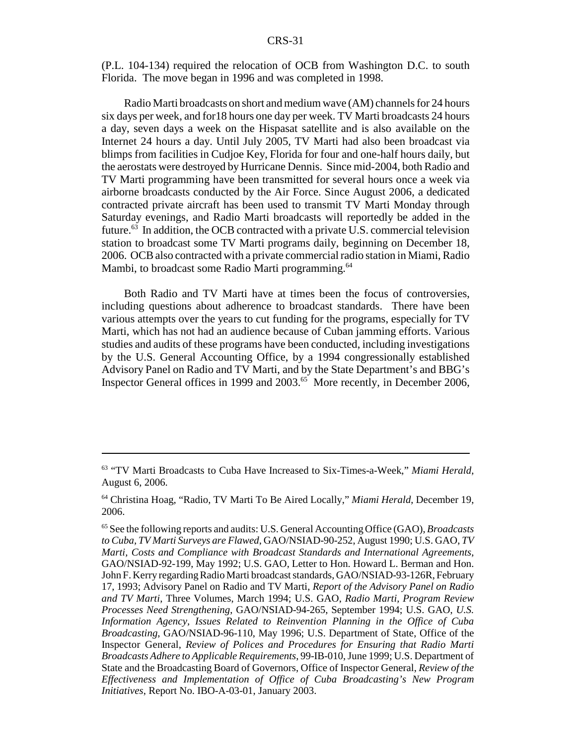(P.L. 104-134) required the relocation of OCB from Washington D.C. to south Florida. The move began in 1996 and was completed in 1998.

Radio Marti broadcasts on short and medium wave (AM) channels for 24 hours six days per week, and for18 hours one day per week. TV Marti broadcasts 24 hours a day, seven days a week on the Hispasat satellite and is also available on the Internet 24 hours a day. Until July 2005, TV Marti had also been broadcast via blimps from facilities in Cudjoe Key, Florida for four and one-half hours daily, but the aerostats were destroyed by Hurricane Dennis. Since mid-2004, both Radio and TV Marti programming have been transmitted for several hours once a week via airborne broadcasts conducted by the Air Force. Since August 2006, a dedicated contracted private aircraft has been used to transmit TV Marti Monday through Saturday evenings, and Radio Marti broadcasts will reportedly be added in the future.[63] In addition, the OCB contracted with a private U.S. commercial television station to broadcast some TV Marti programs daily, beginning on December 18, 2006. OCB also contracted with a private commercial radio station in Miami, Radio Mambi, to broadcast some Radio Marti programming.[64]

Both Radio and TV Marti have at times been the focus of controversies, including questions about adherence to broadcast standards. There have been various attempts over the years to cut funding for the programs, especially for TV Marti, which has not had an audience because of Cuban jamming efforts. Various studies and audits of these programs have been conducted, including investigations by the U.S. General Accounting Office, by a 1994 congressionally established Advisory Panel on Radio and TV Marti, and by the State Department's and BBG's Inspector General offices in 1999 and 2003.[65] More recently, in December 2006,

---

[63] "TV Marti Broadcasts to Cuba Have Increased to Six-Times-a-Week," *Miami Herald*, August 6, 2006.

[64] Christina Hoag, "Radio, TV Marti To Be Aired Locally," *Miami Herald*, December 19, 2006.

[65] See the following reports and audits: U.S. General Accounting Office (GAO), *Broadcasts to Cuba, TV Marti Surveys are Flawed*, GAO/NSIAD-90-252, August 1990; U.S. GAO, *TV Marti, Costs and Compliance with Broadcast Standards and International Agreements*, GAO/NSIAD-92-199, May 1992; U.S. GAO, Letter to Hon. Howard L. Berman and Hon. John F. Kerry regarding Radio Marti broadcast standards, GAO/NSIAD-93-126R, February 17, 1993; Advisory Panel on Radio and TV Marti, *Report of the Advisory Panel on Radio and TV Marti*, Three Volumes, March 1994; U.S. GAO, *Radio Marti, Program Review Processes Need Strengthening*, GAO/NSIAD-94-265, September 1994; U.S. GAO, *U.S. Information Agency, Issues Related to Reinvention Planning in the Office of Cuba Broadcasting*, GAO/NSIAD-96-110, May 1996; U.S. Department of State, Office of the Inspector General, *Review of Polices and Procedures for Ensuring that Radio Marti Broadcasts Adhere to Applicable Requirements*, 99-IB-010, June 1999; U.S. Department of State and the Broadcasting Board of Governors, Office of Inspector General, *Review of the Effectiveness and Implementation of Office of Cuba Broadcasting's New Program Initiatives*, Report No. IBO-A-03-01, January 2003.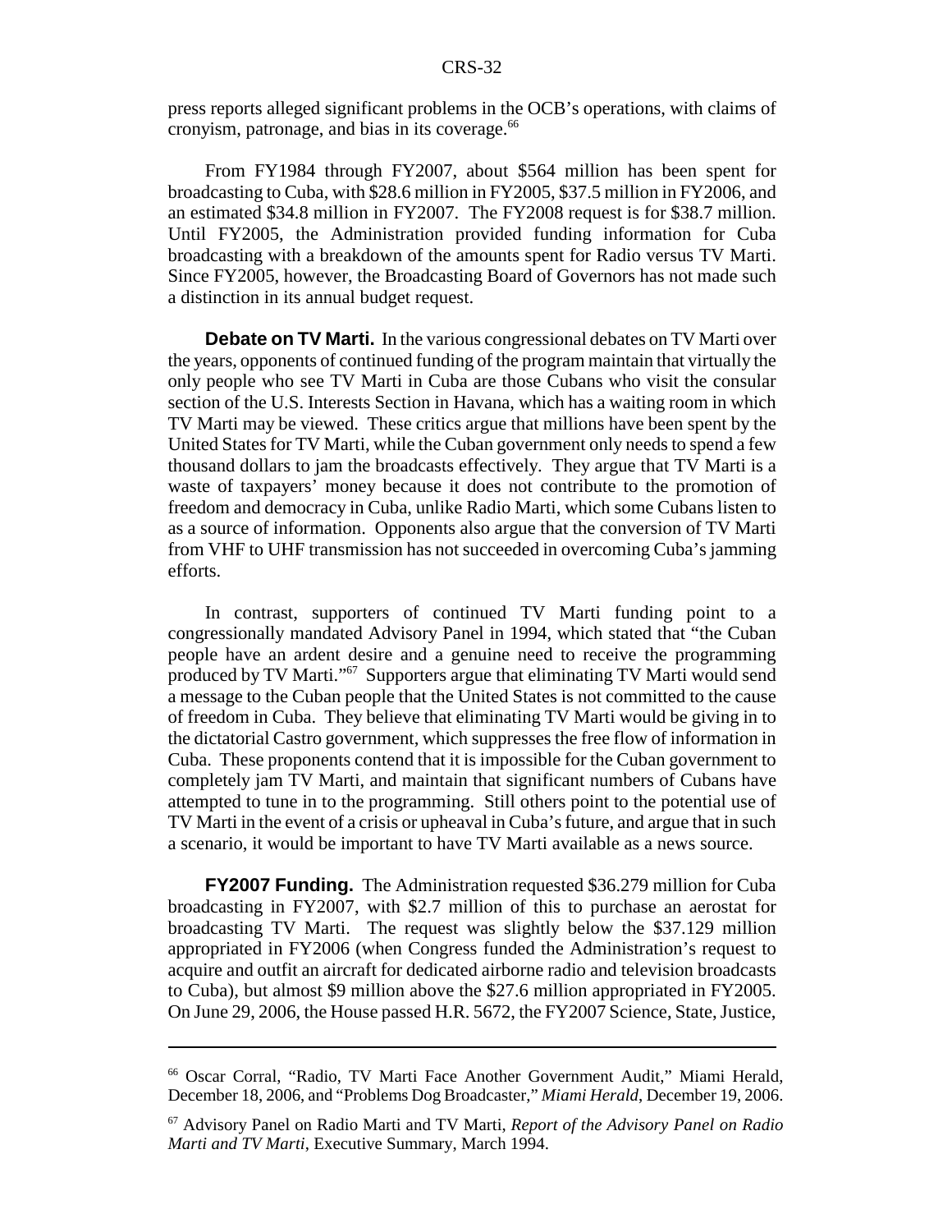press reports alleged significant problems in the OCB's operations, with claims of cronyism, patronage, and bias in its coverage.[66]

From FY1984 through FY2007, about $564 million has been spent for broadcasting to Cuba, with $28.6 million in FY2005, $37.5 million in FY2006, and an estimated $34.8 million in FY2007. The FY2008 request is for $38.7 million. Until FY2005, the Administration provided funding information for Cuba broadcasting with a breakdown of the amounts spent for Radio versus TV Marti. Since FY2005, however, the Broadcasting Board of Governors has not made such a distinction in its annual budget request.

**Debate on TV Marti.** In the various congressional debates on TV Marti over the years, opponents of continued funding of the program maintain that virtually the only people who see TV Marti in Cuba are those Cubans who visit the consular section of the U.S. Interests Section in Havana, which has a waiting room in which TV Marti may be viewed. These critics argue that millions have been spent by the United States for TV Marti, while the Cuban government only needs to spend a few thousand dollars to jam the broadcasts effectively. They argue that TV Marti is a waste of taxpayers' money because it does not contribute to the promotion of freedom and democracy in Cuba, unlike Radio Marti, which some Cubans listen to as a source of information. Opponents also argue that the conversion of TV Marti from VHF to UHF transmission has not succeeded in overcoming Cuba's jamming efforts.

In contrast, supporters of continued TV Marti funding point to a congressionally mandated Advisory Panel in 1994, which stated that "the Cuban people have an ardent desire and a genuine need to receive the programming produced by TV Marti."[67] Supporters argue that eliminating TV Marti would send a message to the Cuban people that the United States is not committed to the cause of freedom in Cuba. They believe that eliminating TV Marti would be giving in to the dictatorial Castro government, which suppresses the free flow of information in Cuba. These proponents contend that it is impossible for the Cuban government to completely jam TV Marti, and maintain that significant numbers of Cubans have attempted to tune in to the programming. Still others point to the potential use of TV Marti in the event of a crisis or upheaval in Cuba's future, and argue that in such a scenario, it would be important to have TV Marti available as a news source.

**FY2007 Funding.** The Administration requested $36.279 million for Cuba broadcasting in FY2007, with $2.7 million of this to purchase an aerostat for broadcasting TV Marti. The request was slightly below the $37.129 million appropriated in FY2006 (when Congress funded the Administration's request to acquire and outfit an aircraft for dedicated airborne radio and television broadcasts to Cuba), but almost $9 million above the $27.6 million appropriated in FY2005. On June 29, 2006, the House passed H.R. 5672, the FY2007 Science, State, Justice,

---

[66] Oscar Corral, "Radio, TV Marti Face Another Government Audit," Miami Herald, December 18, 2006, and "Problems Dog Broadcaster," *Miami Herald*, December 19, 2006.

[67] Advisory Panel on Radio Marti and TV Marti, *Report of the Advisory Panel on Radio Marti and TV Marti*, Executive Summary, March 1994.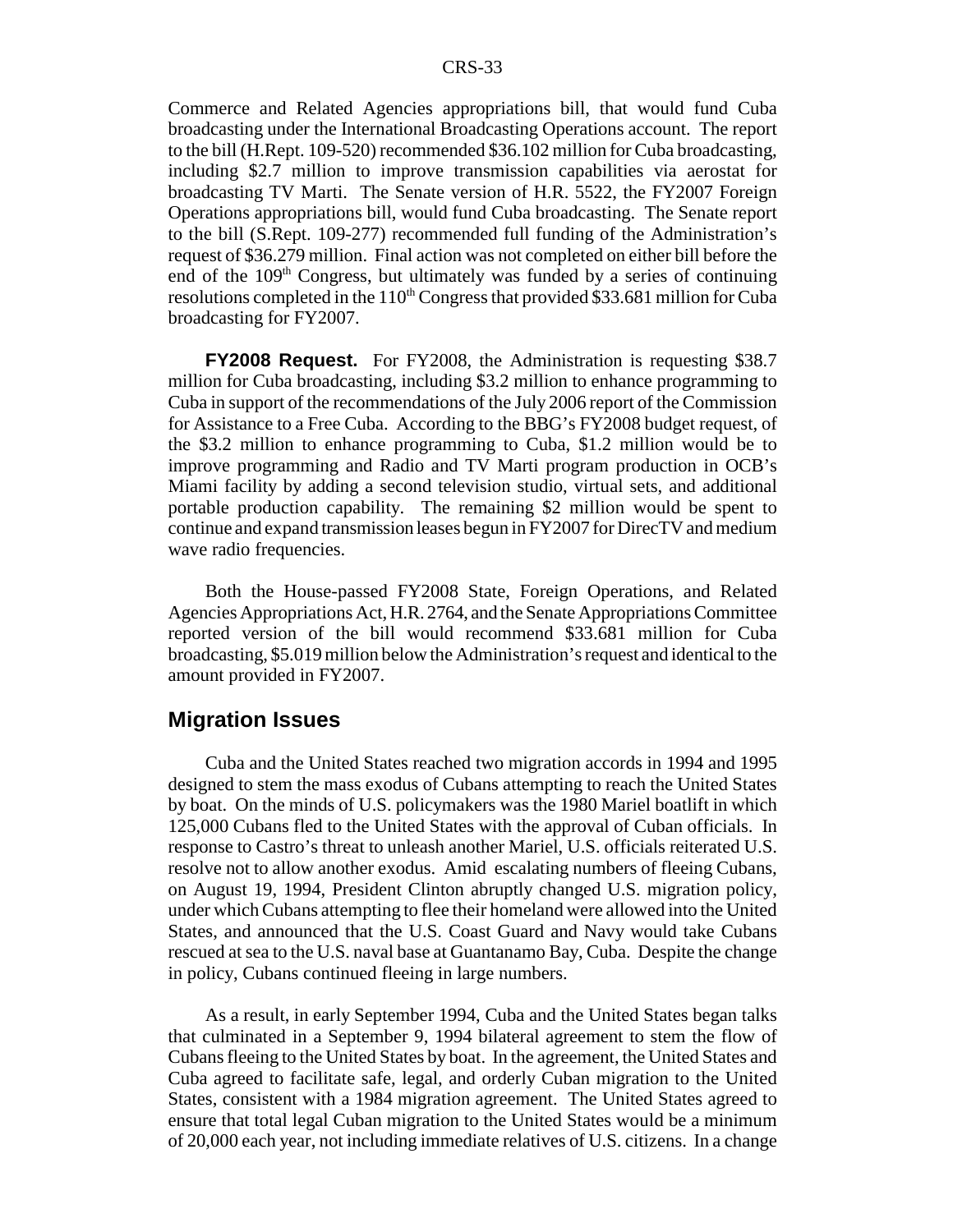Commerce and Related Agencies appropriations bill, that would fund Cuba broadcasting under the International Broadcasting Operations account. The report to the bill (H.Rept. 109-520) recommended $36.102 million for Cuba broadcasting, including $2.7 million to improve transmission capabilities via aerostat for broadcasting TV Marti. The Senate version of H.R. 5522, the FY2007 Foreign Operations appropriations bill, would fund Cuba broadcasting. The Senate report to the bill (S.Rept. 109-277) recommended full funding of the Administration's request of $36.279 million. Final action was not completed on either bill before the end of the 109th Congress, but ultimately was funded by a series of continuing resolutions completed in the 110th Congress that provided $33.681 million for Cuba broadcasting for FY2007.

**FY2008 Request.** For FY2008, the Administration is requesting $38.7 million for Cuba broadcasting, including $3.2 million to enhance programming to Cuba in support of the recommendations of the July 2006 report of the Commission for Assistance to a Free Cuba. According to the BBG's FY2008 budget request, of the $3.2 million to enhance programming to Cuba, $1.2 million would be to improve programming and Radio and TV Marti program production in OCB's Miami facility by adding a second television studio, virtual sets, and additional portable production capability. The remaining $2 million would be spent to continue and expand transmission leases begun in FY2007 for DirecTV and medium wave radio frequencies.

Both the House-passed FY2008 State, Foreign Operations, and Related Agencies Appropriations Act, H.R. 2764, and the Senate Appropriations Committee reported version of the bill would recommend $33.681 million for Cuba broadcasting, $5.019 million below the Administration's request and identical to the amount provided in FY2007.

## Migration Issues

Cuba and the United States reached two migration accords in 1994 and 1995 designed to stem the mass exodus of Cubans attempting to reach the United States by boat. On the minds of U.S. policymakers was the 1980 Mariel boatlift in which 125,000 Cubans fled to the United States with the approval of Cuban officials. In response to Castro's threat to unleash another Mariel, U.S. officials reiterated U.S. resolve not to allow another exodus. Amid escalating numbers of fleeing Cubans, on August 19, 1994, President Clinton abruptly changed U.S. migration policy, under which Cubans attempting to flee their homeland were allowed into the United States, and announced that the U.S. Coast Guard and Navy would take Cubans rescued at sea to the U.S. naval base at Guantanamo Bay, Cuba. Despite the change in policy, Cubans continued fleeing in large numbers.

As a result, in early September 1994, Cuba and the United States began talks that culminated in a September 9, 1994 bilateral agreement to stem the flow of Cubans fleeing to the United States by boat. In the agreement, the United States and Cuba agreed to facilitate safe, legal, and orderly Cuban migration to the United States, consistent with a 1984 migration agreement. The United States agreed to ensure that total legal Cuban migration to the United States would be a minimum of 20,000 each year, not including immediate relatives of U.S. citizens. In a change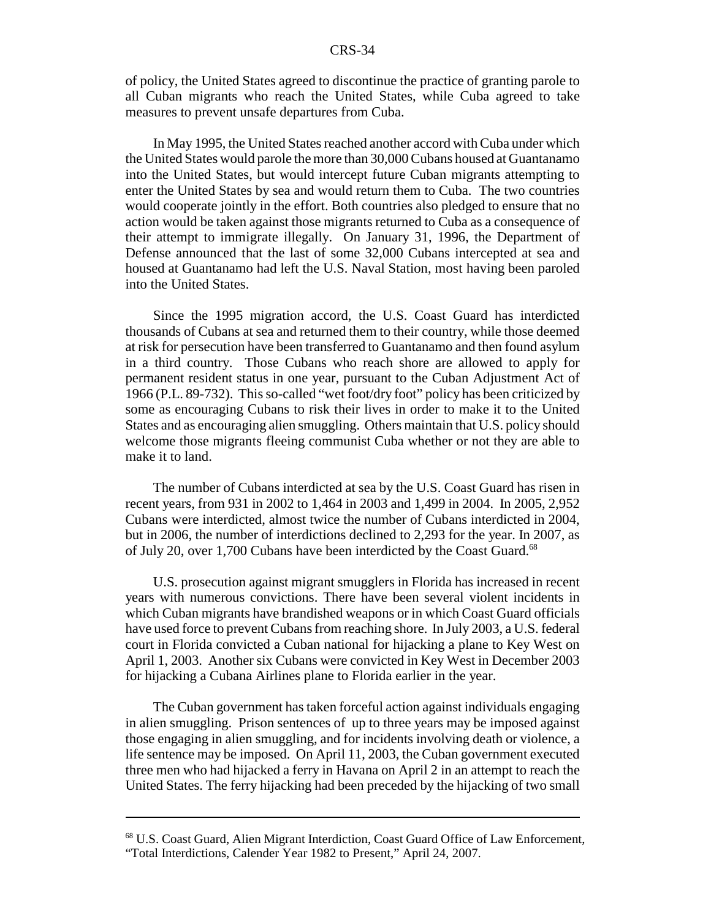of policy, the United States agreed to discontinue the practice of granting parole to all Cuban migrants who reach the United States, while Cuba agreed to take measures to prevent unsafe departures from Cuba.

In May 1995, the United States reached another accord with Cuba under which the United States would parole the more than 30,000 Cubans housed at Guantanamo into the United States, but would intercept future Cuban migrants attempting to enter the United States by sea and would return them to Cuba. The two countries would cooperate jointly in the effort. Both countries also pledged to ensure that no action would be taken against those migrants returned to Cuba as a consequence of their attempt to immigrate illegally. On January 31, 1996, the Department of Defense announced that the last of some 32,000 Cubans intercepted at sea and housed at Guantanamo had left the U.S. Naval Station, most having been paroled into the United States.

Since the 1995 migration accord, the U.S. Coast Guard has interdicted thousands of Cubans at sea and returned them to their country, while those deemed at risk for persecution have been transferred to Guantanamo and then found asylum in a third country. Those Cubans who reach shore are allowed to apply for permanent resident status in one year, pursuant to the Cuban Adjustment Act of 1966 (P.L. 89-732). This so-called "wet foot/dry foot" policy has been criticized by some as encouraging Cubans to risk their lives in order to make it to the United States and as encouraging alien smuggling. Others maintain that U.S. policy should welcome those migrants fleeing communist Cuba whether or not they are able to make it to land.

The number of Cubans interdicted at sea by the U.S. Coast Guard has risen in recent years, from 931 in 2002 to 1,464 in 2003 and 1,499 in 2004. In 2005, 2,952 Cubans were interdicted, almost twice the number of Cubans interdicted in 2004, but in 2006, the number of interdictions declined to 2,293 for the year. In 2007, as of July 20, over 1,700 Cubans have been interdicted by the Coast Guard.[68]

U.S. prosecution against migrant smugglers in Florida has increased in recent years with numerous convictions. There have been several violent incidents in which Cuban migrants have brandished weapons or in which Coast Guard officials have used force to prevent Cubans from reaching shore. In July 2003, a U.S. federal court in Florida convicted a Cuban national for hijacking a plane to Key West on April 1, 2003. Another six Cubans were convicted in Key West in December 2003 for hijacking a Cubana Airlines plane to Florida earlier in the year.

The Cuban government has taken forceful action against individuals engaging in alien smuggling. Prison sentences of up to three years may be imposed against those engaging in alien smuggling, and for incidents involving death or violence, a life sentence may be imposed. On April 11, 2003, the Cuban government executed three men who had hijacked a ferry in Havana on April 2 in an attempt to reach the United States. The ferry hijacking had been preceded by the hijacking of two small

---

[68] U.S. Coast Guard, Alien Migrant Interdiction, Coast Guard Office of Law Enforcement, "Total Interdictions, Calender Year 1982 to Present," April 24, 2007.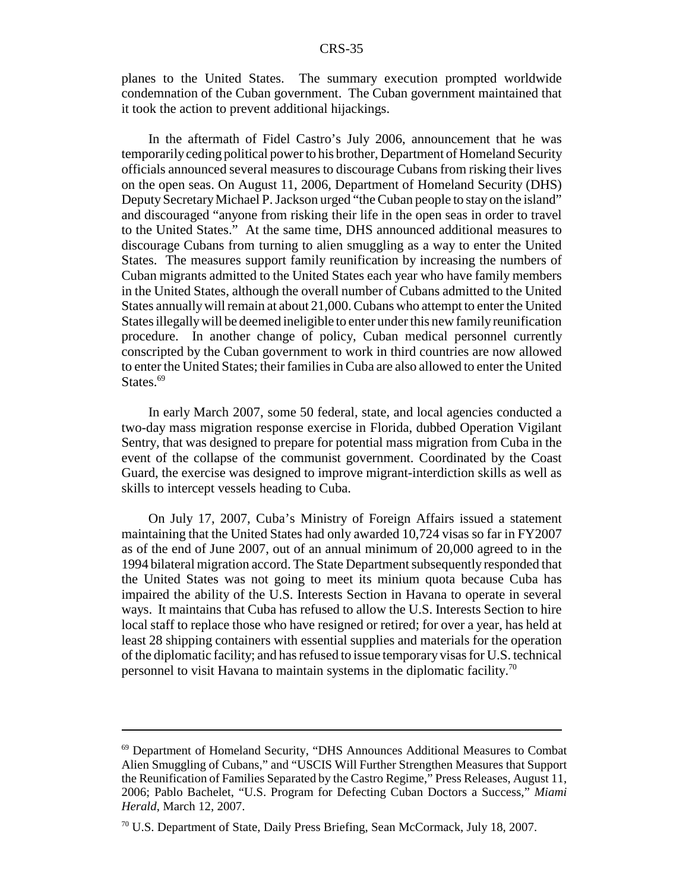planes to the United States. The summary execution prompted worldwide condemnation of the Cuban government. The Cuban government maintained that it took the action to prevent additional hijackings.

In the aftermath of Fidel Castro's July 2006, announcement that he was temporarily ceding political power to his brother, Department of Homeland Security officials announced several measures to discourage Cubans from risking their lives on the open seas. On August 11, 2006, Department of Homeland Security (DHS) Deputy Secretary Michael P. Jackson urged "the Cuban people to stay on the island" and discouraged "anyone from risking their life in the open seas in order to travel to the United States." At the same time, DHS announced additional measures to discourage Cubans from turning to alien smuggling as a way to enter the United States. The measures support family reunification by increasing the numbers of Cuban migrants admitted to the United States each year who have family members in the United States, although the overall number of Cubans admitted to the United States annually will remain at about 21,000. Cubans who attempt to enter the United States illegally will be deemed ineligible to enter under this new family reunification procedure. In another change of policy, Cuban medical personnel currently conscripted by the Cuban government to work in third countries are now allowed to enter the United States; their families in Cuba are also allowed to enter the United States.[69]

In early March 2007, some 50 federal, state, and local agencies conducted a two-day mass migration response exercise in Florida, dubbed Operation Vigilant Sentry, that was designed to prepare for potential mass migration from Cuba in the event of the collapse of the communist government. Coordinated by the Coast Guard, the exercise was designed to improve migrant-interdiction skills as well as skills to intercept vessels heading to Cuba.

On July 17, 2007, Cuba's Ministry of Foreign Affairs issued a statement maintaining that the United States had only awarded 10,724 visas so far in FY2007 as of the end of June 2007, out of an annual minimum of 20,000 agreed to in the 1994 bilateral migration accord. The State Department subsequently responded that the United States was not going to meet its minium quota because Cuba has impaired the ability of the U.S. Interests Section in Havana to operate in several ways. It maintains that Cuba has refused to allow the U.S. Interests Section to hire local staff to replace those who have resigned or retired; for over a year, has held at least 28 shipping containers with essential supplies and materials for the operation of the diplomatic facility; and has refused to issue temporary visas for U.S. technical personnel to visit Havana to maintain systems in the diplomatic facility.[70]

---

[69] Department of Homeland Security, "DHS Announces Additional Measures to Combat Alien Smuggling of Cubans," and "USCIS Will Further Strengthen Measures that Support the Reunification of Families Separated by the Castro Regime," Press Releases, August 11, 2006; Pablo Bachelet, "U.S. Program for Defecting Cuban Doctors a Success," *Miami Herald*, March 12, 2007.

[70] U.S. Department of State, Daily Press Briefing, Sean McCormack, July 18, 2007.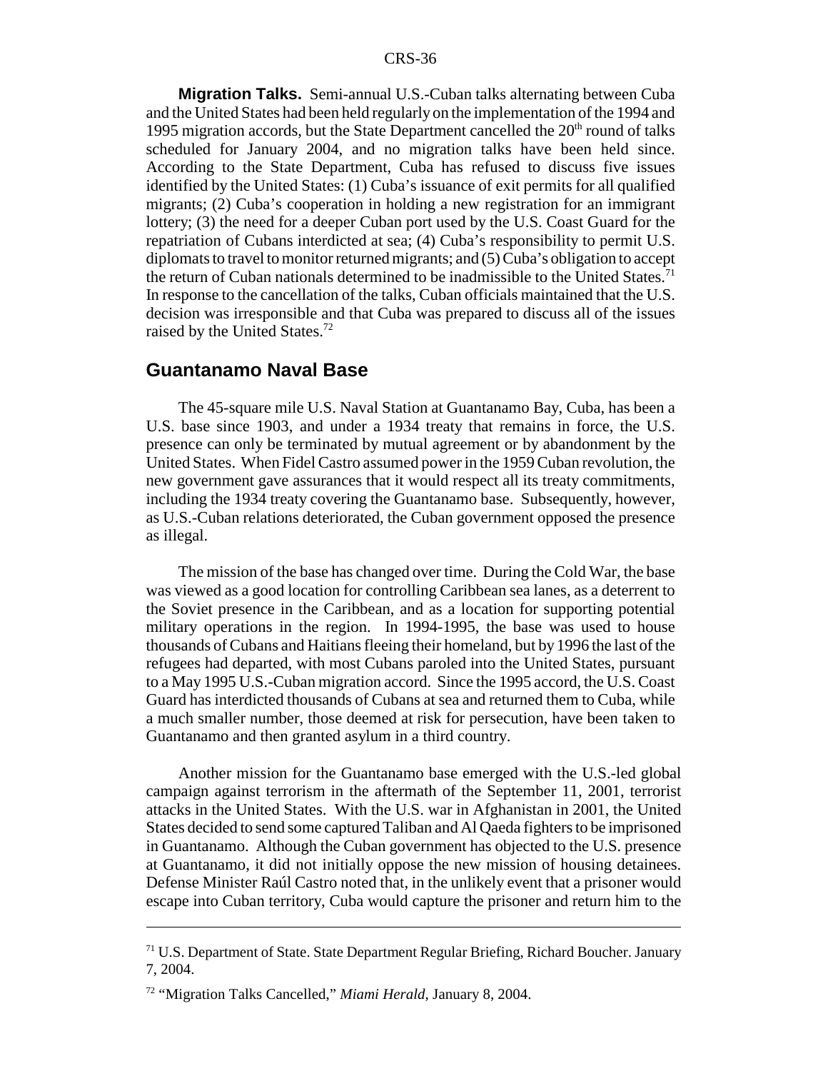**Migration Talks.** Semi-annual U.S.-Cuban talks alternating between Cuba and the United States had been held regularly on the implementation of the 1994 and 1995 migration accords, but the State Department cancelled the 20th round of talks scheduled for January 2004, and no migration talks have been held since. According to the State Department, Cuba has refused to discuss five issues identified by the United States: (1) Cuba's issuance of exit permits for all qualified migrants; (2) Cuba's cooperation in holding a new registration for an immigrant lottery; (3) the need for a deeper Cuban port used by the U.S. Coast Guard for the repatriation of Cubans interdicted at sea; (4) Cuba's responsibility to permit U.S. diplomats to travel to monitor returned migrants; and (5) Cuba's obligation to accept the return of Cuban nationals determined to be inadmissible to the United States.[71] In response to the cancellation of the talks, Cuban officials maintained that the U.S. decision was irresponsible and that Cuba was prepared to discuss all of the issues raised by the United States.[72]

## Guantanamo Naval Base

The 45-square mile U.S. Naval Station at Guantanamo Bay, Cuba, has been a U.S. base since 1903, and under a 1934 treaty that remains in force, the U.S. presence can only be terminated by mutual agreement or by abandonment by the United States. When Fidel Castro assumed power in the 1959 Cuban revolution, the new government gave assurances that it would respect all its treaty commitments, including the 1934 treaty covering the Guantanamo base. Subsequently, however, as U.S.-Cuban relations deteriorated, the Cuban government opposed the presence as illegal.

The mission of the base has changed over time. During the Cold War, the base was viewed as a good location for controlling Caribbean sea lanes, as a deterrent to the Soviet presence in the Caribbean, and as a location for supporting potential military operations in the region. In 1994-1995, the base was used to house thousands of Cubans and Haitians fleeing their homeland, but by 1996 the last of the refugees had departed, with most Cubans paroled into the United States, pursuant to a May 1995 U.S.-Cuban migration accord. Since the 1995 accord, the U.S. Coast Guard has interdicted thousands of Cubans at sea and returned them to Cuba, while a much smaller number, those deemed at risk for persecution, have been taken to Guantanamo and then granted asylum in a third country.

Another mission for the Guantanamo base emerged with the U.S.-led global campaign against terrorism in the aftermath of the September 11, 2001, terrorist attacks in the United States. With the U.S. war in Afghanistan in 2001, the United States decided to send some captured Taliban and Al Qaeda fighters to be imprisoned in Guantanamo. Although the Cuban government has objected to the U.S. presence at Guantanamo, it did not initially oppose the new mission of housing detainees. Defense Minister Raúl Castro noted that, in the unlikely event that a prisoner would escape into Cuban territory, Cuba would capture the prisoner and return him to the

---

[71] U.S. Department of State. State Department Regular Briefing, Richard Boucher. January 7, 2004.

[72] "Migration Talks Cancelled," *Miami Herald*, January 8, 2004.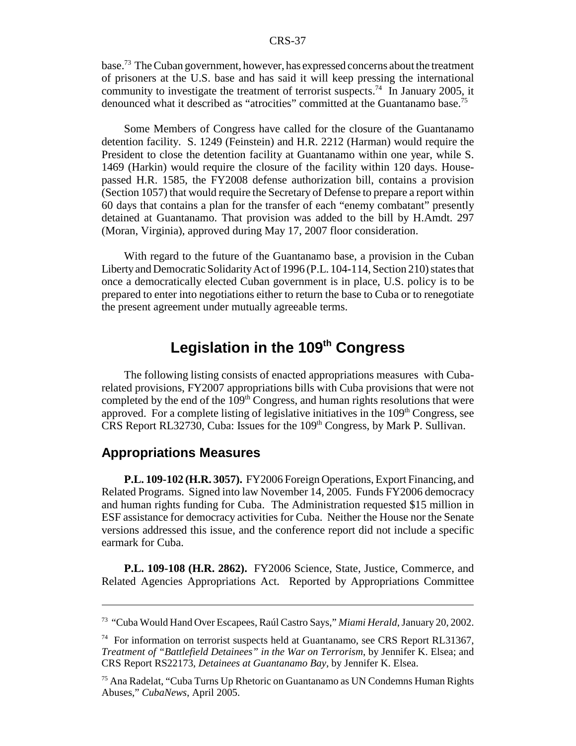base.[73] The Cuban government, however, has expressed concerns about the treatment of prisoners at the U.S. base and has said it will keep pressing the international community to investigate the treatment of terrorist suspects.[74] In January 2005, it denounced what it described as "atrocities" committed at the Guantanamo base.[75]

Some Members of Congress have called for the closure of the Guantanamo detention facility. S. 1249 (Feinstein) and H.R. 2212 (Harman) would require the President to close the detention facility at Guantanamo within one year, while S. 1469 (Harkin) would require the closure of the facility within 120 days. House-passed H.R. 1585, the FY2008 defense authorization bill, contains a provision (Section 1057) that would require the Secretary of Defense to prepare a report within 60 days that contains a plan for the transfer of each "enemy combatant" presently detained at Guantanamo. That provision was added to the bill by H.Amdt. 297 (Moran, Virginia), approved during May 17, 2007 floor consideration.

With regard to the future of the Guantanamo base, a provision in the Cuban Liberty and Democratic Solidarity Act of 1996 (P.L. 104-114, Section 210) states that once a democratically elected Cuban government is in place, U.S. policy is to be prepared to enter into negotiations either to return the base to Cuba or to renegotiate the present agreement under mutually agreeable terms.

# Legislation in the 109th Congress

The following listing consists of enacted appropriations measures with Cuba-related provisions, FY2007 appropriations bills with Cuba provisions that were not completed by the end of the 109th Congress, and human rights resolutions that were approved. For a complete listing of legislative initiatives in the 109th Congress, see CRS Report RL32730, Cuba: Issues for the 109th Congress, by Mark P. Sullivan.

## Appropriations Measures

**P.L. 109-102 (H.R. 3057).** FY2006 Foreign Operations, Export Financing, and Related Programs. Signed into law November 14, 2005. Funds FY2006 democracy and human rights funding for Cuba. The Administration requested $15 million in ESF assistance for democracy activities for Cuba. Neither the House nor the Senate versions addressed this issue, and the conference report did not include a specific earmark for Cuba.

**P.L. 109-108 (H.R. 2862).** FY2006 Science, State, Justice, Commerce, and Related Agencies Appropriations Act. Reported by Appropriations Committee

---

[73] "Cuba Would Hand Over Escapees, Raúl Castro Says," *Miami Herald*, January 20, 2002.

[74] For information on terrorist suspects held at Guantanamo, see CRS Report RL31367, *Treatment of "Battlefield Detainees" in the War on Terrorism*, by Jennifer K. Elsea; and CRS Report RS22173, *Detainees at Guantanamo Bay*, by Jennifer K. Elsea.

[75] Ana Radelat, "Cuba Turns Up Rhetoric on Guantanamo as UN Condemns Human Rights Abuses," *CubaNews*, April 2005.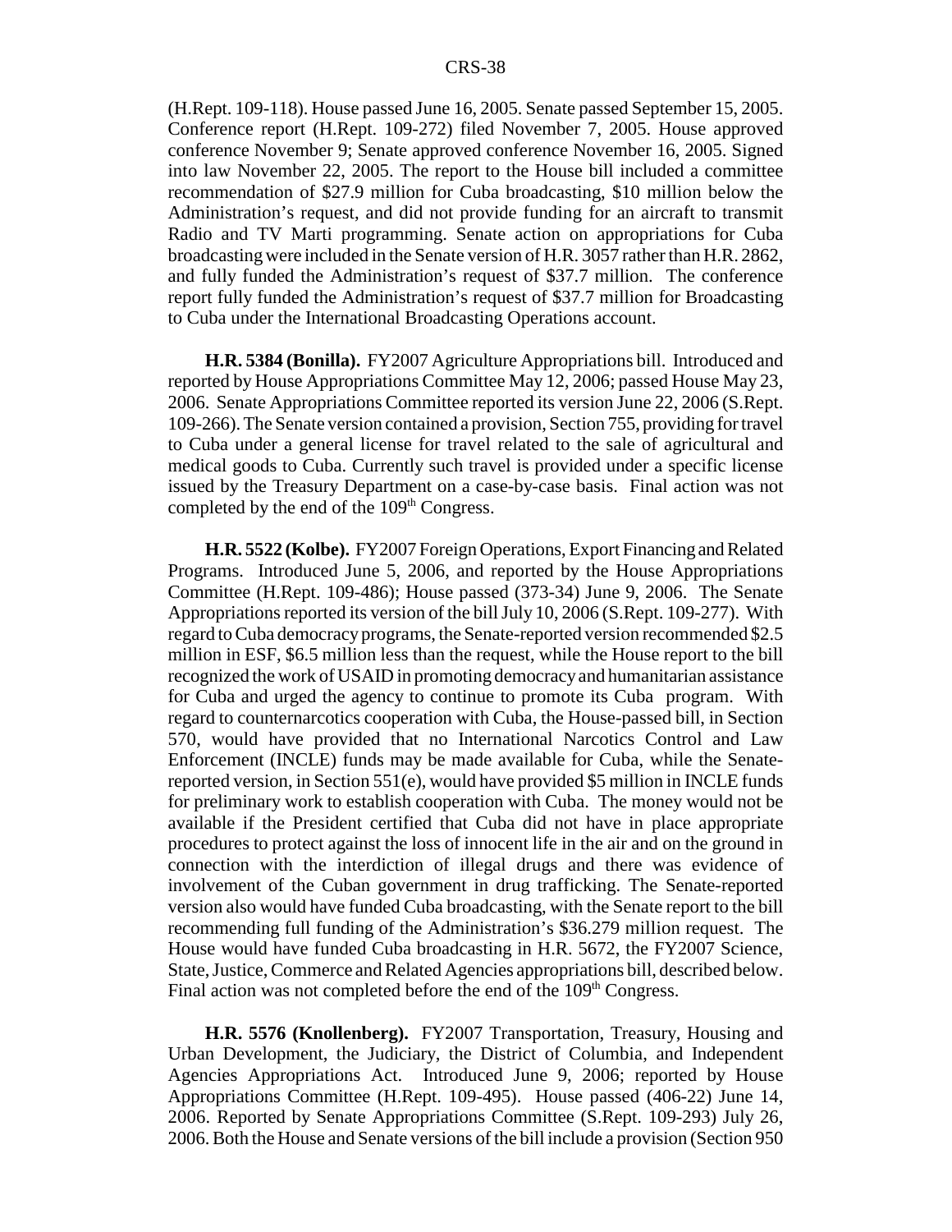(H.Rept. 109-118). House passed June 16, 2005. Senate passed September 15, 2005. Conference report (H.Rept. 109-272) filed November 7, 2005. House approved conference November 9; Senate approved conference November 16, 2005. Signed into law November 22, 2005. The report to the House bill included a committee recommendation of $27.9 million for Cuba broadcasting, $10 million below the Administration's request, and did not provide funding for an aircraft to transmit Radio and TV Marti programming. Senate action on appropriations for Cuba broadcasting were included in the Senate version of H.R. 3057 rather than H.R. 2862, and fully funded the Administration's request of $37.7 million. The conference report fully funded the Administration's request of $37.7 million for Broadcasting to Cuba under the International Broadcasting Operations account.

**H.R. 5384 (Bonilla).** FY2007 Agriculture Appropriations bill. Introduced and reported by House Appropriations Committee May 12, 2006; passed House May 23, 2006. Senate Appropriations Committee reported its version June 22, 2006 (S.Rept. 109-266). The Senate version contained a provision, Section 755, providing for travel to Cuba under a general license for travel related to the sale of agricultural and medical goods to Cuba. Currently such travel is provided under a specific license issued by the Treasury Department on a case-by-case basis. Final action was not completed by the end of the 109th Congress.

**H.R. 5522 (Kolbe).** FY2007 Foreign Operations, Export Financing and Related Programs. Introduced June 5, 2006, and reported by the House Appropriations Committee (H.Rept. 109-486); House passed (373-34) June 9, 2006. The Senate Appropriations reported its version of the bill July 10, 2006 (S.Rept. 109-277). With regard to Cuba democracy programs, the Senate-reported version recommended $2.5 million in ESF, $6.5 million less than the request, while the House report to the bill recognized the work of USAID in promoting democracy and humanitarian assistance for Cuba and urged the agency to continue to promote its Cuba program. With regard to counternarcotics cooperation with Cuba, the House-passed bill, in Section 570, would have provided that no International Narcotics Control and Law Enforcement (INCLE) funds may be made available for Cuba, while the Senate-reported version, in Section 551(e), would have provided $5 million in INCLE funds for preliminary work to establish cooperation with Cuba. The money would not be available if the President certified that Cuba did not have in place appropriate procedures to protect against the loss of innocent life in the air and on the ground in connection with the interdiction of illegal drugs and there was evidence of involvement of the Cuban government in drug trafficking. The Senate-reported version also would have funded Cuba broadcasting, with the Senate report to the bill recommending full funding of the Administration's $36.279 million request. The House would have funded Cuba broadcasting in H.R. 5672, the FY2007 Science, State, Justice, Commerce and Related Agencies appropriations bill, described below. Final action was not completed before the end of the 109th Congress.

**H.R. 5576 (Knollenberg).** FY2007 Transportation, Treasury, Housing and Urban Development, the Judiciary, the District of Columbia, and Independent Agencies Appropriations Act. Introduced June 9, 2006; reported by House Appropriations Committee (H.Rept. 109-495). House passed (406-22) June 14, 2006. Reported by Senate Appropriations Committee (S.Rept. 109-293) July 26, 2006. Both the House and Senate versions of the bill include a provision (Section 950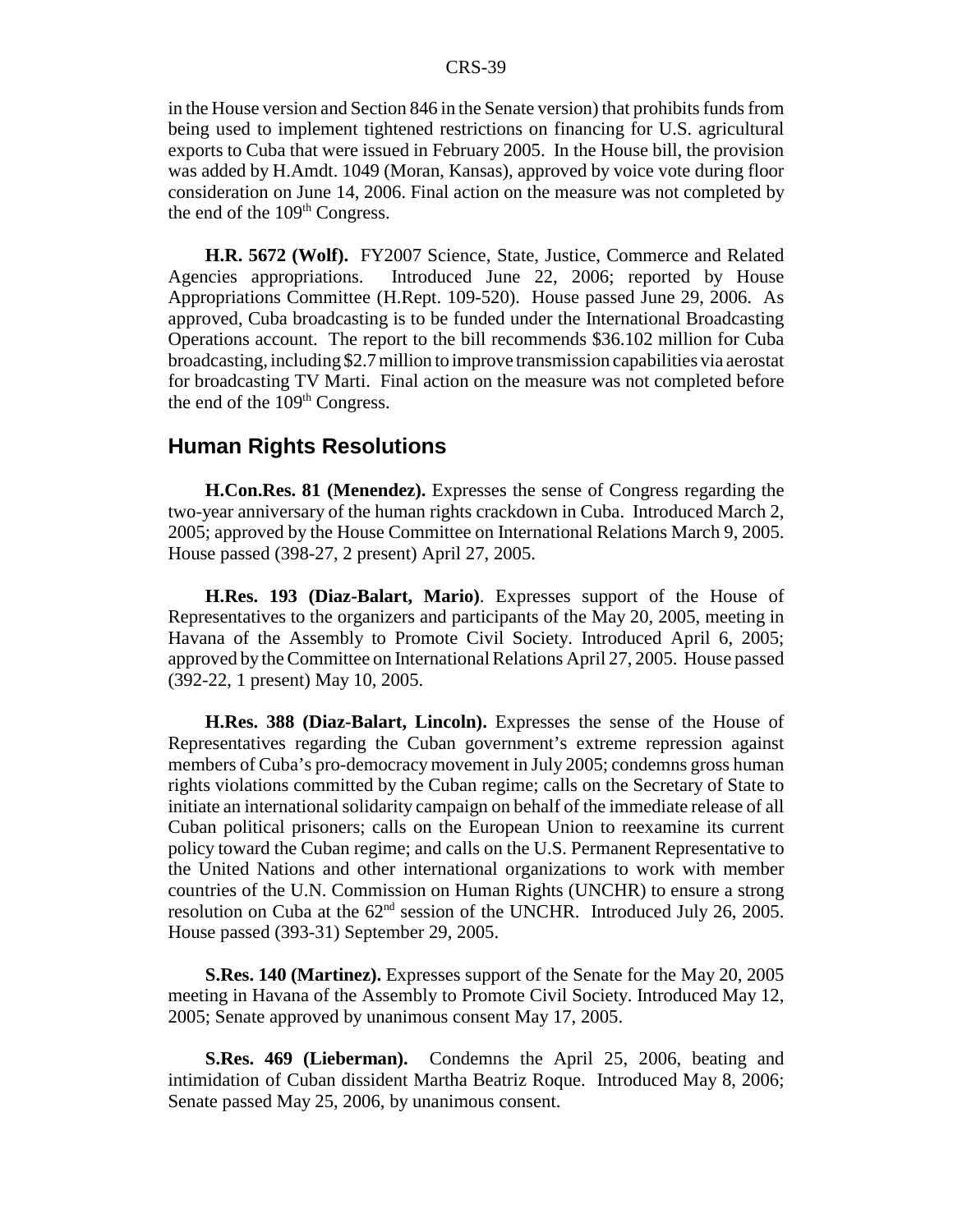in the House version and Section 846 in the Senate version) that prohibits funds from being used to implement tightened restrictions on financing for U.S. agricultural exports to Cuba that were issued in February 2005. In the House bill, the provision was added by H.Amdt. 1049 (Moran, Kansas), approved by voice vote during floor consideration on June 14, 2006. Final action on the measure was not completed by the end of the 109th Congress.

**H.R. 5672 (Wolf).** FY2007 Science, State, Justice, Commerce and Related Agencies appropriations. Introduced June 22, 2006; reported by House Appropriations Committee (H.Rept. 109-520). House passed June 29, 2006. As approved, Cuba broadcasting is to be funded under the International Broadcasting Operations account. The report to the bill recommends $36.102 million for Cuba broadcasting, including $2.7 million to improve transmission capabilities via aerostat for broadcasting TV Marti. Final action on the measure was not completed before the end of the 109th Congress.

## Human Rights Resolutions

**H.Con.Res. 81 (Menendez).** Expresses the sense of Congress regarding the two-year anniversary of the human rights crackdown in Cuba. Introduced March 2, 2005; approved by the House Committee on International Relations March 9, 2005. House passed (398-27, 2 present) April 27, 2005.

**H.Res. 193 (Diaz-Balart, Mario)**. Expresses support of the House of Representatives to the organizers and participants of the May 20, 2005, meeting in Havana of the Assembly to Promote Civil Society. Introduced April 6, 2005; approved by the Committee on International Relations April 27, 2005. House passed (392-22, 1 present) May 10, 2005.

**H.Res. 388 (Diaz-Balart, Lincoln).** Expresses the sense of the House of Representatives regarding the Cuban government's extreme repression against members of Cuba's pro-democracy movement in July 2005; condemns gross human rights violations committed by the Cuban regime; calls on the Secretary of State to initiate an international solidarity campaign on behalf of the immediate release of all Cuban political prisoners; calls on the European Union to reexamine its current policy toward the Cuban regime; and calls on the U.S. Permanent Representative to the United Nations and other international organizations to work with member countries of the U.N. Commission on Human Rights (UNCHR) to ensure a strong resolution on Cuba at the 62nd session of the UNCHR. Introduced July 26, 2005. House passed (393-31) September 29, 2005.

**S.Res. 140 (Martinez).** Expresses support of the Senate for the May 20, 2005 meeting in Havana of the Assembly to Promote Civil Society. Introduced May 12, 2005; Senate approved by unanimous consent May 17, 2005.

**S.Res. 469 (Lieberman).** Condemns the April 25, 2006, beating and intimidation of Cuban dissident Martha Beatriz Roque. Introduced May 8, 2006; Senate passed May 25, 2006, by unanimous consent.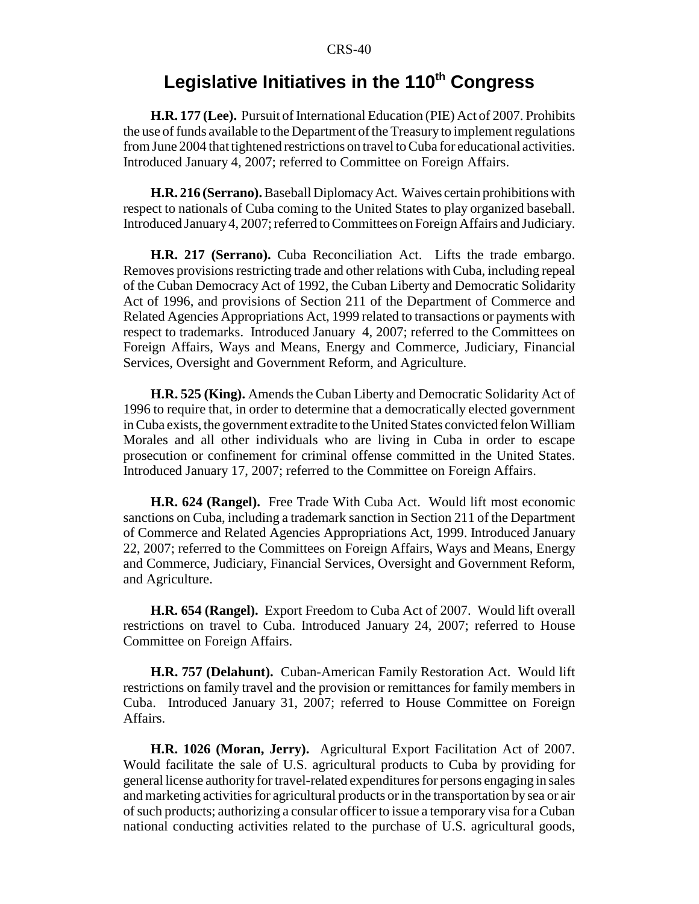## Legislative Initiatives in the 110th Congress

**H.R. 177 (Lee).** Pursuit of International Education (PIE) Act of 2007. Prohibits the use of funds available to the Department of the Treasury to implement regulations from June 2004 that tightened restrictions on travel to Cuba for educational activities. Introduced January 4, 2007; referred to Committee on Foreign Affairs.

**H.R. 216 (Serrano).** Baseball Diplomacy Act. Waives certain prohibitions with respect to nationals of Cuba coming to the United States to play organized baseball. Introduced January 4, 2007; referred to Committees on Foreign Affairs and Judiciary.

**H.R. 217 (Serrano).** Cuba Reconciliation Act. Lifts the trade embargo. Removes provisions restricting trade and other relations with Cuba, including repeal of the Cuban Democracy Act of 1992, the Cuban Liberty and Democratic Solidarity Act of 1996, and provisions of Section 211 of the Department of Commerce and Related Agencies Appropriations Act, 1999 related to transactions or payments with respect to trademarks. Introduced January 4, 2007; referred to the Committees on Foreign Affairs, Ways and Means, Energy and Commerce, Judiciary, Financial Services, Oversight and Government Reform, and Agriculture.

**H.R. 525 (King).** Amends the Cuban Liberty and Democratic Solidarity Act of 1996 to require that, in order to determine that a democratically elected government in Cuba exists, the government extradite to the United States convicted felon William Morales and all other individuals who are living in Cuba in order to escape prosecution or confinement for criminal offense committed in the United States. Introduced January 17, 2007; referred to the Committee on Foreign Affairs.

**H.R. 624 (Rangel).** Free Trade With Cuba Act. Would lift most economic sanctions on Cuba, including a trademark sanction in Section 211 of the Department of Commerce and Related Agencies Appropriations Act, 1999. Introduced January 22, 2007; referred to the Committees on Foreign Affairs, Ways and Means, Energy and Commerce, Judiciary, Financial Services, Oversight and Government Reform, and Agriculture.

**H.R. 654 (Rangel).** Export Freedom to Cuba Act of 2007. Would lift overall restrictions on travel to Cuba. Introduced January 24, 2007; referred to House Committee on Foreign Affairs.

**H.R. 757 (Delahunt).** Cuban-American Family Restoration Act. Would lift restrictions on family travel and the provision or remittances for family members in Cuba. Introduced January 31, 2007; referred to House Committee on Foreign Affairs.

**H.R. 1026 (Moran, Jerry).** Agricultural Export Facilitation Act of 2007. Would facilitate the sale of U.S. agricultural products to Cuba by providing for general license authority for travel-related expenditures for persons engaging in sales and marketing activities for agricultural products or in the transportation by sea or air of such products; authorizing a consular officer to issue a temporary visa for a Cuban national conducting activities related to the purchase of U.S. agricultural goods,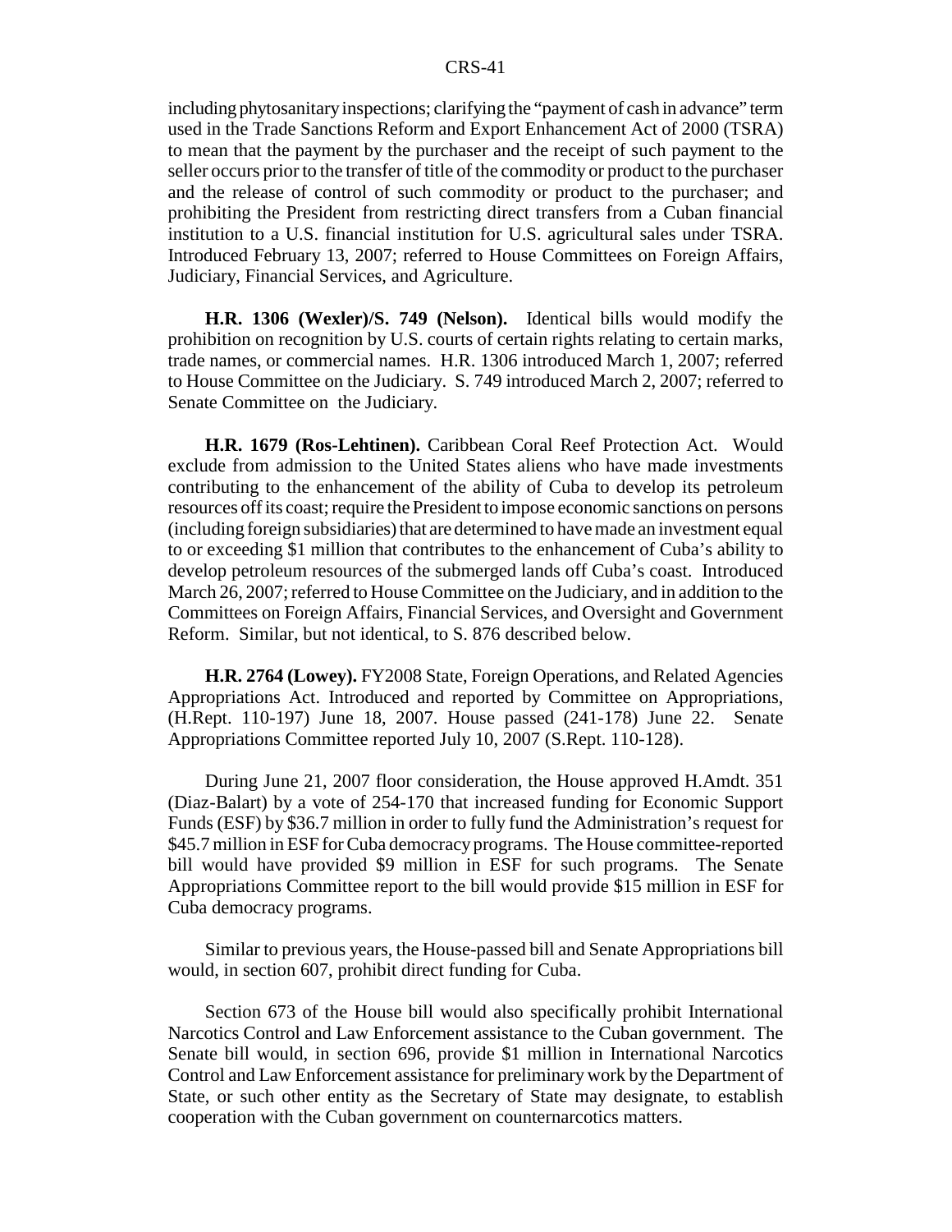including phytosanitary inspections; clarifying the "payment of cash in advance" term used in the Trade Sanctions Reform and Export Enhancement Act of 2000 (TSRA) to mean that the payment by the purchaser and the receipt of such payment to the seller occurs prior to the transfer of title of the commodity or product to the purchaser and the release of control of such commodity or product to the purchaser; and prohibiting the President from restricting direct transfers from a Cuban financial institution to a U.S. financial institution for U.S. agricultural sales under TSRA. Introduced February 13, 2007; referred to House Committees on Foreign Affairs, Judiciary, Financial Services, and Agriculture.

**H.R. 1306 (Wexler)/S. 749 (Nelson).** Identical bills would modify the prohibition on recognition by U.S. courts of certain rights relating to certain marks, trade names, or commercial names. H.R. 1306 introduced March 1, 2007; referred to House Committee on the Judiciary. S. 749 introduced March 2, 2007; referred to Senate Committee on the Judiciary.

**H.R. 1679 (Ros-Lehtinen).** Caribbean Coral Reef Protection Act. Would exclude from admission to the United States aliens who have made investments contributing to the enhancement of the ability of Cuba to develop its petroleum resources off its coast; require the President to impose economic sanctions on persons (including foreign subsidiaries) that are determined to have made an investment equal to or exceeding $1 million that contributes to the enhancement of Cuba's ability to develop petroleum resources of the submerged lands off Cuba's coast. Introduced March 26, 2007; referred to House Committee on the Judiciary, and in addition to the Committees on Foreign Affairs, Financial Services, and Oversight and Government Reform. Similar, but not identical, to S. 876 described below.

**H.R. 2764 (Lowey).** FY2008 State, Foreign Operations, and Related Agencies Appropriations Act. Introduced and reported by Committee on Appropriations, (H.Rept. 110-197) June 18, 2007. House passed (241-178) June 22. Senate Appropriations Committee reported July 10, 2007 (S.Rept. 110-128).

During June 21, 2007 floor consideration, the House approved H.Amdt. 351 (Diaz-Balart) by a vote of 254-170 that increased funding for Economic Support Funds (ESF) by $36.7 million in order to fully fund the Administration's request for $45.7 million in ESF for Cuba democracy programs. The House committee-reported bill would have provided $9 million in ESF for such programs. The Senate Appropriations Committee report to the bill would provide $15 million in ESF for Cuba democracy programs.

Similar to previous years, the House-passed bill and Senate Appropriations bill would, in section 607, prohibit direct funding for Cuba.

Section 673 of the House bill would also specifically prohibit International Narcotics Control and Law Enforcement assistance to the Cuban government. The Senate bill would, in section 696, provide $1 million in International Narcotics Control and Law Enforcement assistance for preliminary work by the Department of State, or such other entity as the Secretary of State may designate, to establish cooperation with the Cuban government on counternarcotics matters.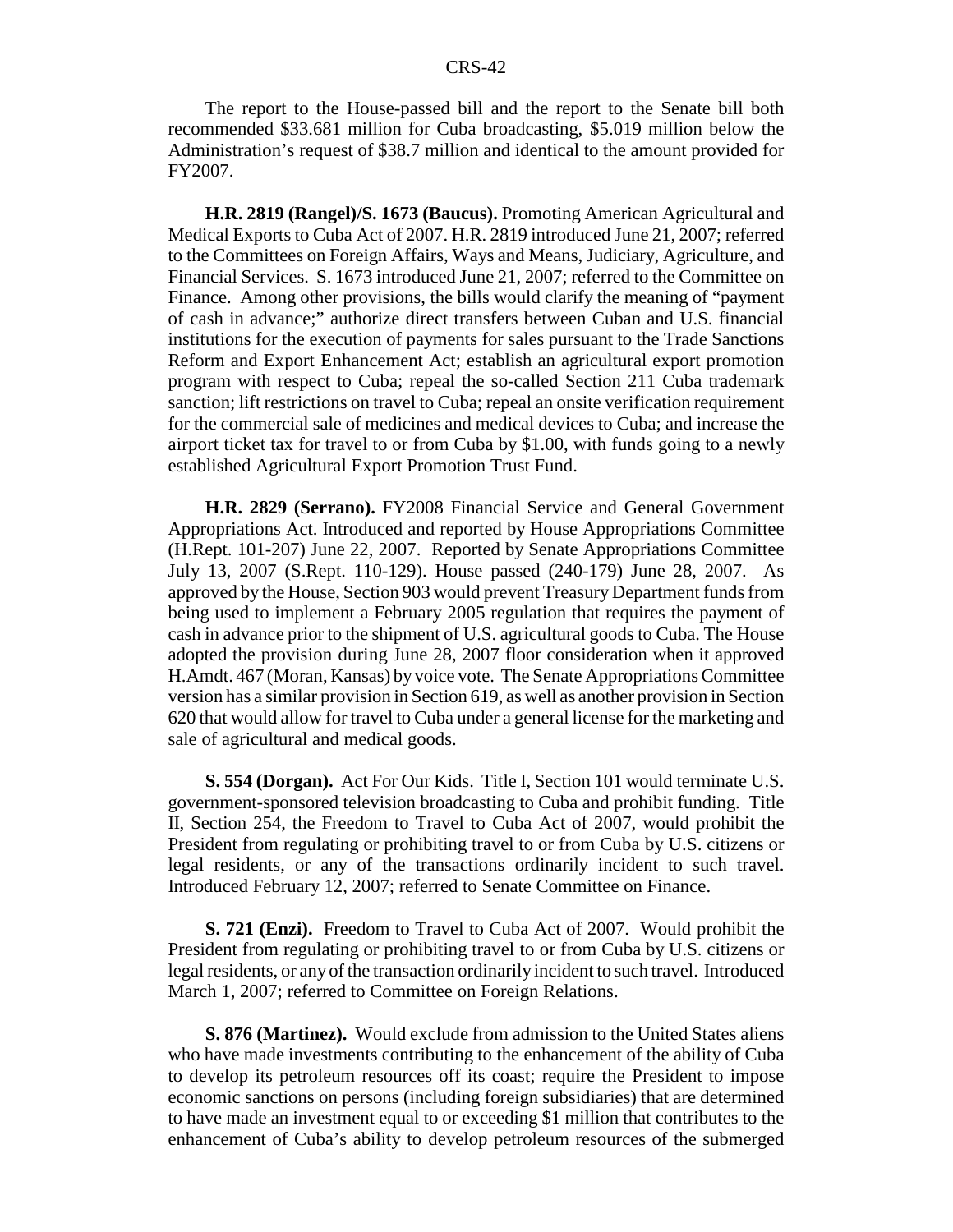The report to the House-passed bill and the report to the Senate bill both recommended $33.681 million for Cuba broadcasting, $5.019 million below the Administration's request of $38.7 million and identical to the amount provided for FY2007.

**H.R. 2819 (Rangel)/S. 1673 (Baucus).** Promoting American Agricultural and Medical Exports to Cuba Act of 2007. H.R. 2819 introduced June 21, 2007; referred to the Committees on Foreign Affairs, Ways and Means, Judiciary, Agriculture, and Financial Services. S. 1673 introduced June 21, 2007; referred to the Committee on Finance. Among other provisions, the bills would clarify the meaning of "payment of cash in advance;" authorize direct transfers between Cuban and U.S. financial institutions for the execution of payments for sales pursuant to the Trade Sanctions Reform and Export Enhancement Act; establish an agricultural export promotion program with respect to Cuba; repeal the so-called Section 211 Cuba trademark sanction; lift restrictions on travel to Cuba; repeal an onsite verification requirement for the commercial sale of medicines and medical devices to Cuba; and increase the airport ticket tax for travel to or from Cuba by $1.00, with funds going to a newly established Agricultural Export Promotion Trust Fund.

**H.R. 2829 (Serrano).** FY2008 Financial Service and General Government Appropriations Act. Introduced and reported by House Appropriations Committee (H.Rept. 101-207) June 22, 2007. Reported by Senate Appropriations Committee July 13, 2007 (S.Rept. 110-129). House passed (240-179) June 28, 2007. As approved by the House, Section 903 would prevent Treasury Department funds from being used to implement a February 2005 regulation that requires the payment of cash in advance prior to the shipment of U.S. agricultural goods to Cuba. The House adopted the provision during June 28, 2007 floor consideration when it approved H.Amdt. 467 (Moran, Kansas) by voice vote. The Senate Appropriations Committee version has a similar provision in Section 619, as well as another provision in Section 620 that would allow for travel to Cuba under a general license for the marketing and sale of agricultural and medical goods.

**S. 554 (Dorgan).** Act For Our Kids. Title I, Section 101 would terminate U.S. government-sponsored television broadcasting to Cuba and prohibit funding. Title II, Section 254, the Freedom to Travel to Cuba Act of 2007, would prohibit the President from regulating or prohibiting travel to or from Cuba by U.S. citizens or legal residents, or any of the transactions ordinarily incident to such travel. Introduced February 12, 2007; referred to Senate Committee on Finance.

**S. 721 (Enzi).** Freedom to Travel to Cuba Act of 2007. Would prohibit the President from regulating or prohibiting travel to or from Cuba by U.S. citizens or legal residents, or any of the transaction ordinarily incident to such travel. Introduced March 1, 2007; referred to Committee on Foreign Relations.

**S. 876 (Martinez).** Would exclude from admission to the United States aliens who have made investments contributing to the enhancement of the ability of Cuba to develop its petroleum resources off its coast; require the President to impose economic sanctions on persons (including foreign subsidiaries) that are determined to have made an investment equal to or exceeding $1 million that contributes to the enhancement of Cuba's ability to develop petroleum resources of the submerged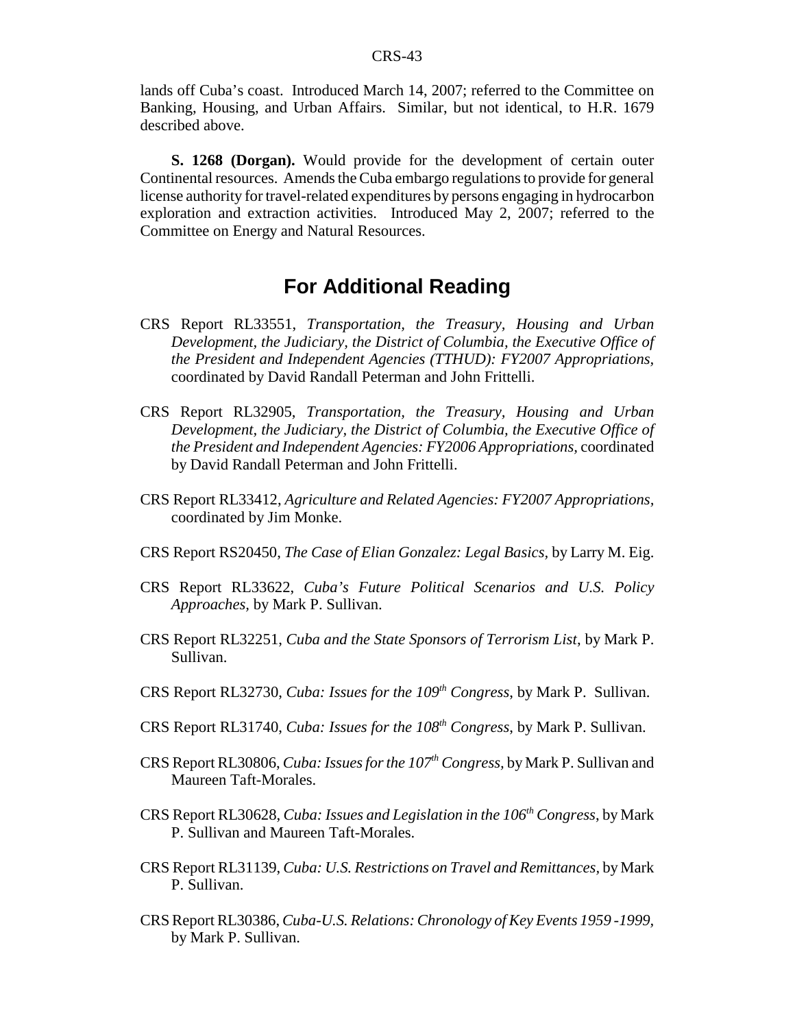lands off Cuba's coast. Introduced March 14, 2007; referred to the Committee on Banking, Housing, and Urban Affairs. Similar, but not identical, to H.R. 1679 described above.

**S. 1268 (Dorgan).** Would provide for the development of certain outer Continental resources. Amends the Cuba embargo regulations to provide for general license authority for travel-related expenditures by persons engaging in hydrocarbon exploration and extraction activities. Introduced May 2, 2007; referred to the Committee on Energy and Natural Resources.

## For Additional Reading

CRS Report RL33551, *Transportation, the Treasury, Housing and Urban Development, the Judiciary, the District of Columbia, the Executive Office of the President and Independent Agencies (TTHUD): FY2007 Appropriations*, coordinated by David Randall Peterman and John Frittelli.

CRS Report RL32905, *Transportation, the Treasury, Housing and Urban Development, the Judiciary, the District of Columbia, the Executive Office of the President and Independent Agencies: FY2006 Appropriations*, coordinated by David Randall Peterman and John Frittelli.

CRS Report RL33412, *Agriculture and Related Agencies: FY2007 Appropriations*, coordinated by Jim Monke.

CRS Report RS20450, *The Case of Elian Gonzalez: Legal Basics*, by Larry M. Eig.

CRS Report RL33622, *Cuba's Future Political Scenarios and U.S. Policy Approaches*, by Mark P. Sullivan.

CRS Report RL32251, *Cuba and the State Sponsors of Terrorism List*, by Mark P. Sullivan.

CRS Report RL32730, *Cuba: Issues for the 109th Congress*, by Mark P. Sullivan.

CRS Report RL31740, *Cuba: Issues for the 108th Congress*, by Mark P. Sullivan.

CRS Report RL30806, *Cuba: Issues for the 107th Congress*, by Mark P. Sullivan and Maureen Taft-Morales.

CRS Report RL30628, *Cuba: Issues and Legislation in the 106th Congress*, by Mark P. Sullivan and Maureen Taft-Morales.

CRS Report RL31139, *Cuba: U.S. Restrictions on Travel and Remittances*, by Mark P. Sullivan.

CRS Report RL30386, *Cuba-U.S. Relations: Chronology of Key Events 1959 -1999*, by Mark P. Sullivan.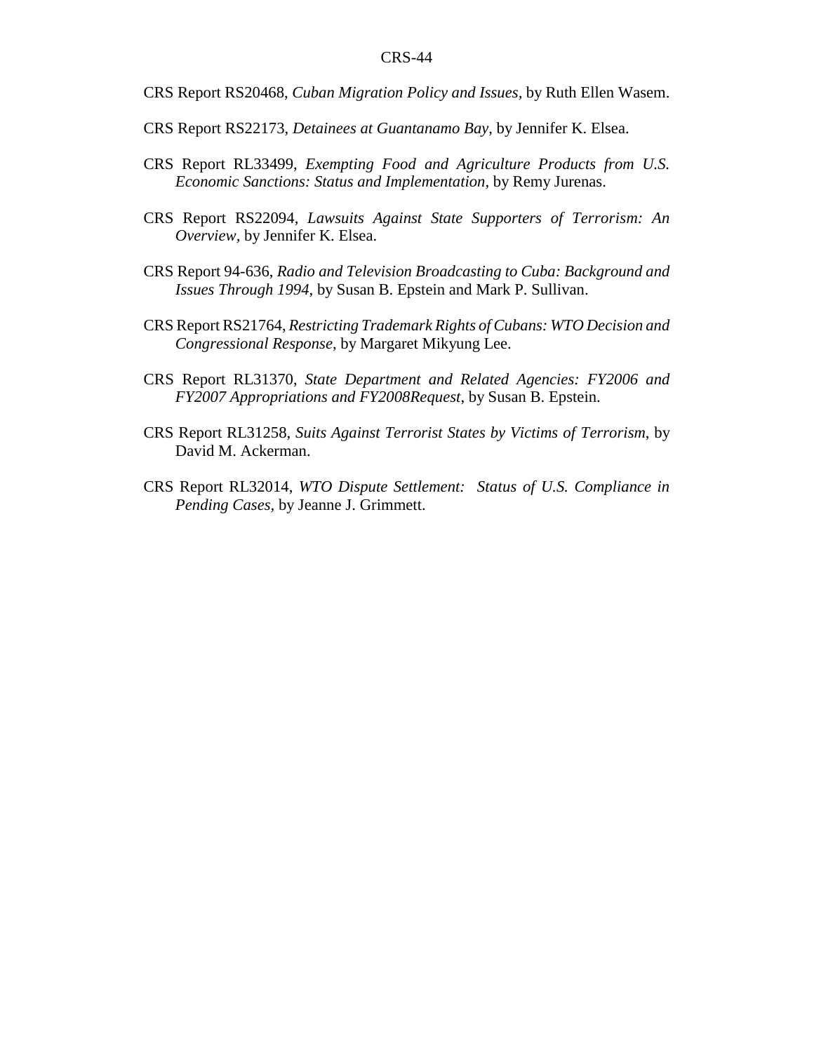CRS Report RS20468, *Cuban Migration Policy and Issues*, by Ruth Ellen Wasem.

CRS Report RS22173, *Detainees at Guantanamo Bay*, by Jennifer K. Elsea.

CRS Report RL33499, *Exempting Food and Agriculture Products from U.S. Economic Sanctions: Status and Implementation,* by Remy Jurenas.

CRS Report RS22094, *Lawsuits Against State Supporters of Terrorism: An Overview*, by Jennifer K. Elsea.

CRS Report 94-636, *Radio and Television Broadcasting to Cuba: Background and Issues Through 1994,* by Susan B. Epstein and Mark P. Sullivan.

CRS Report RS21764, *Restricting Trademark Rights of Cubans: WTO Decision and Congressional Response*, by Margaret Mikyung Lee.

CRS Report RL31370, *State Department and Related Agencies: FY2006 and FY2007 Appropriations and FY2008Request*, by Susan B. Epstein.

CRS Report RL31258, *Suits Against Terrorist States by Victims of Terrorism*, by David M. Ackerman.

CRS Report RL32014, *WTO Dispute Settlement: Status of U.S. Compliance in Pending Cases*, by Jeanne J. Grimmett.